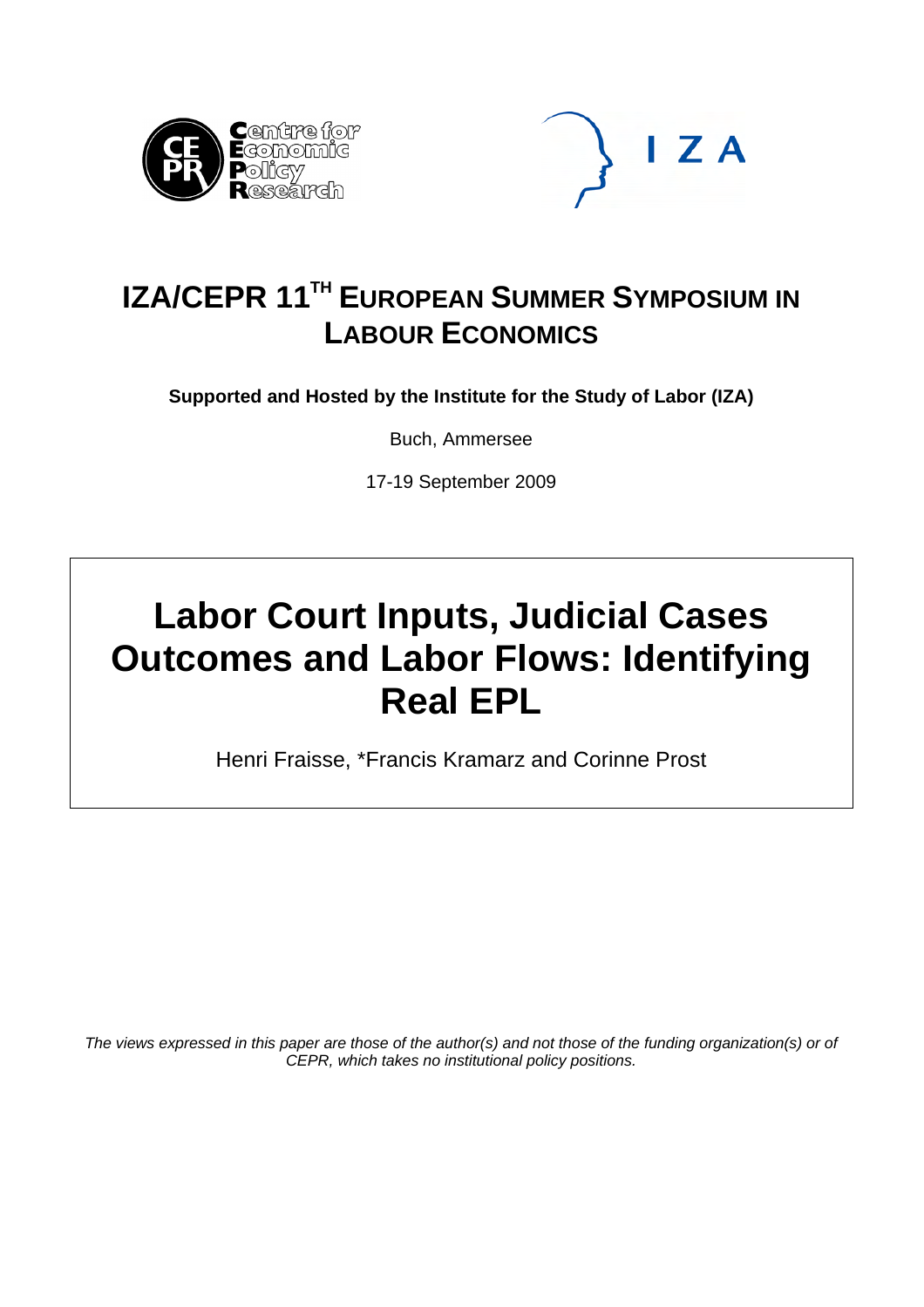# IZA/CEPR 11TH EUROPEAN SUMMER SYMPOSIUM IN LABOUR ECONOMICS

**Supported and Hosted by the Institute for the Study of Labor (IZA)**

Buch, Ammersee

17-19 September 2009

# Labor Court Inputs, Judicial Cases Outcomes and Labor Flows: Identifying Real EPL

Henri Fraisse, *Francis Kramarz and Corinne Prost

*The views expressed in this paper are those of the author(s) and not those of the funding organization(s) or of CEPR, which takes no institutional policy positions.*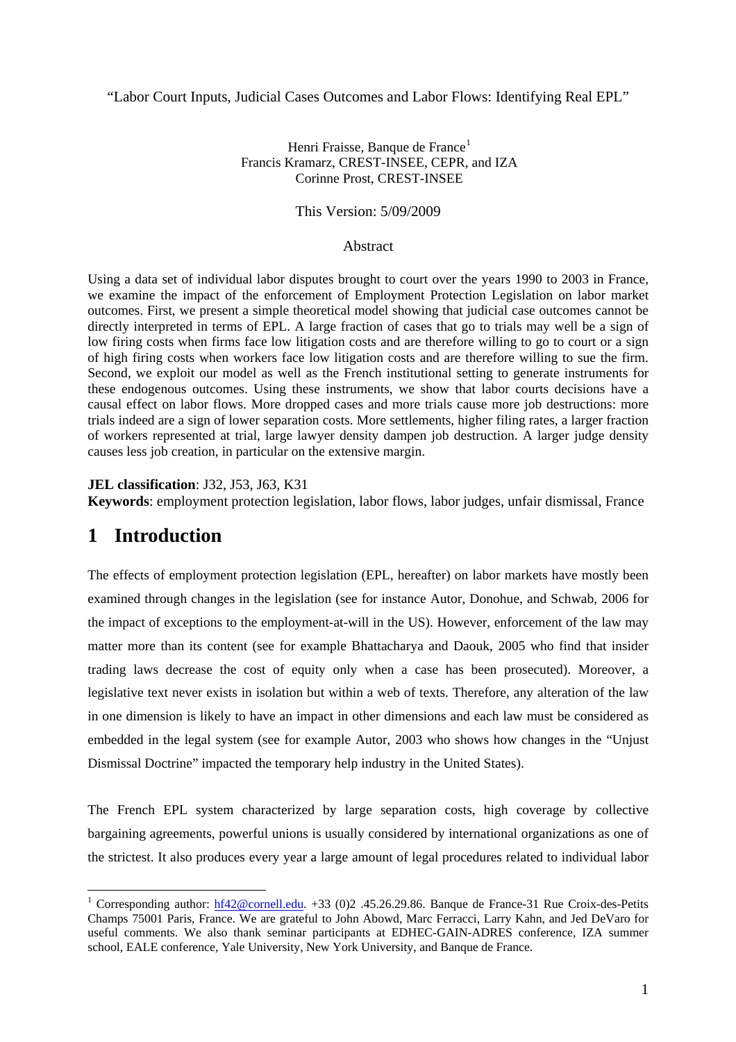"Labor Court Inputs, Judicial Cases Outcomes and Labor Flows: Identifying Real EPL"

Henri Fraisse, Banque de France[1]
Francis Kramarz, CREST-INSEE, CEPR, and IZA
Corinne Prost, CREST-INSEE

This Version: 5/09/2009

## Abstract

Using a data set of individual labor disputes brought to court over the years 1990 to 2003 in France, we examine the impact of the enforcement of Employment Protection Legislation on labor market outcomes. First, we present a simple theoretical model showing that judicial case outcomes cannot be directly interpreted in terms of EPL. A large fraction of cases that go to trials may well be a sign of low firing costs when firms face low litigation costs and are therefore willing to go to court or a sign of high firing costs when workers face low litigation costs and are therefore willing to sue the firm. Second, we exploit our model as well as the French institutional setting to generate instruments for these endogenous outcomes. Using these instruments, we show that labor courts decisions have a causal effect on labor flows. More dropped cases and more trials cause more job destructions: more trials indeed are a sign of lower separation costs. More settlements, higher filing rates, a larger fraction of workers represented at trial, large lawyer density dampen job destruction. A larger judge density causes less job creation, in particular on the extensive margin.

**JEL classification**: J32, J53, J63, K31

**Keywords**: employment protection legislation, labor flows, labor judges, unfair dismissal, France

# 1 Introduction

The effects of employment protection legislation (EPL, hereafter) on labor markets have mostly been examined through changes in the legislation (see for instance Autor, Donohue, and Schwab, 2006 for the impact of exceptions to the employment-at-will in the US). However, enforcement of the law may matter more than its content (see for example Bhattacharya and Daouk, 2005 who find that insider trading laws decrease the cost of equity only when a case has been prosecuted). Moreover, a legislative text never exists in isolation but within a web of texts. Therefore, any alteration of the law in one dimension is likely to have an impact in other dimensions and each law must be considered as embedded in the legal system (see for example Autor, 2003 who shows how changes in the "Unjust Dismissal Doctrine" impacted the temporary help industry in the United States).

The French EPL system characterized by large separation costs, high coverage by collective bargaining agreements, powerful unions is usually considered by international organizations as one of the strictest. It also produces every year a large amount of legal procedures related to individual labor

[1] Corresponding author: hf42@cornell.edu. +33 (0)2 .45.26.29.86. Banque de France-31 Rue Croix-des-Petits Champs 75001 Paris, France. We are grateful to John Abowd, Marc Ferracci, Larry Kahn, and Jed DeVaro for useful comments. We also thank seminar participants at EDHEC-GAIN-ADRES conference, IZA summer school, EALE conference, Yale University, New York University, and Banque de France.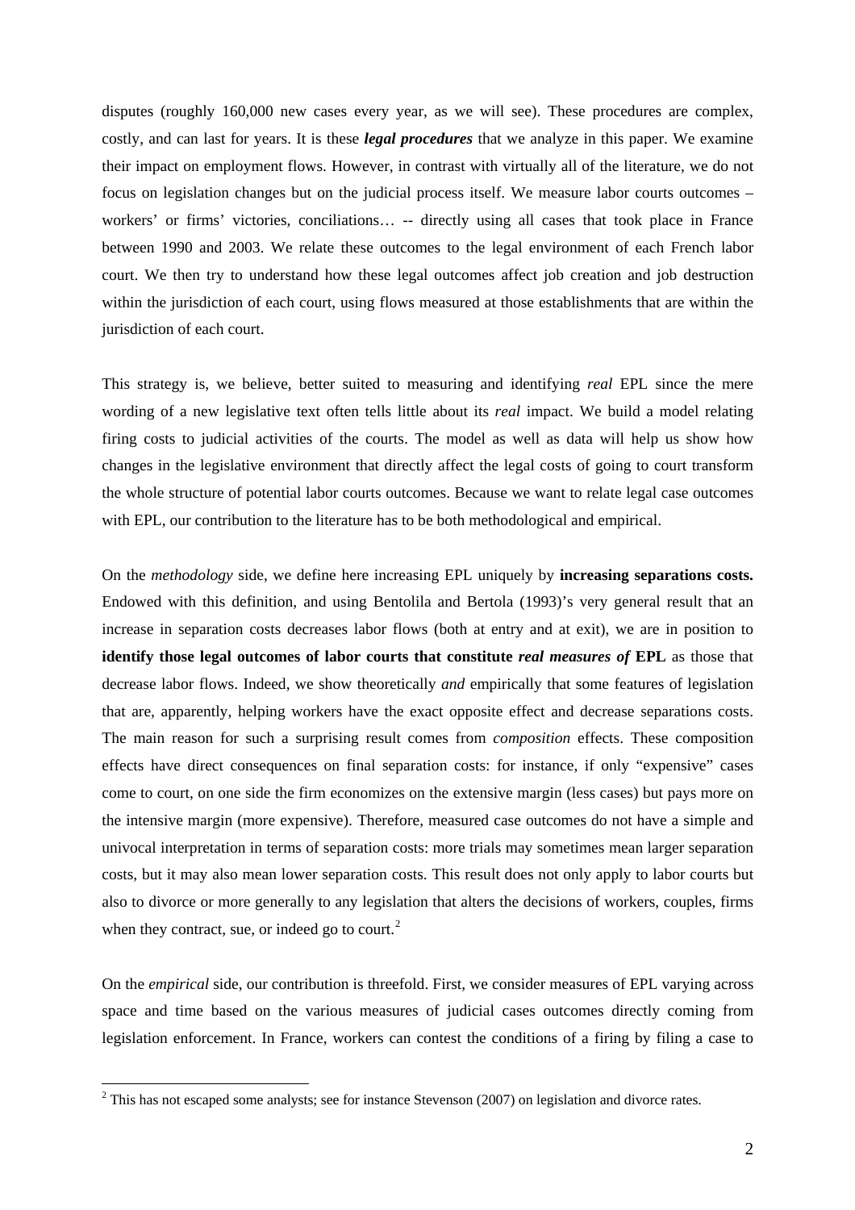disputes (roughly 160,000 new cases every year, as we will see). These procedures are complex, costly, and can last for years. It is these ***legal procedures*** that we analyze in this paper. We examine their impact on employment flows. However, in contrast with virtually all of the literature, we do not focus on legislation changes but on the judicial process itself. We measure labor courts outcomes – workers' or firms' victories, conciliations… -- directly using all cases that took place in France between 1990 and 2003. We relate these outcomes to the legal environment of each French labor court. We then try to understand how these legal outcomes affect job creation and job destruction within the jurisdiction of each court, using flows measured at those establishments that are within the jurisdiction of each court.

This strategy is, we believe, better suited to measuring and identifying *real* EPL since the mere wording of a new legislative text often tells little about its *real* impact. We build a model relating firing costs to judicial activities of the courts. The model as well as data will help us show how changes in the legislative environment that directly affect the legal costs of going to court transform the whole structure of potential labor courts outcomes. Because we want to relate legal case outcomes with EPL, our contribution to the literature has to be both methodological and empirical.

On the *methodology* side, we define here increasing EPL uniquely by **increasing separations costs.** Endowed with this definition, and using Bentolila and Bertola (1993)'s very general result that an increase in separation costs decreases labor flows (both at entry and at exit), we are in position to **identify those legal outcomes of labor courts that constitute *real measures of* EPL** as those that decrease labor flows. Indeed, we show theoretically *and* empirically that some features of legislation that are, apparently, helping workers have the exact opposite effect and decrease separations costs. The main reason for such a surprising result comes from *composition* effects. These composition effects have direct consequences on final separation costs: for instance, if only "expensive" cases come to court, on one side the firm economizes on the extensive margin (less cases) but pays more on the intensive margin (more expensive). Therefore, measured case outcomes do not have a simple and univocal interpretation in terms of separation costs: more trials may sometimes mean larger separation costs, but it may also mean lower separation costs. This result does not only apply to labor courts but also to divorce or more generally to any legislation that alters the decisions of workers, couples, firms when they contract, sue, or indeed go to court.[2]

On the *empirical* side, our contribution is threefold. First, we consider measures of EPL varying across space and time based on the various measures of judicial cases outcomes directly coming from legislation enforcement. In France, workers can contest the conditions of a firing by filing a case to

[2] This has not escaped some analysts; see for instance Stevenson (2007) on legislation and divorce rates.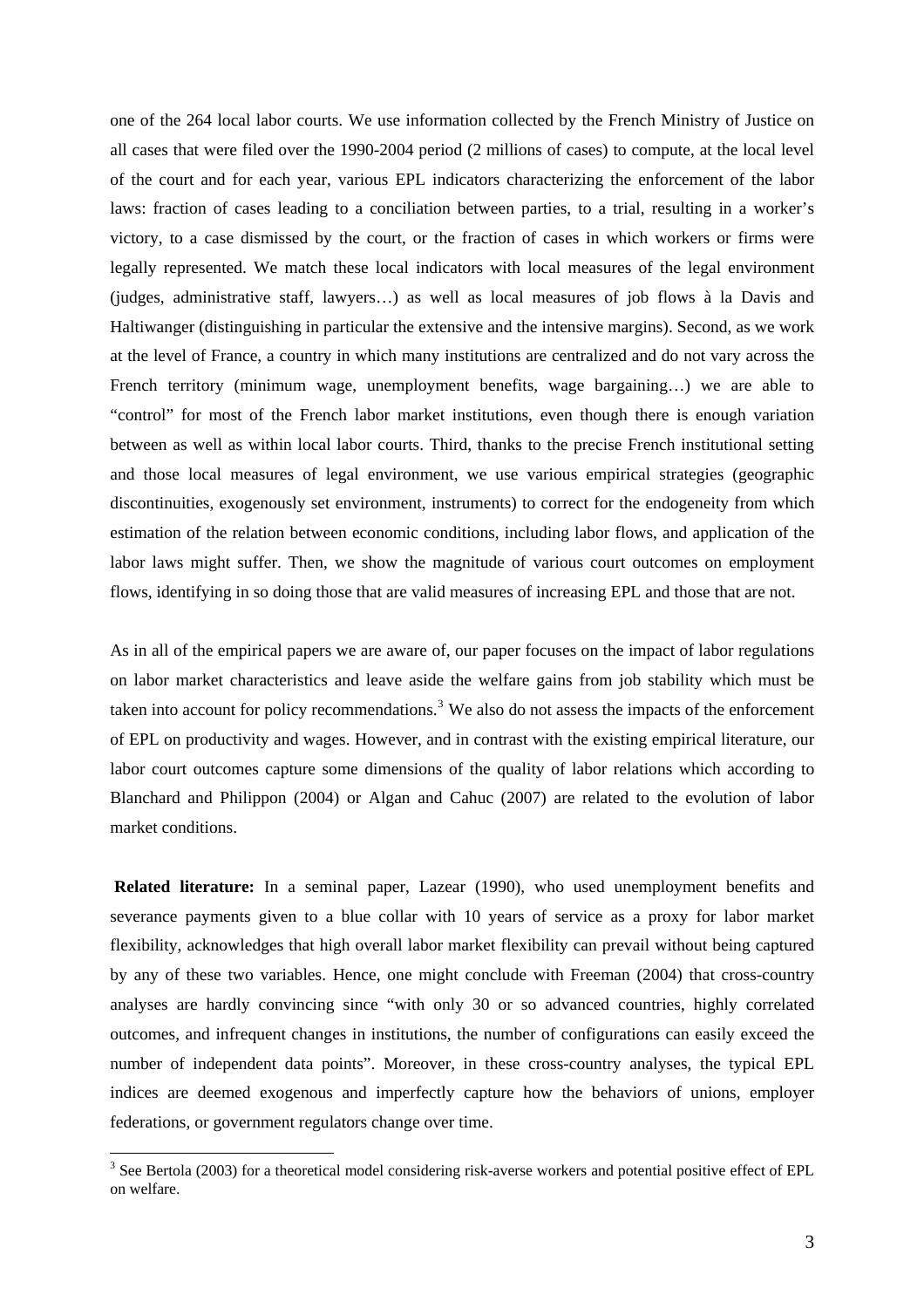one of the 264 local labor courts. We use information collected by the French Ministry of Justice on all cases that were filed over the 1990-2004 period (2 millions of cases) to compute, at the local level of the court and for each year, various EPL indicators characterizing the enforcement of the labor laws: fraction of cases leading to a conciliation between parties, to a trial, resulting in a worker's victory, to a case dismissed by the court, or the fraction of cases in which workers or firms were legally represented. We match these local indicators with local measures of the legal environment (judges, administrative staff, lawyers…) as well as local measures of job flows à la Davis and Haltiwanger (distinguishing in particular the extensive and the intensive margins). Second, as we work at the level of France, a country in which many institutions are centralized and do not vary across the French territory (minimum wage, unemployment benefits, wage bargaining…) we are able to "control" for most of the French labor market institutions, even though there is enough variation between as well as within local labor courts. Third, thanks to the precise French institutional setting and those local measures of legal environment, we use various empirical strategies (geographic discontinuities, exogenously set environment, instruments) to correct for the endogeneity from which estimation of the relation between economic conditions, including labor flows, and application of the labor laws might suffer. Then, we show the magnitude of various court outcomes on employment flows, identifying in so doing those that are valid measures of increasing EPL and those that are not.

As in all of the empirical papers we are aware of, our paper focuses on the impact of labor regulations on labor market characteristics and leave aside the welfare gains from job stability which must be taken into account for policy recommendations.[3] We also do not assess the impacts of the enforcement of EPL on productivity and wages. However, and in contrast with the existing empirical literature, our labor court outcomes capture some dimensions of the quality of labor relations which according to Blanchard and Philippon (2004) or Algan and Cahuc (2007) are related to the evolution of labor market conditions.

**Related literature:** In a seminal paper, Lazear (1990), who used unemployment benefits and severance payments given to a blue collar with 10 years of service as a proxy for labor market flexibility, acknowledges that high overall labor market flexibility can prevail without being captured by any of these two variables. Hence, one might conclude with Freeman (2004) that cross-country analyses are hardly convincing since "with only 30 or so advanced countries, highly correlated outcomes, and infrequent changes in institutions, the number of configurations can easily exceed the number of independent data points". Moreover, in these cross-country analyses, the typical EPL indices are deemed exogenous and imperfectly capture how the behaviors of unions, employer federations, or government regulators change over time.

[3] See Bertola (2003) for a theoretical model considering risk-averse workers and potential positive effect of EPL on welfare.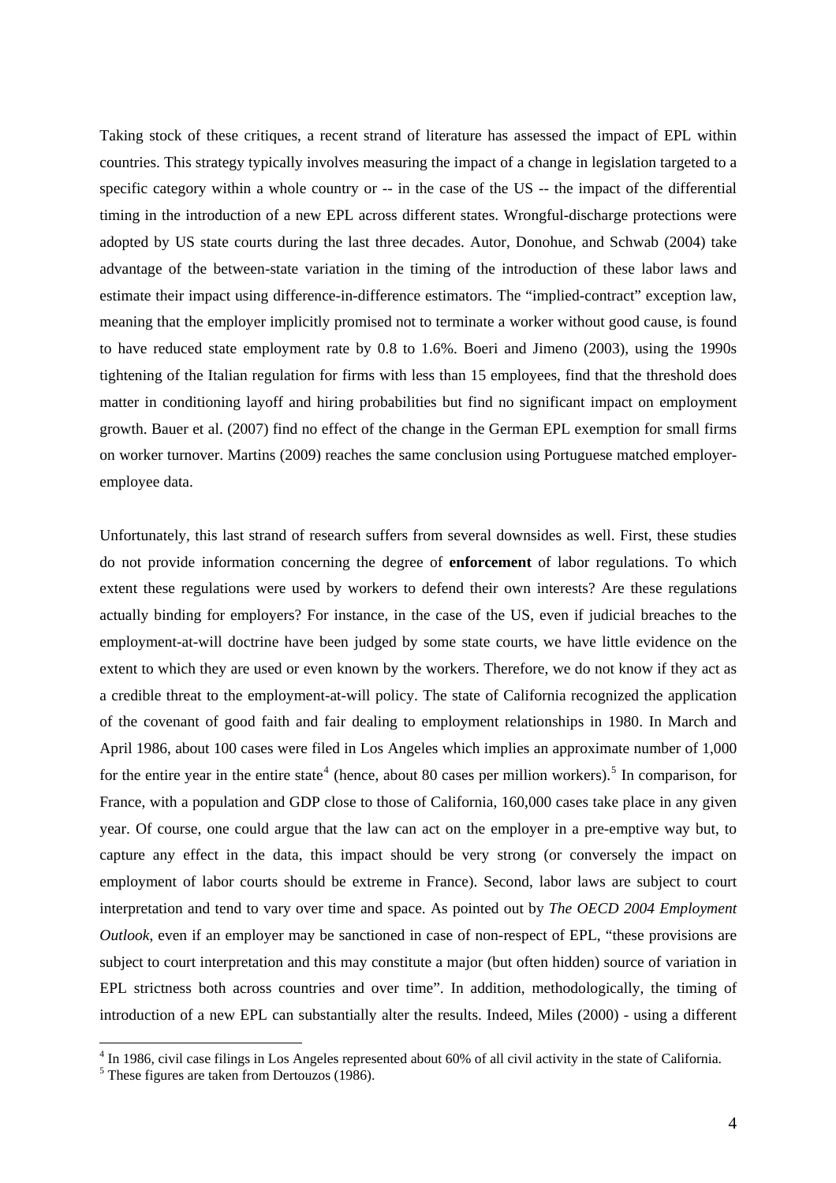Taking stock of these critiques, a recent strand of literature has assessed the impact of EPL within countries. This strategy typically involves measuring the impact of a change in legislation targeted to a specific category within a whole country or -- in the case of the US -- the impact of the differential timing in the introduction of a new EPL across different states. Wrongful-discharge protections were adopted by US state courts during the last three decades. Autor, Donohue, and Schwab (2004) take advantage of the between-state variation in the timing of the introduction of these labor laws and estimate their impact using difference-in-difference estimators. The "implied-contract" exception law, meaning that the employer implicitly promised not to terminate a worker without good cause, is found to have reduced state employment rate by 0.8 to 1.6%. Boeri and Jimeno (2003), using the 1990s tightening of the Italian regulation for firms with less than 15 employees, find that the threshold does matter in conditioning layoff and hiring probabilities but find no significant impact on employment growth. Bauer et al. (2007) find no effect of the change in the German EPL exemption for small firms on worker turnover. Martins (2009) reaches the same conclusion using Portuguese matched employer-employee data.

Unfortunately, this last strand of research suffers from several downsides as well. First, these studies do not provide information concerning the degree of **enforcement** of labor regulations. To which extent these regulations were used by workers to defend their own interests? Are these regulations actually binding for employers? For instance, in the case of the US, even if judicial breaches to the employment-at-will doctrine have been judged by some state courts, we have little evidence on the extent to which they are used or even known by the workers. Therefore, we do not know if they act as a credible threat to the employment-at-will policy. The state of California recognized the application of the covenant of good faith and fair dealing to employment relationships in 1980. In March and April 1986, about 100 cases were filed in Los Angeles which implies an approximate number of 1,000 for the entire year in the entire state[4] (hence, about 80 cases per million workers).[5] In comparison, for France, with a population and GDP close to those of California, 160,000 cases take place in any given year. Of course, one could argue that the law can act on the employer in a pre-emptive way but, to capture any effect in the data, this impact should be very strong (or conversely the impact on employment of labor courts should be extreme in France). Second, labor laws are subject to court interpretation and tend to vary over time and space. As pointed out by *The OECD 2004 Employment Outlook*, even if an employer may be sanctioned in case of non-respect of EPL, "these provisions are subject to court interpretation and this may constitute a major (but often hidden) source of variation in EPL strictness both across countries and over time". In addition, methodologically, the timing of introduction of a new EPL can substantially alter the results. Indeed, Miles (2000) - using a different

[4] In 1986, civil case filings in Los Angeles represented about 60% of all civil activity in the state of California.

[5] These figures are taken from Dertouzos (1986).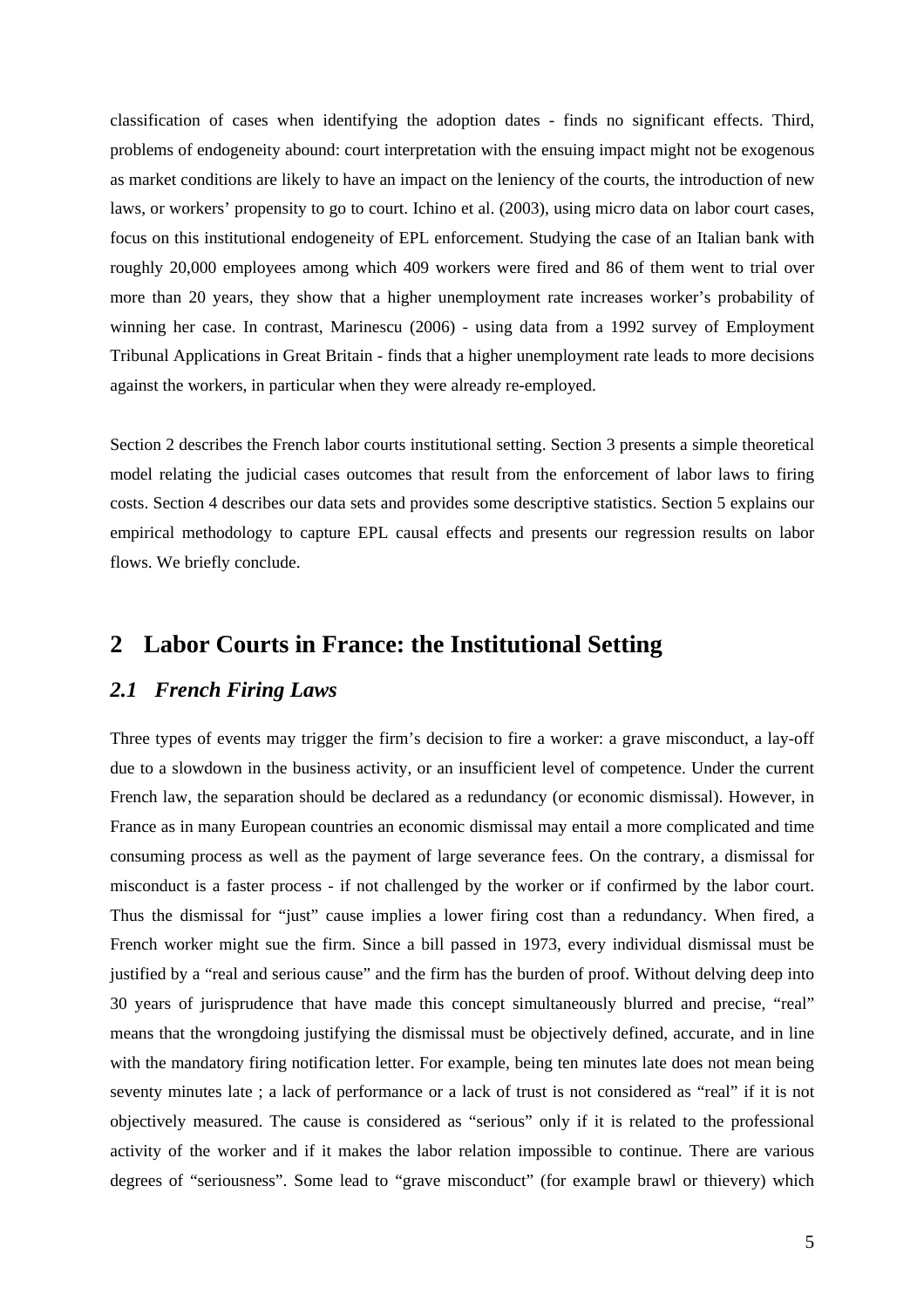classification of cases when identifying the adoption dates - finds no significant effects. Third, problems of endogeneity abound: court interpretation with the ensuing impact might not be exogenous as market conditions are likely to have an impact on the leniency of the courts, the introduction of new laws, or workers' propensity to go to court. Ichino et al. (2003), using micro data on labor court cases, focus on this institutional endogeneity of EPL enforcement. Studying the case of an Italian bank with roughly 20,000 employees among which 409 workers were fired and 86 of them went to trial over more than 20 years, they show that a higher unemployment rate increases worker's probability of winning her case. In contrast, Marinescu (2006) - using data from a 1992 survey of Employment Tribunal Applications in Great Britain - finds that a higher unemployment rate leads to more decisions against the workers, in particular when they were already re-employed.

Section 2 describes the French labor courts institutional setting. Section 3 presents a simple theoretical model relating the judicial cases outcomes that result from the enforcement of labor laws to firing costs. Section 4 describes our data sets and provides some descriptive statistics. Section 5 explains our empirical methodology to capture EPL causal effects and presents our regression results on labor flows. We briefly conclude.

# 2 Labor Courts in France: the Institutional Setting

## *2.1 French Firing Laws*

Three types of events may trigger the firm's decision to fire a worker: a grave misconduct, a lay-off due to a slowdown in the business activity, or an insufficient level of competence. Under the current French law, the separation should be declared as a redundancy (or economic dismissal). However, in France as in many European countries an economic dismissal may entail a more complicated and time consuming process as well as the payment of large severance fees. On the contrary, a dismissal for misconduct is a faster process - if not challenged by the worker or if confirmed by the labor court. Thus the dismissal for "just" cause implies a lower firing cost than a redundancy. When fired, a French worker might sue the firm. Since a bill passed in 1973, every individual dismissal must be justified by a "real and serious cause" and the firm has the burden of proof. Without delving deep into 30 years of jurisprudence that have made this concept simultaneously blurred and precise, "real" means that the wrongdoing justifying the dismissal must be objectively defined, accurate, and in line with the mandatory firing notification letter. For example, being ten minutes late does not mean being seventy minutes late ; a lack of performance or a lack of trust is not considered as "real" if it is not objectively measured. The cause is considered as "serious" only if it is related to the professional activity of the worker and if it makes the labor relation impossible to continue. There are various degrees of "seriousness". Some lead to "grave misconduct" (for example brawl or thievery) which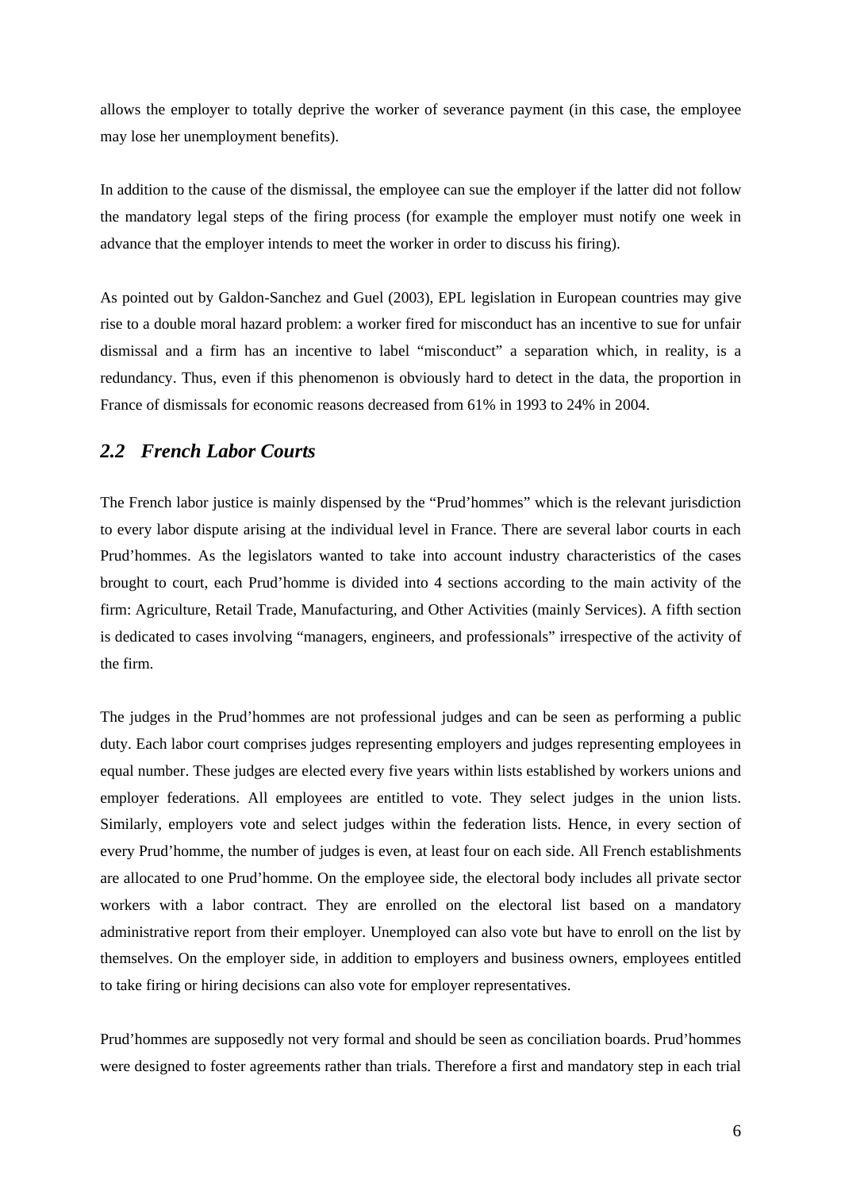allows the employer to totally deprive the worker of severance payment (in this case, the employee may lose her unemployment benefits).

In addition to the cause of the dismissal, the employee can sue the employer if the latter did not follow the mandatory legal steps of the firing process (for example the employer must notify one week in advance that the employer intends to meet the worker in order to discuss his firing).

As pointed out by Galdon-Sanchez and Guel (2003), EPL legislation in European countries may give rise to a double moral hazard problem: a worker fired for misconduct has an incentive to sue for unfair dismissal and a firm has an incentive to label "misconduct" a separation which, in reality, is a redundancy. Thus, even if this phenomenon is obviously hard to detect in the data, the proportion in France of dismissals for economic reasons decreased from 61% in 1993 to 24% in 2004.

## *2.2 French Labor Courts*

The French labor justice is mainly dispensed by the "Prud'hommes" which is the relevant jurisdiction to every labor dispute arising at the individual level in France. There are several labor courts in each Prud'hommes. As the legislators wanted to take into account industry characteristics of the cases brought to court, each Prud'homme is divided into 4 sections according to the main activity of the firm: Agriculture, Retail Trade, Manufacturing, and Other Activities (mainly Services). A fifth section is dedicated to cases involving "managers, engineers, and professionals" irrespective of the activity of the firm.

The judges in the Prud'hommes are not professional judges and can be seen as performing a public duty. Each labor court comprises judges representing employers and judges representing employees in equal number. These judges are elected every five years within lists established by workers unions and employer federations. All employees are entitled to vote. They select judges in the union lists. Similarly, employers vote and select judges within the federation lists. Hence, in every section of every Prud'homme, the number of judges is even, at least four on each side. All French establishments are allocated to one Prud'homme. On the employee side, the electoral body includes all private sector workers with a labor contract. They are enrolled on the electoral list based on a mandatory administrative report from their employer. Unemployed can also vote but have to enroll on the list by themselves. On the employer side, in addition to employers and business owners, employees entitled to take firing or hiring decisions can also vote for employer representatives.

Prud'hommes are supposedly not very formal and should be seen as conciliation boards. Prud'hommes were designed to foster agreements rather than trials. Therefore a first and mandatory step in each trial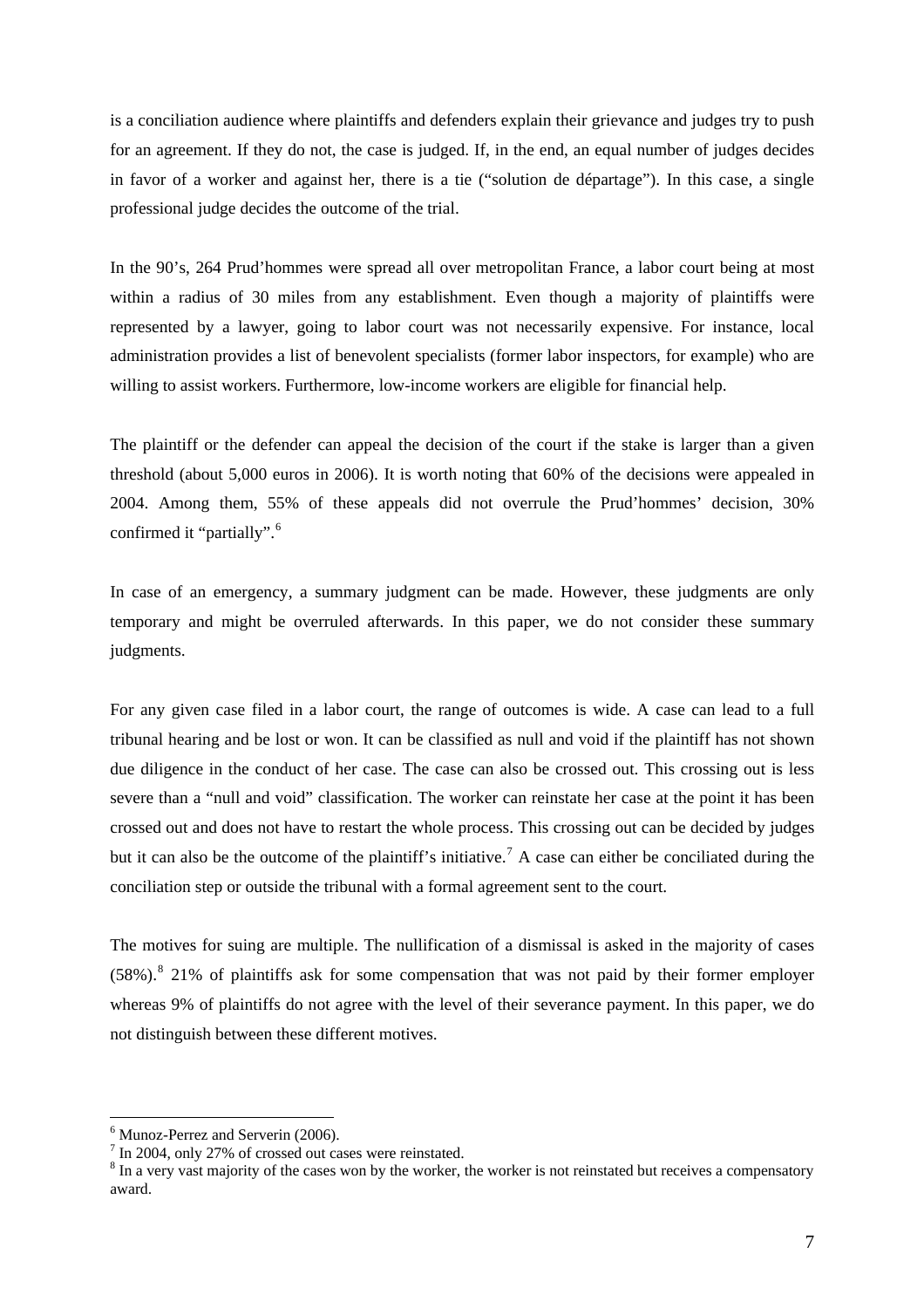is a conciliation audience where plaintiffs and defenders explain their grievance and judges try to push for an agreement. If they do not, the case is judged. If, in the end, an equal number of judges decides in favor of a worker and against her, there is a tie ("solution de départage"). In this case, a single professional judge decides the outcome of the trial.

In the 90's, 264 Prud'hommes were spread all over metropolitan France, a labor court being at most within a radius of 30 miles from any establishment. Even though a majority of plaintiffs were represented by a lawyer, going to labor court was not necessarily expensive. For instance, local administration provides a list of benevolent specialists (former labor inspectors, for example) who are willing to assist workers. Furthermore, low-income workers are eligible for financial help.

The plaintiff or the defender can appeal the decision of the court if the stake is larger than a given threshold (about 5,000 euros in 2006). It is worth noting that 60% of the decisions were appealed in 2004. Among them, 55% of these appeals did not overrule the Prud'hommes' decision, 30% confirmed it "partially".[6]

In case of an emergency, a summary judgment can be made. However, these judgments are only temporary and might be overruled afterwards. In this paper, we do not consider these summary judgments.

For any given case filed in a labor court, the range of outcomes is wide. A case can lead to a full tribunal hearing and be lost or won. It can be classified as null and void if the plaintiff has not shown due diligence in the conduct of her case. The case can also be crossed out. This crossing out is less severe than a "null and void" classification. The worker can reinstate her case at the point it has been crossed out and does not have to restart the whole process. This crossing out can be decided by judges but it can also be the outcome of the plaintiff's initiative.[7] A case can either be conciliated during the conciliation step or outside the tribunal with a formal agreement sent to the court.

The motives for suing are multiple. The nullification of a dismissal is asked in the majority of cases (58%).[8] 21% of plaintiffs ask for some compensation that was not paid by their former employer whereas 9% of plaintiffs do not agree with the level of their severance payment. In this paper, we do not distinguish between these different motives.

---

[6] Munoz-Perrez and Serverin (2006).

[7] In 2004, only 27% of crossed out cases were reinstated.

[8] In a very vast majority of the cases won by the worker, the worker is not reinstated but receives a compensatory award.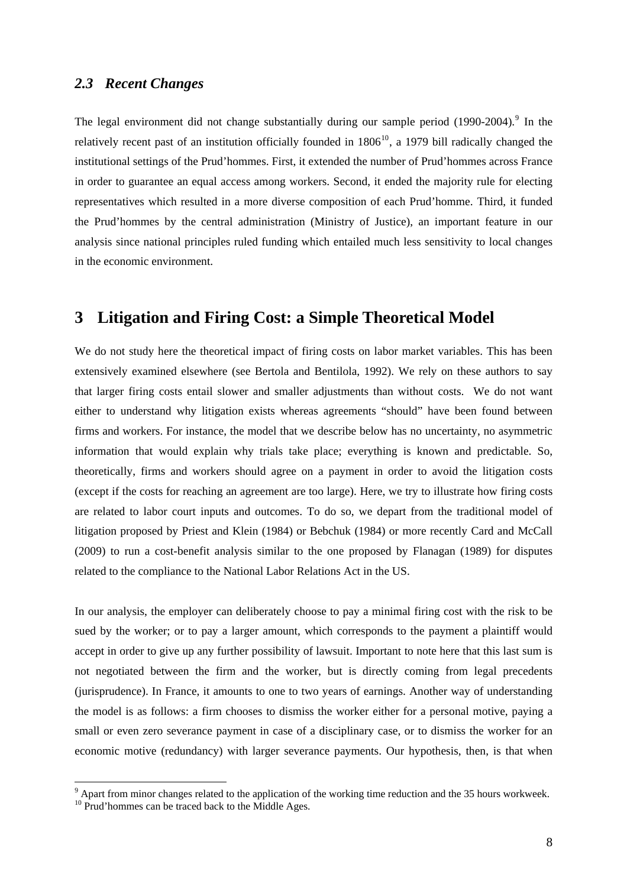### *2.3 Recent Changes*

The legal environment did not change substantially during our sample period (1990-2004).[9] In the relatively recent past of an institution officially founded in 1806[10], a 1979 bill radically changed the institutional settings of the Prud'hommes. First, it extended the number of Prud'hommes across France in order to guarantee an equal access among workers. Second, it ended the majority rule for electing representatives which resulted in a more diverse composition of each Prud'homme. Third, it funded the Prud'hommes by the central administration (Ministry of Justice), an important feature in our analysis since national principles ruled funding which entailed much less sensitivity to local changes in the economic environment.

## 3 Litigation and Firing Cost: a Simple Theoretical Model

We do not study here the theoretical impact of firing costs on labor market variables. This has been extensively examined elsewhere (see Bertola and Bentilola, 1992). We rely on these authors to say that larger firing costs entail slower and smaller adjustments than without costs. We do not want either to understand why litigation exists whereas agreements "should" have been found between firms and workers. For instance, the model that we describe below has no uncertainty, no asymmetric information that would explain why trials take place; everything is known and predictable. So, theoretically, firms and workers should agree on a payment in order to avoid the litigation costs (except if the costs for reaching an agreement are too large). Here, we try to illustrate how firing costs are related to labor court inputs and outcomes. To do so, we depart from the traditional model of litigation proposed by Priest and Klein (1984) or Bebchuk (1984) or more recently Card and McCall (2009) to run a cost-benefit analysis similar to the one proposed by Flanagan (1989) for disputes related to the compliance to the National Labor Relations Act in the US.

In our analysis, the employer can deliberately choose to pay a minimal firing cost with the risk to be sued by the worker; or to pay a larger amount, which corresponds to the payment a plaintiff would accept in order to give up any further possibility of lawsuit. Important to note here that this last sum is not negotiated between the firm and the worker, but is directly coming from legal precedents (jurisprudence). In France, it amounts to one to two years of earnings. Another way of understanding the model is as follows: a firm chooses to dismiss the worker either for a personal motive, paying a small or even zero severance payment in case of a disciplinary case, or to dismiss the worker for an economic motive (redundancy) with larger severance payments. Our hypothesis, then, is that when

[9] Apart from minor changes related to the application of the working time reduction and the 35 hours workweek.

[10] Prud'hommes can be traced back to the Middle Ages.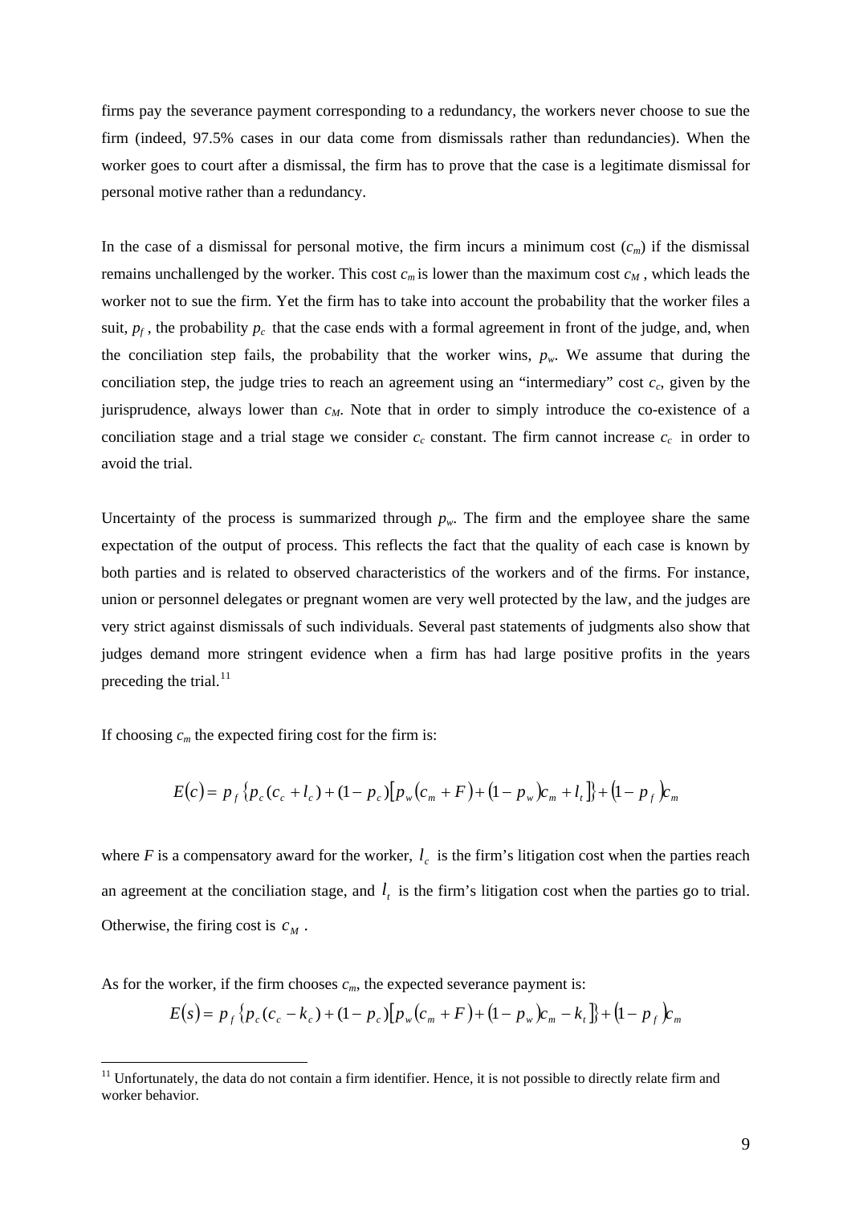firms pay the severance payment corresponding to a redundancy, the workers never choose to sue the firm (indeed, 97.5% cases in our data come from dismissals rather than redundancies). When the worker goes to court after a dismissal, the firm has to prove that the case is a legitimate dismissal for personal motive rather than a redundancy.

In the case of a dismissal for personal motive, the firm incurs a minimum cost ($c_m$) if the dismissal remains unchallenged by the worker. This cost $c_m$ is lower than the maximum cost $c_M$ , which leads the worker not to sue the firm. Yet the firm has to take into account the probability that the worker files a suit, $p_f$ , the probability $p_c$ that the case ends with a formal agreement in front of the judge, and, when the conciliation step fails, the probability that the worker wins, $p_w$. We assume that during the conciliation step, the judge tries to reach an agreement using an "intermediary" cost $c_c$, given by the jurisprudence, always lower than $c_M$. Note that in order to simply introduce the co-existence of a conciliation stage and a trial stage we consider $c_c$ constant. The firm cannot increase $c_c$ in order to avoid the trial.

Uncertainty of the process is summarized through $p_w$. The firm and the employee share the same expectation of the output of process. This reflects the fact that the quality of each case is known by both parties and is related to observed characteristics of the workers and of the firms. For instance, union or personnel delegates or pregnant women are very well protected by the law, and the judges are very strict against dismissals of such individuals. Several past statements of judgments also show that judges demand more stringent evidence when a firm has had large positive profits in the years preceding the trial.[11]

If choosing $c_m$ the expected firing cost for the firm is:

$$E(c) = p_f \left\{ p_c (c_c + l_c) + (1 - p_c)\left[ p_w (c_m + F) + (1 - p_w) c_m + l_t \right] \right\} + (1 - p_f) c_m$$

where $F$ is a compensatory award for the worker, $l_c$ is the firm's litigation cost when the parties reach an agreement at the conciliation stage, and $l_t$ is the firm's litigation cost when the parties go to trial. Otherwise, the firing cost is $c_M$ .

As for the worker, if the firm chooses $c_m$, the expected severance payment is:

$$E(s) = p_f \left\{ p_c (c_c - k_c) + (1 - p_c)\left[ p_w (c_m + F) + (1 - p_w) c_m - k_t \right] \right\} + (1 - p_f) c_m$$

[11] Unfortunately, the data do not contain a firm identifier. Hence, it is not possible to directly relate firm and worker behavior.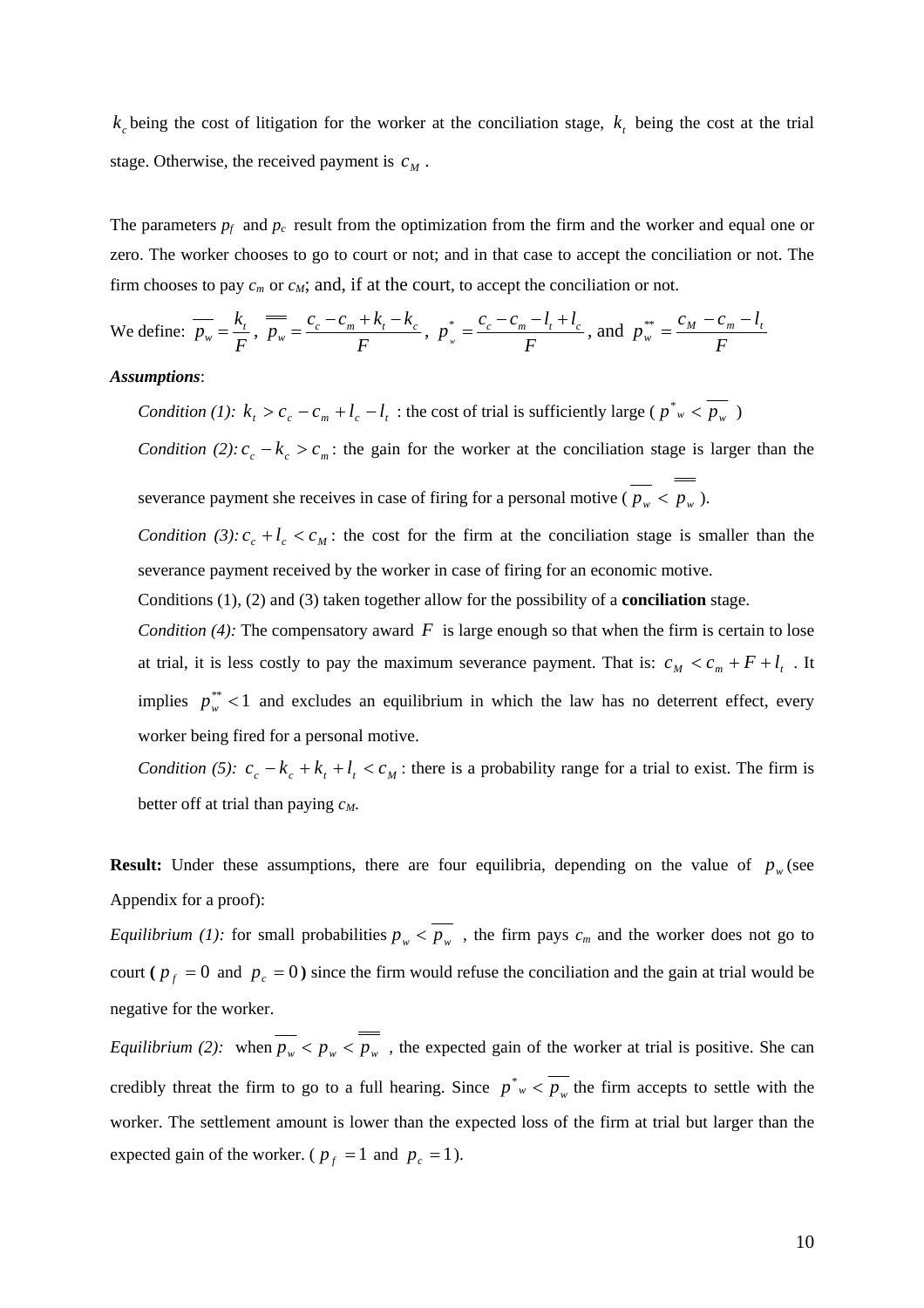$k_c$ being the cost of litigation for the worker at the conciliation stage, $k_t$ being the cost at the trial stage. Otherwise, the received payment is $c_M$ .

The parameters $p_f$ and $p_c$ result from the optimization from the firm and the worker and equal one or zero. The worker chooses to go to court or not; and in that case to accept the conciliation or not. The firm chooses to pay $c_m$ or $c_M$; and, if at the court, to accept the conciliation or not.

We define: $\overline{p_w} = \frac{k_t}{F}$, $\overline{\overline{p_w}} = \frac{c_c - c_m + k_t - k_c}{F}$, $p^*_w = \frac{c_c - c_m - l_t + l_c}{F}$, and $p^{**}_w = \frac{c_M - c_m - l_t}{F}$

***Assumptions***:

*Condition (1):* $k_t > c_c - c_m + l_c - l_t$ : the cost of trial is sufficiently large ( $p^*_w < \overline{p_w}$ )

*Condition (2):* $c_c - k_c > c_m$: the gain for the worker at the conciliation stage is larger than the severance payment she receives in case of firing for a personal motive ( $\overline{p_w} < \overline{\overline{p_w}}$ ).

*Condition (3):* $c_c + l_c < c_M$: the cost for the firm at the conciliation stage is smaller than the severance payment received by the worker in case of firing for an economic motive.

Conditions (1), (2) and (3) taken together allow for the possibility of a **conciliation** stage.

*Condition (4):* The compensatory award $F$ is large enough so that when the firm is certain to lose at trial, it is less costly to pay the maximum severance payment. That is: $c_M < c_m + F + l_t$ . It implies $p^{**}_w < 1$ and excludes an equilibrium in which the law has no deterrent effect, every worker being fired for a personal motive.

*Condition (5):* $c_c - k_c + k_t + l_t < c_M$ : there is a probability range for a trial to exist. The firm is better off at trial than paying $c_M$.

**Result:** Under these assumptions, there are four equilibria, depending on the value of $p_w$ (see Appendix for a proof):

*Equilibrium (1):* for small probabilities $p_w < \overline{p_w}$ , the firm pays $c_m$ and the worker does not go to court **(** $p_f = 0$ and $p_c = 0$ **)** since the firm would refuse the conciliation and the gain at trial would be negative for the worker.

*Equilibrium (2):* when $\overline{p_w} < p_w < \overline{\overline{p_w}}$ , the expected gain of the worker at trial is positive. She can credibly threat the firm to go to a full hearing. Since $p^*_w < \overline{p_w}$ the firm accepts to settle with the worker. The settlement amount is lower than the expected loss of the firm at trial but larger than the expected gain of the worker. ( $p_f = 1$ and $p_c = 1$).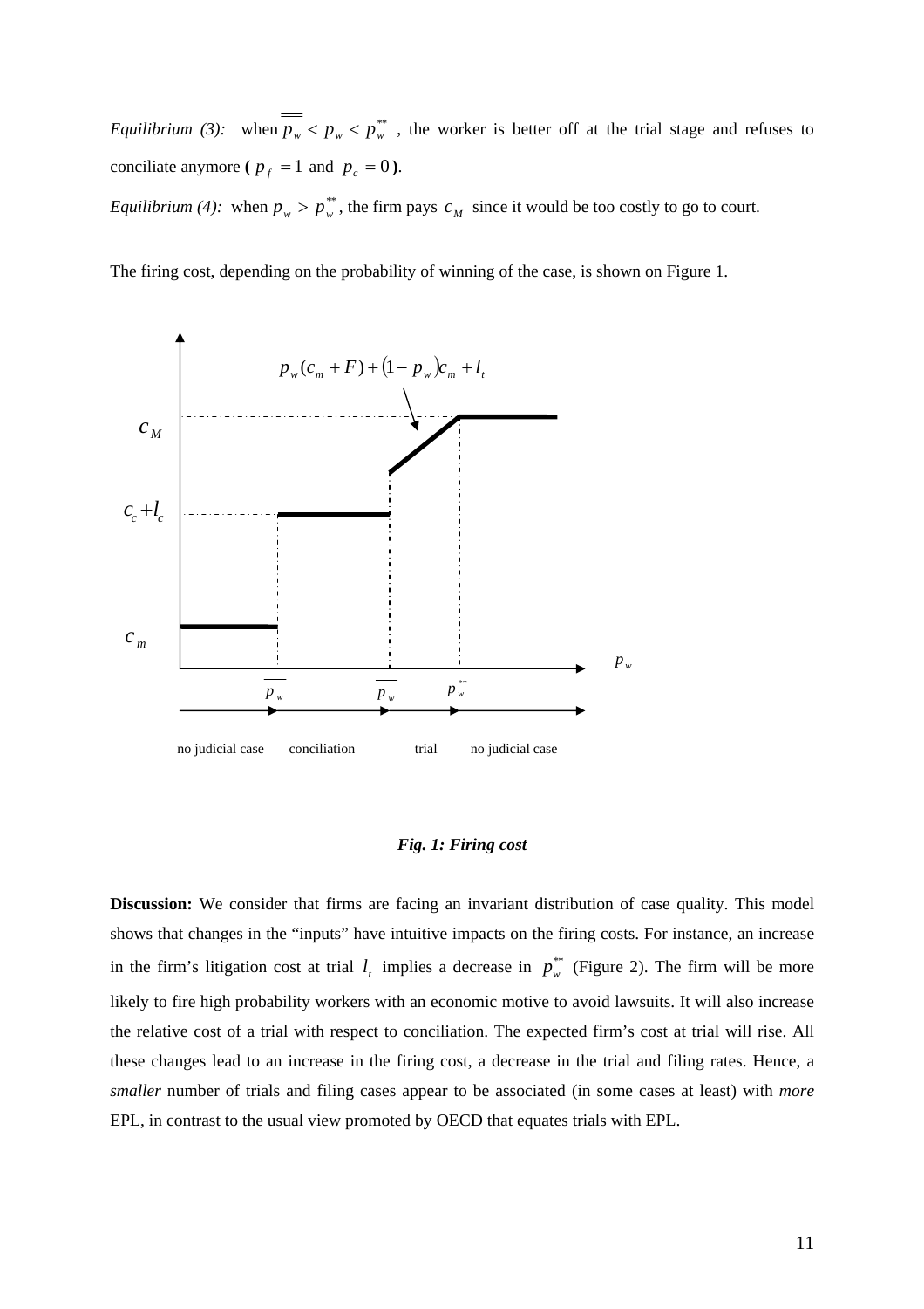*Equilibrium (3):* when $\overline{\overline{p_w}} < p_w < p_w^{**}$ , the worker is better off at the trial stage and refuses to conciliate anymore **(** $p_f = 1$ and $p_c = 0$ **)**.

*Equilibrium (4):* when $p_w > p_w^{**}$, the firm pays $c_M$ since it would be too costly to go to court.

The firing cost, depending on the probability of winning of the case, is shown on Figure 1.

$p_w(c_m + F) + (1 - p_w)c_m + l_t$

$c_M$

$c_c + l_c$

$c_m$

$p_w$

$\overline{p_w}$ $\overline{\overline{p_w}}$ $p_w^{**}$

no judicial case conciliation trial no judicial case

***Fig. 1: Firing cost***

**Discussion:** We consider that firms are facing an invariant distribution of case quality. This model shows that changes in the "inputs" have intuitive impacts on the firing costs. For instance, an increase in the firm's litigation cost at trial $l_t$ implies a decrease in $p_w^{**}$ (Figure 2). The firm will be more likely to fire high probability workers with an economic motive to avoid lawsuits. It will also increase the relative cost of a trial with respect to conciliation. The expected firm's cost at trial will rise. All these changes lead to an increase in the firing cost, a decrease in the trial and filing rates. Hence, a *smaller* number of trials and filing cases appear to be associated (in some cases at least) with *more* EPL, in contrast to the usual view promoted by OECD that equates trials with EPL.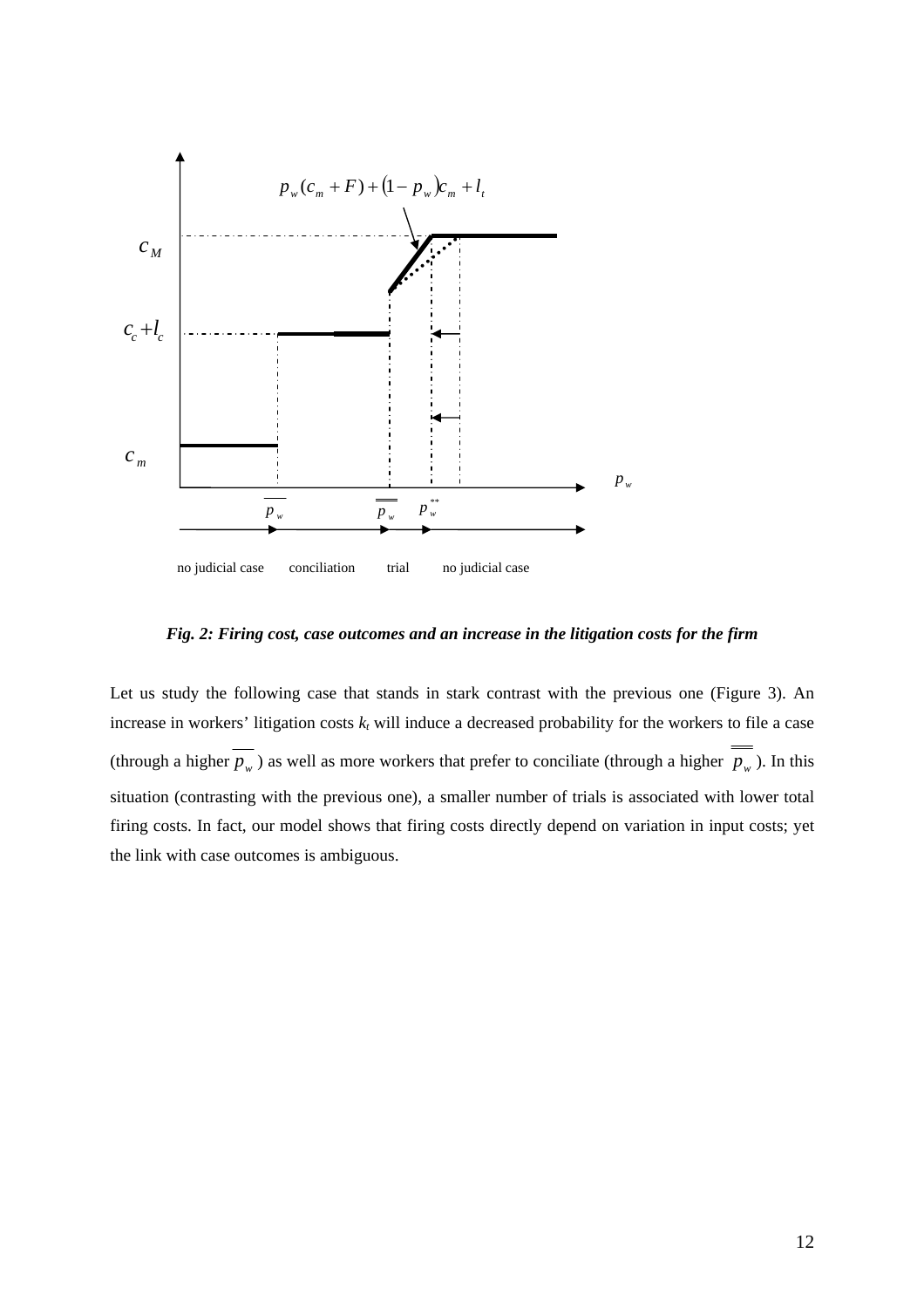*Fig. 2: Firing cost, case outcomes and an increase in the litigation costs for the firm*

Let us study the following case that stands in stark contrast with the previous one (Figure 3). An increase in workers' litigation costs $k_t$ will induce a decreased probability for the workers to file a case (through a higher $\overline{p_w}$) as well as more workers that prefer to conciliate (through a higher $\overline{\overline{p_w}}$). In this situation (contrasting with the previous one), a smaller number of trials is associated with lower total firing costs. In fact, our model shows that firing costs directly depend on variation in input costs; yet the link with case outcomes is ambiguous.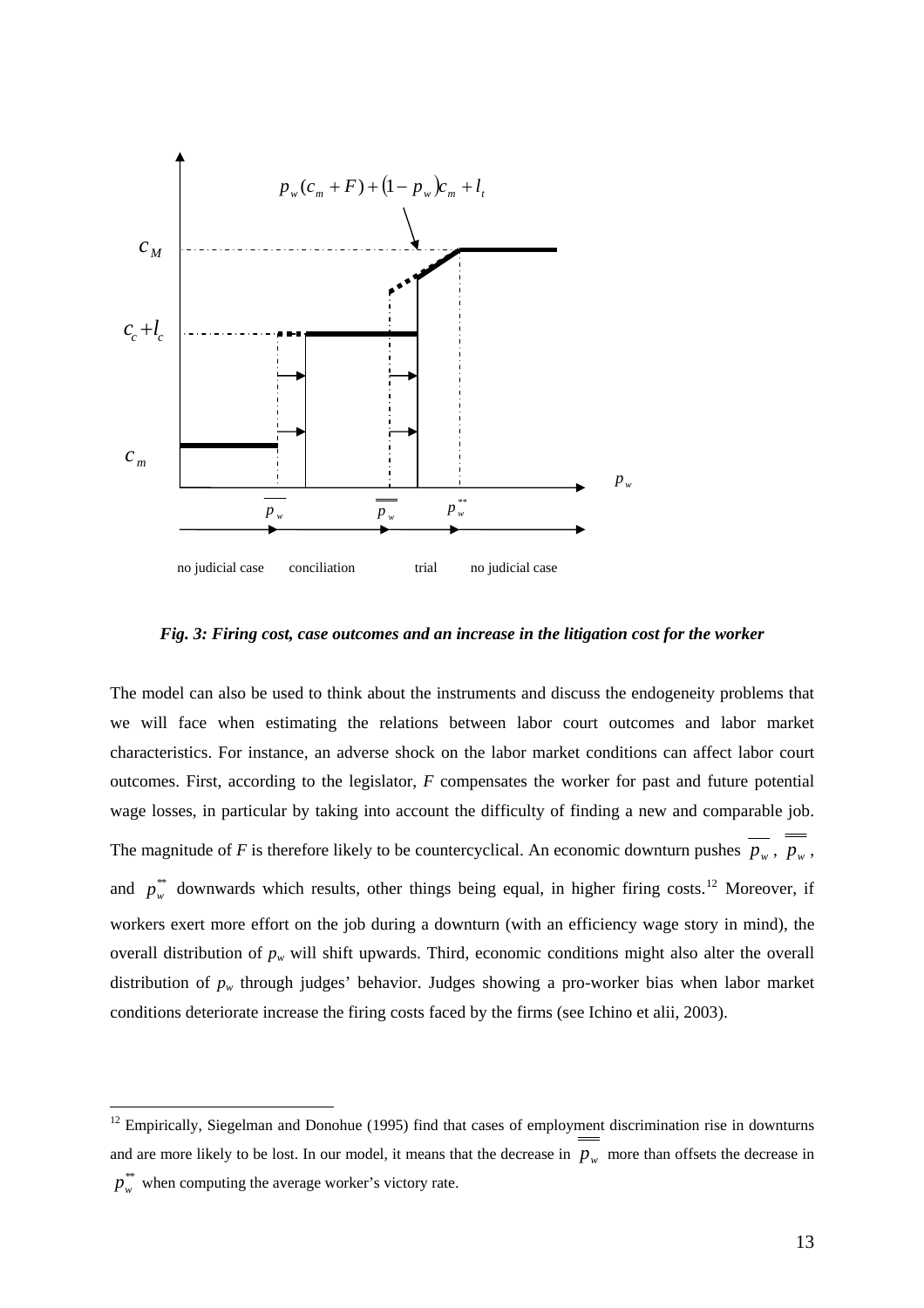Fig. 3: *Firing cost, case outcomes and an increase in the litigation cost for the worker*

The model can also be used to think about the instruments and discuss the endogeneity problems that we will face when estimating the relations between labor court outcomes and labor market characteristics. For instance, an adverse shock on the labor market conditions can affect labor court outcomes. First, according to the legislator, *F* compensates the worker for past and future potential wage losses, in particular by taking into account the difficulty of finding a new and comparable job. The magnitude of *F* is therefore likely to be countercyclical. An economic downturn pushes $\overline{p_w}$, $\overline{\overline{p_w}}$, and $p_w^{**}$ downwards which results, other things being equal, in higher firing costs.[12] Moreover, if workers exert more effort on the job during a downturn (with an efficiency wage story in mind), the overall distribution of $p_w$ will shift upwards. Third, economic conditions might also alter the overall distribution of $p_w$ through judges' behavior. Judges showing a pro-worker bias when labor market conditions deteriorate increase the firing costs faced by the firms (see Ichino et alii, 2003).

[12] Empirically, Siegelman and Donohue (1995) find that cases of employment discrimination rise in downturns and are more likely to be lost. In our model, it means that the decrease in $\overline{\overline{p_w}}$ more than offsets the decrease in $p_w^{**}$ when computing the average worker's victory rate.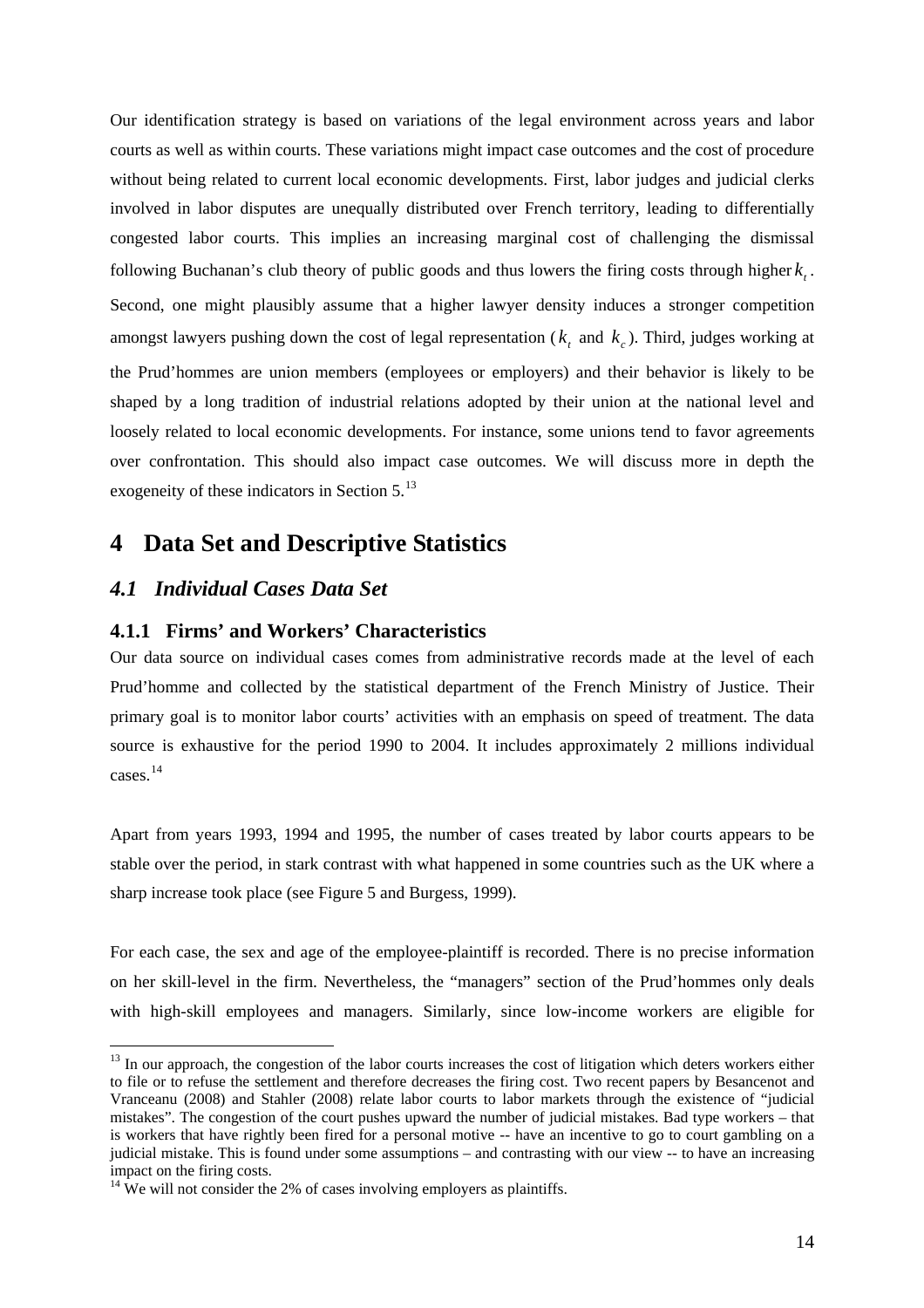Our identification strategy is based on variations of the legal environment across years and labor courts as well as within courts. These variations might impact case outcomes and the cost of procedure without being related to current local economic developments. First, labor judges and judicial clerks involved in labor disputes are unequally distributed over French territory, leading to differentially congested labor courts. This implies an increasing marginal cost of challenging the dismissal following Buchanan's club theory of public goods and thus lowers the firing costs through higher $k_t$. Second, one might plausibly assume that a higher lawyer density induces a stronger competition amongst lawyers pushing down the cost of legal representation ($k_t$ and $k_c$). Third, judges working at the Prud'hommes are union members (employees or employers) and their behavior is likely to be shaped by a long tradition of industrial relations adopted by their union at the national level and loosely related to local economic developments. For instance, some unions tend to favor agreements over confrontation. This should also impact case outcomes. We will discuss more in depth the exogeneity of these indicators in Section 5.[13]

# 4 Data Set and Descriptive Statistics

## *4.1 Individual Cases Data Set*

### 4.1.1 Firms' and Workers' Characteristics

Our data source on individual cases comes from administrative records made at the level of each Prud'homme and collected by the statistical department of the French Ministry of Justice. Their primary goal is to monitor labor courts' activities with an emphasis on speed of treatment. The data source is exhaustive for the period 1990 to 2004. It includes approximately 2 millions individual cases.[14]

Apart from years 1993, 1994 and 1995, the number of cases treated by labor courts appears to be stable over the period, in stark contrast with what happened in some countries such as the UK where a sharp increase took place (see Figure 5 and Burgess, 1999).

For each case, the sex and age of the employee-plaintiff is recorded. There is no precise information on her skill-level in the firm. Nevertheless, the "managers" section of the Prud'hommes only deals with high-skill employees and managers. Similarly, since low-income workers are eligible for

[13] In our approach, the congestion of the labor courts increases the cost of litigation which deters workers either to file or to refuse the settlement and therefore decreases the firing cost. Two recent papers by Besancenot and Vranceanu (2008) and Stahler (2008) relate labor courts to labor markets through the existence of "judicial mistakes". The congestion of the court pushes upward the number of judicial mistakes. Bad type workers – that is workers that have rightly been fired for a personal motive -- have an incentive to go to court gambling on a judicial mistake. This is found under some assumptions – and contrasting with our view -- to have an increasing impact on the firing costs.

[14] We will not consider the 2% of cases involving employers as plaintiffs.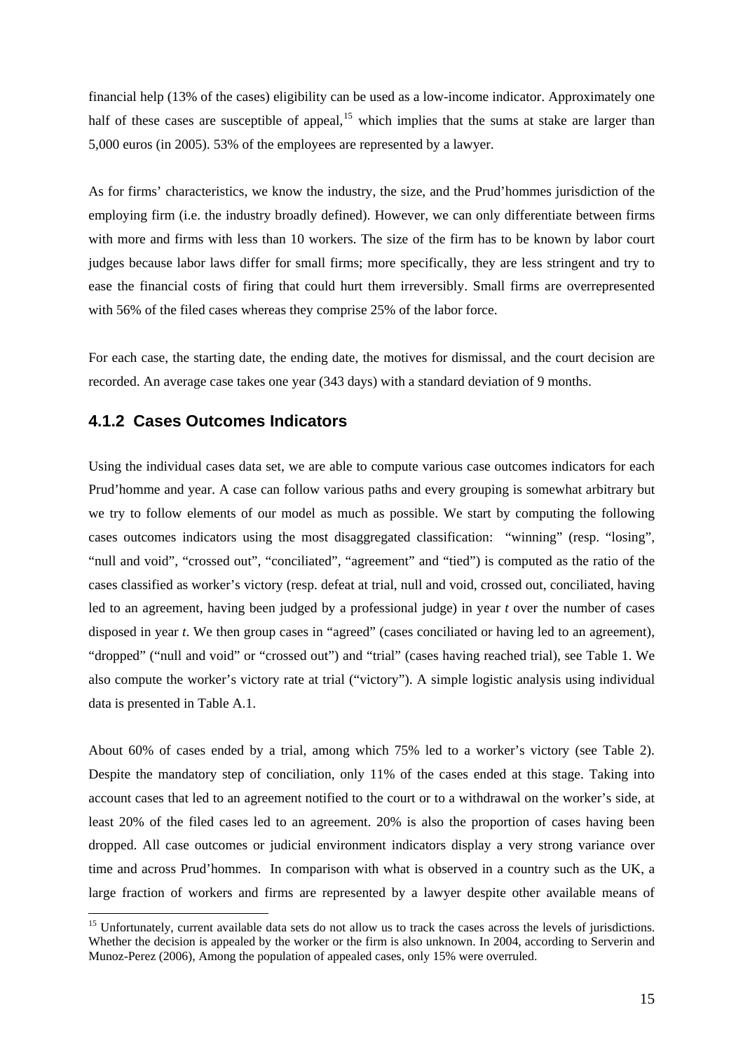financial help (13% of the cases) eligibility can be used as a low-income indicator. Approximately one half of these cases are susceptible of appeal,[15] which implies that the sums at stake are larger than 5,000 euros (in 2005). 53% of the employees are represented by a lawyer.

As for firms' characteristics, we know the industry, the size, and the Prud'hommes jurisdiction of the employing firm (i.e. the industry broadly defined). However, we can only differentiate between firms with more and firms with less than 10 workers. The size of the firm has to be known by labor court judges because labor laws differ for small firms; more specifically, they are less stringent and try to ease the financial costs of firing that could hurt them irreversibly. Small firms are overrepresented with 56% of the filed cases whereas they comprise 25% of the labor force.

For each case, the starting date, the ending date, the motives for dismissal, and the court decision are recorded. An average case takes one year (343 days) with a standard deviation of 9 months.

### 4.1.2 Cases Outcomes Indicators

Using the individual cases data set, we are able to compute various case outcomes indicators for each Prud'homme and year. A case can follow various paths and every grouping is somewhat arbitrary but we try to follow elements of our model as much as possible. We start by computing the following cases outcomes indicators using the most disaggregated classification: "winning" (resp. "losing", "null and void", "crossed out", "conciliated", "agreement" and "tied") is computed as the ratio of the cases classified as worker's victory (resp. defeat at trial, null and void, crossed out, conciliated, having led to an agreement, having been judged by a professional judge) in year *t* over the number of cases disposed in year *t*. We then group cases in "agreed" (cases conciliated or having led to an agreement), "dropped" ("null and void" or "crossed out") and "trial" (cases having reached trial), see Table 1. We also compute the worker's victory rate at trial ("victory"). A simple logistic analysis using individual data is presented in Table A.1.

About 60% of cases ended by a trial, among which 75% led to a worker's victory (see Table 2). Despite the mandatory step of conciliation, only 11% of the cases ended at this stage. Taking into account cases that led to an agreement notified to the court or to a withdrawal on the worker's side, at least 20% of the filed cases led to an agreement. 20% is also the proportion of cases having been dropped. All case outcomes or judicial environment indicators display a very strong variance over time and across Prud'hommes. In comparison with what is observed in a country such as the UK, a large fraction of workers and firms are represented by a lawyer despite other available means of

[15] Unfortunately, current available data sets do not allow us to track the cases across the levels of jurisdictions. Whether the decision is appealed by the worker or the firm is also unknown. In 2004, according to Serverin and Munoz-Perez (2006), Among the population of appealed cases, only 15% were overruled.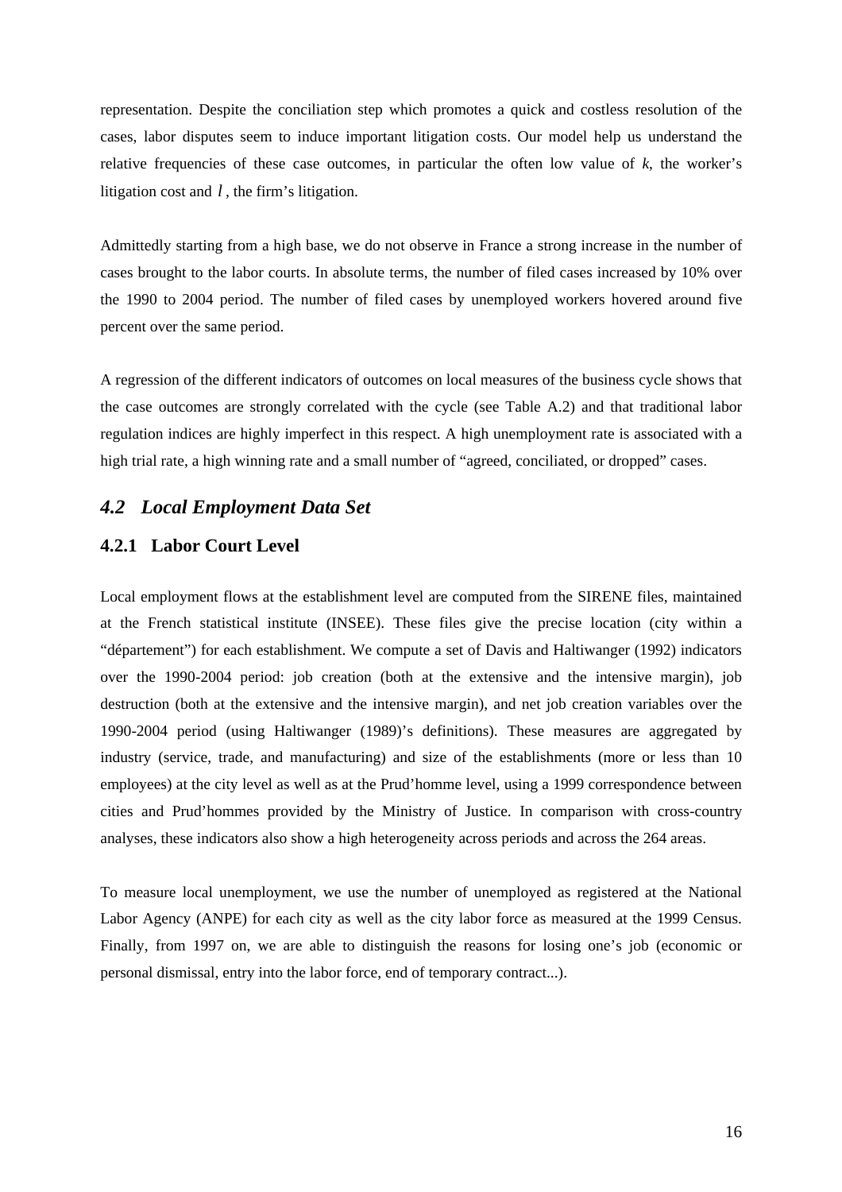representation. Despite the conciliation step which promotes a quick and costless resolution of the cases, labor disputes seem to induce important litigation costs. Our model help us understand the relative frequencies of these case outcomes, in particular the often low value of $k$, the worker's litigation cost and $l$, the firm's litigation.

Admittedly starting from a high base, we do not observe in France a strong increase in the number of cases brought to the labor courts. In absolute terms, the number of filed cases increased by 10% over the 1990 to 2004 period. The number of filed cases by unemployed workers hovered around five percent over the same period.

A regression of the different indicators of outcomes on local measures of the business cycle shows that the case outcomes are strongly correlated with the cycle (see Table A.2) and that traditional labor regulation indices are highly imperfect in this respect. A high unemployment rate is associated with a high trial rate, a high winning rate and a small number of "agreed, conciliated, or dropped" cases.

## *4.2 Local Employment Data Set*

### 4.2.1 Labor Court Level

Local employment flows at the establishment level are computed from the SIRENE files, maintained at the French statistical institute (INSEE). These files give the precise location (city within a "département") for each establishment. We compute a set of Davis and Haltiwanger (1992) indicators over the 1990-2004 period: job creation (both at the extensive and the intensive margin), job destruction (both at the extensive and the intensive margin), and net job creation variables over the 1990-2004 period (using Haltiwanger (1989)'s definitions). These measures are aggregated by industry (service, trade, and manufacturing) and size of the establishments (more or less than 10 employees) at the city level as well as at the Prud'homme level, using a 1999 correspondence between cities and Prud'hommes provided by the Ministry of Justice. In comparison with cross-country analyses, these indicators also show a high heterogeneity across periods and across the 264 areas.

To measure local unemployment, we use the number of unemployed as registered at the National Labor Agency (ANPE) for each city as well as the city labor force as measured at the 1999 Census. Finally, from 1997 on, we are able to distinguish the reasons for losing one's job (economic or personal dismissal, entry into the labor force, end of temporary contract...).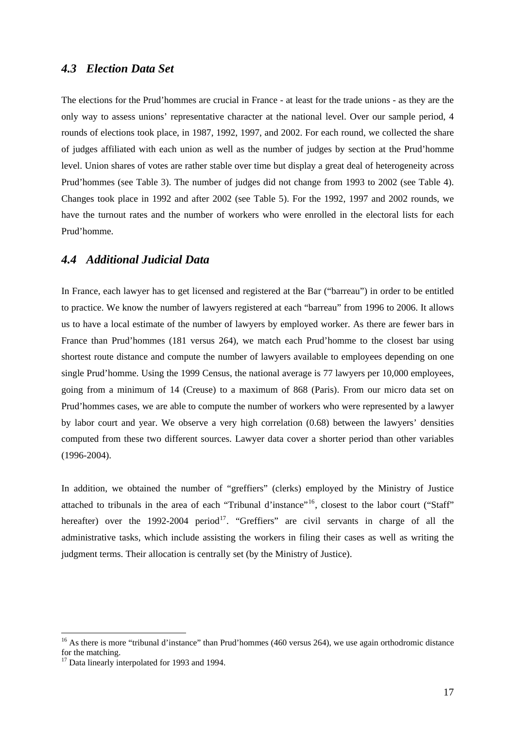### *4.3 Election Data Set*

The elections for the Prud'hommes are crucial in France - at least for the trade unions - as they are the only way to assess unions' representative character at the national level. Over our sample period, 4 rounds of elections took place, in 1987, 1992, 1997, and 2002. For each round, we collected the share of judges affiliated with each union as well as the number of judges by section at the Prud'homme level. Union shares of votes are rather stable over time but display a great deal of heterogeneity across Prud'hommes (see Table 3). The number of judges did not change from 1993 to 2002 (see Table 4). Changes took place in 1992 and after 2002 (see Table 5). For the 1992, 1997 and 2002 rounds, we have the turnout rates and the number of workers who were enrolled in the electoral lists for each Prud'homme.

### *4.4 Additional Judicial Data*

In France, each lawyer has to get licensed and registered at the Bar ("barreau") in order to be entitled to practice. We know the number of lawyers registered at each "barreau" from 1996 to 2006. It allows us to have a local estimate of the number of lawyers by employed worker. As there are fewer bars in France than Prud'hommes (181 versus 264), we match each Prud'homme to the closest bar using shortest route distance and compute the number of lawyers available to employees depending on one single Prud'homme. Using the 1999 Census, the national average is 77 lawyers per 10,000 employees, going from a minimum of 14 (Creuse) to a maximum of 868 (Paris). From our micro data set on Prud'hommes cases, we are able to compute the number of workers who were represented by a lawyer by labor court and year. We observe a very high correlation (0.68) between the lawyers' densities computed from these two different sources. Lawyer data cover a shorter period than other variables (1996-2004).

In addition, we obtained the number of "greffiers" (clerks) employed by the Ministry of Justice attached to tribunals in the area of each "Tribunal d'instance"[16], closest to the labor court ("Staff" hereafter) over the 1992-2004 period[17]. "Greffiers" are civil servants in charge of all the administrative tasks, which include assisting the workers in filing their cases as well as writing the judgment terms. Their allocation is centrally set (by the Ministry of Justice).

[16] As there is more "tribunal d'instance" than Prud'hommes (460 versus 264), we use again orthodromic distance for the matching.

[17] Data linearly interpolated for 1993 and 1994.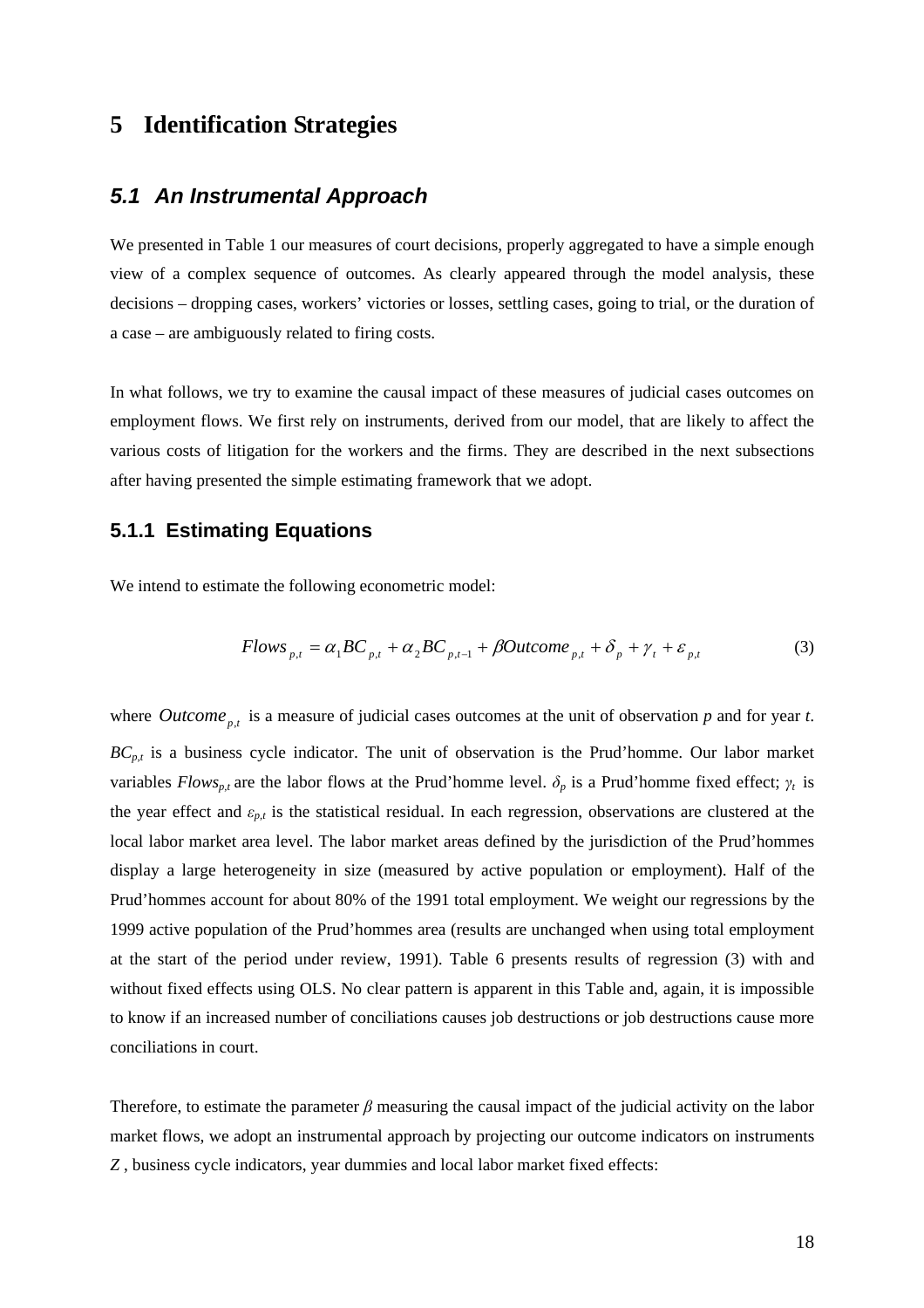# 5 Identification Strategies

## *5.1 An Instrumental Approach*

We presented in Table 1 our measures of court decisions, properly aggregated to have a simple enough view of a complex sequence of outcomes. As clearly appeared through the model analysis, these decisions – dropping cases, workers' victories or losses, settling cases, going to trial, or the duration of a case – are ambiguously related to firing costs.

In what follows, we try to examine the causal impact of these measures of judicial cases outcomes on employment flows. We first rely on instruments, derived from our model, that are likely to affect the various costs of litigation for the workers and the firms. They are described in the next subsections after having presented the simple estimating framework that we adopt.

### 5.1.1 Estimating Equations

We intend to estimate the following econometric model:

$$Flows_{p,t} = \alpha_1 BC_{p,t} + \alpha_2 BC_{p,t-1} + \beta Outcome_{p,t} + \delta_p + \gamma_t + \varepsilon_{p,t} \tag{3}$$

where $Outcome_{p,t}$ is a measure of judicial cases outcomes at the unit of observation *p* and for year *t*. $BC_{p,t}$ is a business cycle indicator. The unit of observation is the Prud'homme. Our labor market variables $Flows_{p,t}$ are the labor flows at the Prud'homme level. $\delta_p$ is a Prud'homme fixed effect; $\gamma_t$ is the year effect and $\varepsilon_{p,t}$ is the statistical residual. In each regression, observations are clustered at the local labor market area level. The labor market areas defined by the jurisdiction of the Prud'hommes display a large heterogeneity in size (measured by active population or employment). Half of the Prud'hommes account for about 80% of the 1991 total employment. We weight our regressions by the 1999 active population of the Prud'hommes area (results are unchanged when using total employment at the start of the period under review, 1991). Table 6 presents results of regression (3) with and without fixed effects using OLS. No clear pattern is apparent in this Table and, again, it is impossible to know if an increased number of conciliations causes job destructions or job destructions cause more conciliations in court.

Therefore, to estimate the parameter $\beta$ measuring the causal impact of the judicial activity on the labor market flows, we adopt an instrumental approach by projecting our outcome indicators on instruments $Z$ , business cycle indicators, year dummies and local labor market fixed effects: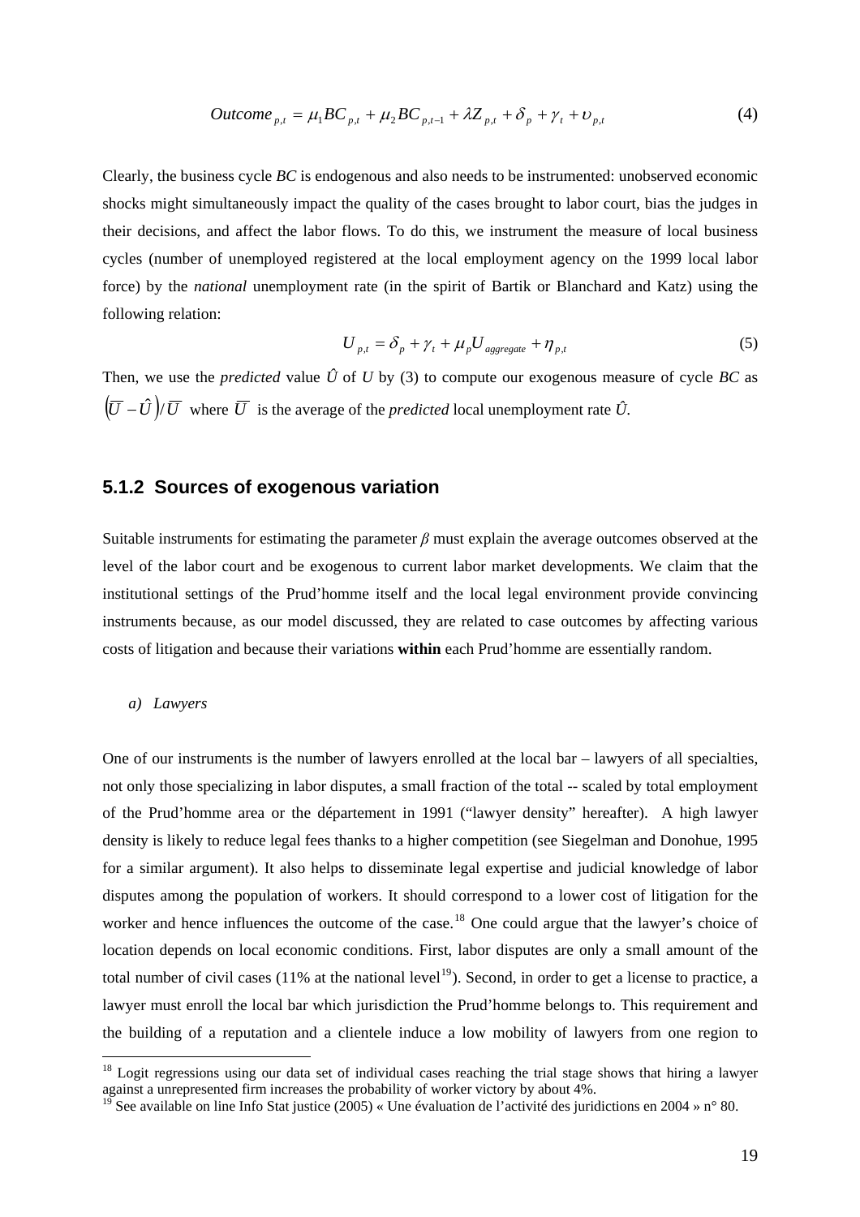$$Outcome_{p,t} = \mu_1 BC_{p,t} + \mu_2 BC_{p,t-1} + \lambda Z_{p,t} + \delta_p + \gamma_t + \upsilon_{p,t} \tag{4}$$

Clearly, the business cycle *BC* is endogenous and also needs to be instrumented: unobserved economic shocks might simultaneously impact the quality of the cases brought to labor court, bias the judges in their decisions, and affect the labor flows. To do this, we instrument the measure of local business cycles (number of unemployed registered at the local employment agency on the 1999 local labor force) by the *national* unemployment rate (in the spirit of Bartik or Blanchard and Katz) using the following relation:

$$U_{p,t} = \delta_p + \gamma_t + \mu_p U_{aggregate} + \eta_{p,t} \tag{5}$$

Then, we use the *predicted* value $\hat{U}$ of *U* by (3) to compute our exogenous measure of cycle *BC* as $\left(\overline{U} - \hat{U}\right)/\overline{U}$ where $\overline{U}$ is the average of the *predicted* local unemployment rate $\hat{U}$.

### 5.1.2 Sources of exogenous variation

Suitable instruments for estimating the parameter $\beta$ must explain the average outcomes observed at the level of the labor court and be exogenous to current labor market developments. We claim that the institutional settings of the Prud'homme itself and the local legal environment provide convincing instruments because, as our model discussed, they are related to case outcomes by affecting various costs of litigation and because their variations **within** each Prud'homme are essentially random.

*a) Lawyers*

One of our instruments is the number of lawyers enrolled at the local bar – lawyers of all specialties, not only those specializing in labor disputes, a small fraction of the total -- scaled by total employment of the Prud'homme area or the département in 1991 ("lawyer density" hereafter). A high lawyer density is likely to reduce legal fees thanks to a higher competition (see Siegelman and Donohue, 1995 for a similar argument). It also helps to disseminate legal expertise and judicial knowledge of labor disputes among the population of workers. It should correspond to a lower cost of litigation for the worker and hence influences the outcome of the case.[18] One could argue that the lawyer's choice of location depends on local economic conditions. First, labor disputes are only a small amount of the total number of civil cases (11% at the national level[19]). Second, in order to get a license to practice, a lawyer must enroll the local bar which jurisdiction the Prud'homme belongs to. This requirement and the building of a reputation and a clientele induce a low mobility of lawyers from one region to

[18] Logit regressions using our data set of individual cases reaching the trial stage shows that hiring a lawyer against a unrepresented firm increases the probability of worker victory by about 4%.

[19] See available on line Info Stat justice (2005) « Une évaluation de l'activité des juridictions en 2004 » n° 80.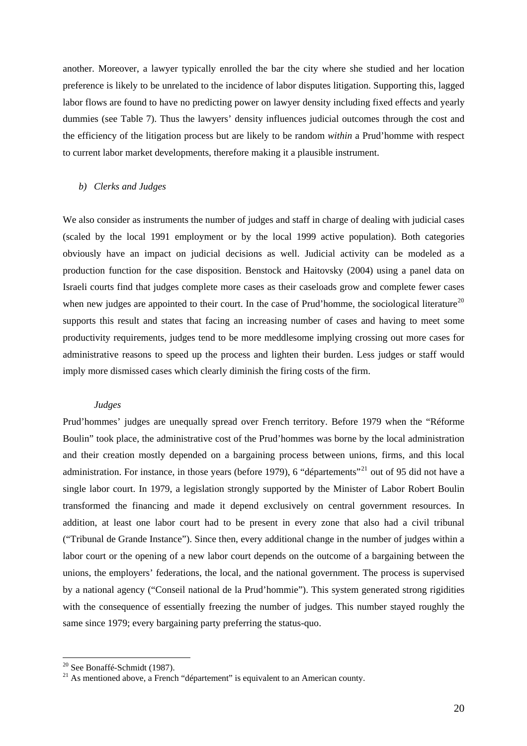another. Moreover, a lawyer typically enrolled the bar the city where she studied and her location preference is likely to be unrelated to the incidence of labor disputes litigation. Supporting this, lagged labor flows are found to have no predicting power on lawyer density including fixed effects and yearly dummies (see Table 7). Thus the lawyers' density influences judicial outcomes through the cost and the efficiency of the litigation process but are likely to be random *within* a Prud'homme with respect to current labor market developments, therefore making it a plausible instrument.

*b) Clerks and Judges*

We also consider as instruments the number of judges and staff in charge of dealing with judicial cases (scaled by the local 1991 employment or by the local 1999 active population). Both categories obviously have an impact on judicial decisions as well. Judicial activity can be modeled as a production function for the case disposition. Benstock and Haitovsky (2004) using a panel data on Israeli courts find that judges complete more cases as their caseloads grow and complete fewer cases when new judges are appointed to their court. In the case of Prud'homme, the sociological literature[20] supports this result and states that facing an increasing number of cases and having to meet some productivity requirements, judges tend to be more meddlesome implying crossing out more cases for administrative reasons to speed up the process and lighten their burden. Less judges or staff would imply more dismissed cases which clearly diminish the firing costs of the firm.

*Judges*

Prud'hommes' judges are unequally spread over French territory. Before 1979 when the "Réforme Boulin" took place, the administrative cost of the Prud'hommes was borne by the local administration and their creation mostly depended on a bargaining process between unions, firms, and this local administration. For instance, in those years (before 1979), 6 "départements"[21] out of 95 did not have a single labor court. In 1979, a legislation strongly supported by the Minister of Labor Robert Boulin transformed the financing and made it depend exclusively on central government resources. In addition, at least one labor court had to be present in every zone that also had a civil tribunal ("Tribunal de Grande Instance"). Since then, every additional change in the number of judges within a labor court or the opening of a new labor court depends on the outcome of a bargaining between the unions, the employers' federations, the local, and the national government. The process is supervised by a national agency ("Conseil national de la Prud'hommie"). This system generated strong rigidities with the consequence of essentially freezing the number of judges. This number stayed roughly the same since 1979; every bargaining party preferring the status-quo.

[20] See Bonaffé-Schmidt (1987).

[21] As mentioned above, a French "département" is equivalent to an American county.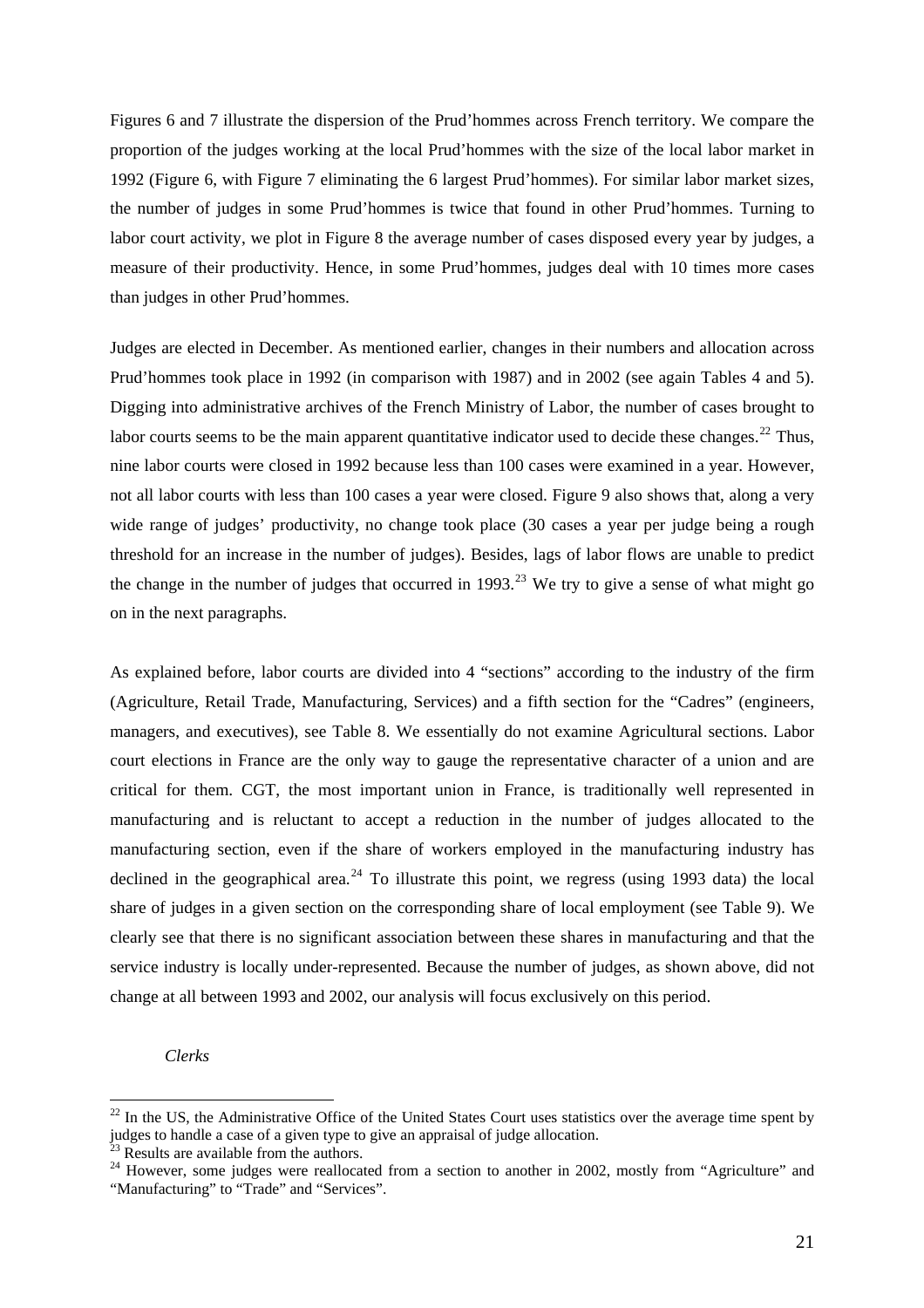Figures 6 and 7 illustrate the dispersion of the Prud'hommes across French territory. We compare the proportion of the judges working at the local Prud'hommes with the size of the local labor market in 1992 (Figure 6, with Figure 7 eliminating the 6 largest Prud'hommes). For similar labor market sizes, the number of judges in some Prud'hommes is twice that found in other Prud'hommes. Turning to labor court activity, we plot in Figure 8 the average number of cases disposed every year by judges, a measure of their productivity. Hence, in some Prud'hommes, judges deal with 10 times more cases than judges in other Prud'hommes.

Judges are elected in December. As mentioned earlier, changes in their numbers and allocation across Prud'hommes took place in 1992 (in comparison with 1987) and in 2002 (see again Tables 4 and 5). Digging into administrative archives of the French Ministry of Labor, the number of cases brought to labor courts seems to be the main apparent quantitative indicator used to decide these changes.[22] Thus, nine labor courts were closed in 1992 because less than 100 cases were examined in a year. However, not all labor courts with less than 100 cases a year were closed. Figure 9 also shows that, along a very wide range of judges' productivity, no change took place (30 cases a year per judge being a rough threshold for an increase in the number of judges). Besides, lags of labor flows are unable to predict the change in the number of judges that occurred in 1993.[23] We try to give a sense of what might go on in the next paragraphs.

As explained before, labor courts are divided into 4 "sections" according to the industry of the firm (Agriculture, Retail Trade, Manufacturing, Services) and a fifth section for the "Cadres" (engineers, managers, and executives), see Table 8. We essentially do not examine Agricultural sections. Labor court elections in France are the only way to gauge the representative character of a union and are critical for them. CGT, the most important union in France, is traditionally well represented in manufacturing and is reluctant to accept a reduction in the number of judges allocated to the manufacturing section, even if the share of workers employed in the manufacturing industry has declined in the geographical area.[24] To illustrate this point, we regress (using 1993 data) the local share of judges in a given section on the corresponding share of local employment (see Table 9). We clearly see that there is no significant association between these shares in manufacturing and that the service industry is locally under-represented. Because the number of judges, as shown above, did not change at all between 1993 and 2002, our analysis will focus exclusively on this period.

*Clerks*

[22] In the US, the Administrative Office of the United States Court uses statistics over the average time spent by judges to handle a case of a given type to give an appraisal of judge allocation.

[23] Results are available from the authors.

[24] However, some judges were reallocated from a section to another in 2002, mostly from "Agriculture" and "Manufacturing" to "Trade" and "Services".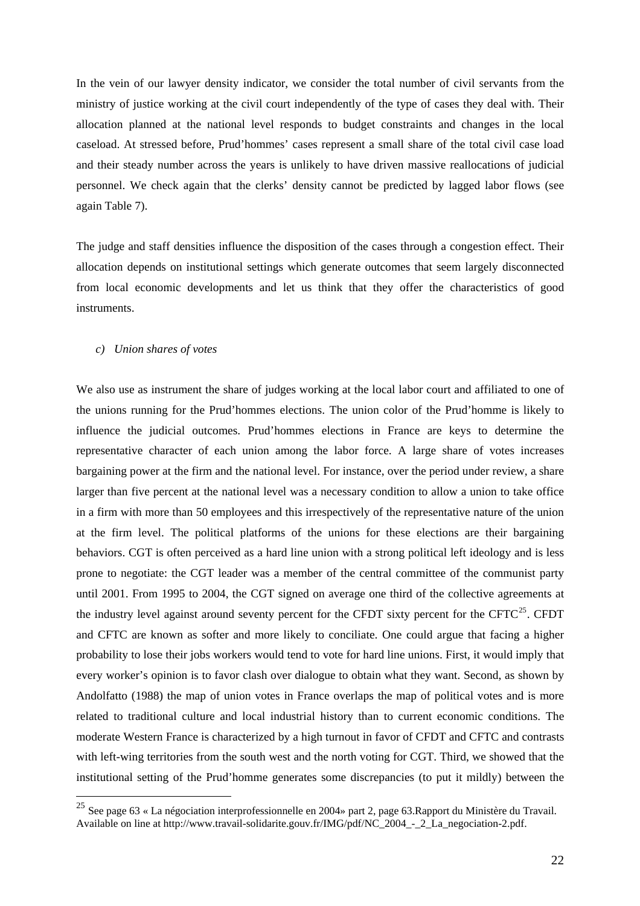In the vein of our lawyer density indicator, we consider the total number of civil servants from the ministry of justice working at the civil court independently of the type of cases they deal with. Their allocation planned at the national level responds to budget constraints and changes in the local caseload. At stressed before, Prud'hommes' cases represent a small share of the total civil case load and their steady number across the years is unlikely to have driven massive reallocations of judicial personnel. We check again that the clerks' density cannot be predicted by lagged labor flows (see again Table 7).

The judge and staff densities influence the disposition of the cases through a congestion effect. Their allocation depends on institutional settings which generate outcomes that seem largely disconnected from local economic developments and let us think that they offer the characteristics of good instruments.

*c) Union shares of votes*

We also use as instrument the share of judges working at the local labor court and affiliated to one of the unions running for the Prud'hommes elections. The union color of the Prud'homme is likely to influence the judicial outcomes. Prud'hommes elections in France are keys to determine the representative character of each union among the labor force. A large share of votes increases bargaining power at the firm and the national level. For instance, over the period under review, a share larger than five percent at the national level was a necessary condition to allow a union to take office in a firm with more than 50 employees and this irrespectively of the representative nature of the union at the firm level. The political platforms of the unions for these elections are their bargaining behaviors. CGT is often perceived as a hard line union with a strong political left ideology and is less prone to negotiate: the CGT leader was a member of the central committee of the communist party until 2001. From 1995 to 2004, the CGT signed on average one third of the collective agreements at the industry level against around seventy percent for the CFDT sixty percent for the CFTC[25]. CFDT and CFTC are known as softer and more likely to conciliate. One could argue that facing a higher probability to lose their jobs workers would tend to vote for hard line unions. First, it would imply that every worker's opinion is to favor clash over dialogue to obtain what they want. Second, as shown by Andolfatto (1988) the map of union votes in France overlaps the map of political votes and is more related to traditional culture and local industrial history than to current economic conditions. The moderate Western France is characterized by a high turnout in favor of CFDT and CFTC and contrasts with left-wing territories from the south west and the north voting for CGT. Third, we showed that the institutional setting of the Prud'homme generates some discrepancies (to put it mildly) between the

[25] See page 63 « La négociation interprofessionnelle en 2004» part 2, page 63.Rapport du Ministère du Travail. Available on line at http://www.travail-solidarite.gouv.fr/IMG/pdf/NC_2004_-_2_La_negociation-2.pdf.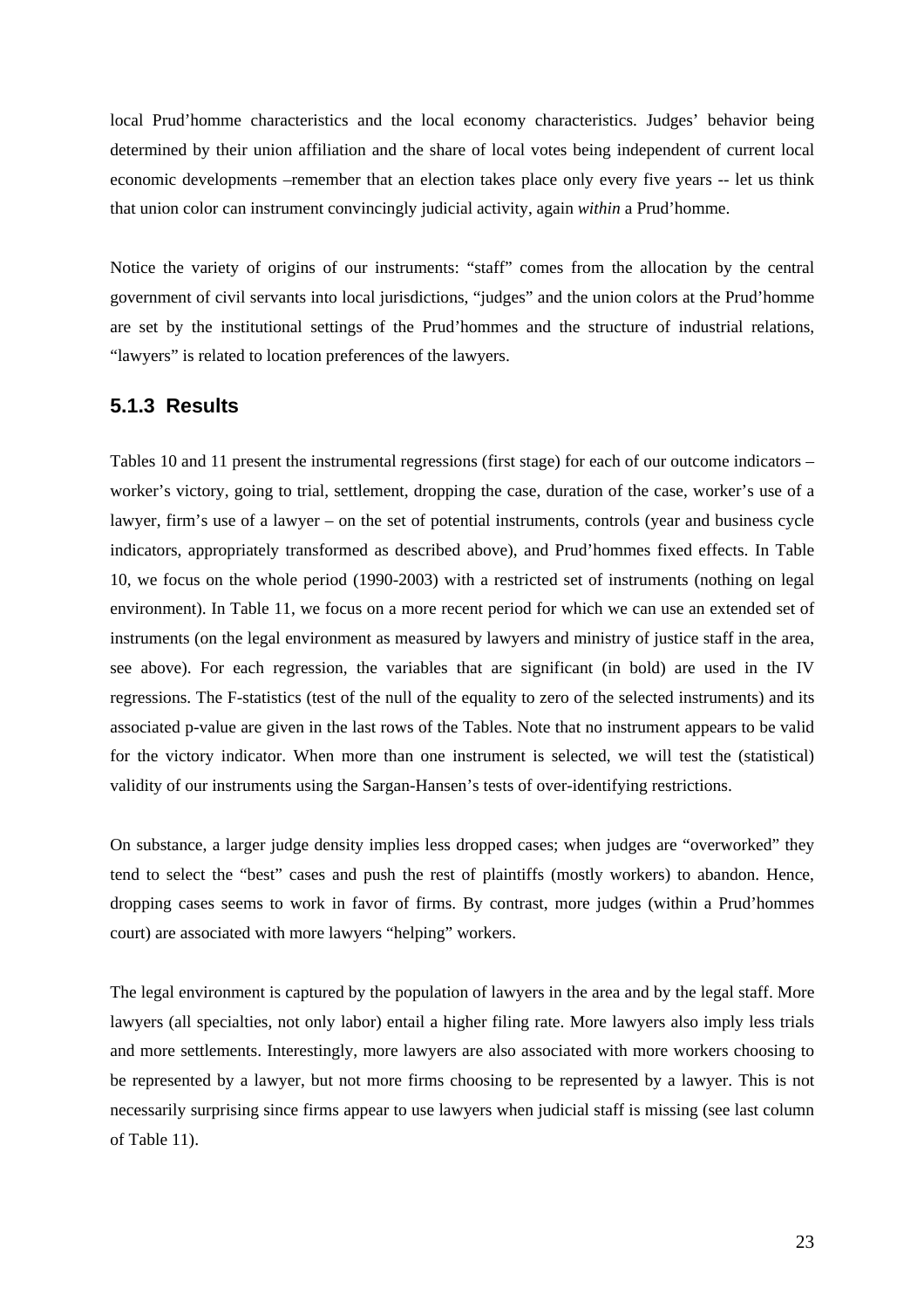local Prud'homme characteristics and the local economy characteristics. Judges' behavior being determined by their union affiliation and the share of local votes being independent of current local economic developments –remember that an election takes place only every five years -- let us think that union color can instrument convincingly judicial activity, again *within* a Prud'homme.

Notice the variety of origins of our instruments: "staff" comes from the allocation by the central government of civil servants into local jurisdictions, "judges" and the union colors at the Prud'homme are set by the institutional settings of the Prud'hommes and the structure of industrial relations, "lawyers" is related to location preferences of the lawyers.

### 5.1.3 Results

Tables 10 and 11 present the instrumental regressions (first stage) for each of our outcome indicators – worker's victory, going to trial, settlement, dropping the case, duration of the case, worker's use of a lawyer, firm's use of a lawyer – on the set of potential instruments, controls (year and business cycle indicators, appropriately transformed as described above), and Prud'hommes fixed effects. In Table 10, we focus on the whole period (1990-2003) with a restricted set of instruments (nothing on legal environment). In Table 11, we focus on a more recent period for which we can use an extended set of instruments (on the legal environment as measured by lawyers and ministry of justice staff in the area, see above). For each regression, the variables that are significant (in bold) are used in the IV regressions. The F-statistics (test of the null of the equality to zero of the selected instruments) and its associated p-value are given in the last rows of the Tables. Note that no instrument appears to be valid for the victory indicator. When more than one instrument is selected, we will test the (statistical) validity of our instruments using the Sargan-Hansen's tests of over-identifying restrictions.

On substance, a larger judge density implies less dropped cases; when judges are "overworked" they tend to select the "best" cases and push the rest of plaintiffs (mostly workers) to abandon. Hence, dropping cases seems to work in favor of firms. By contrast, more judges (within a Prud'hommes court) are associated with more lawyers "helping" workers.

The legal environment is captured by the population of lawyers in the area and by the legal staff. More lawyers (all specialties, not only labor) entail a higher filing rate. More lawyers also imply less trials and more settlements. Interestingly, more lawyers are also associated with more workers choosing to be represented by a lawyer, but not more firms choosing to be represented by a lawyer. This is not necessarily surprising since firms appear to use lawyers when judicial staff is missing (see last column of Table 11).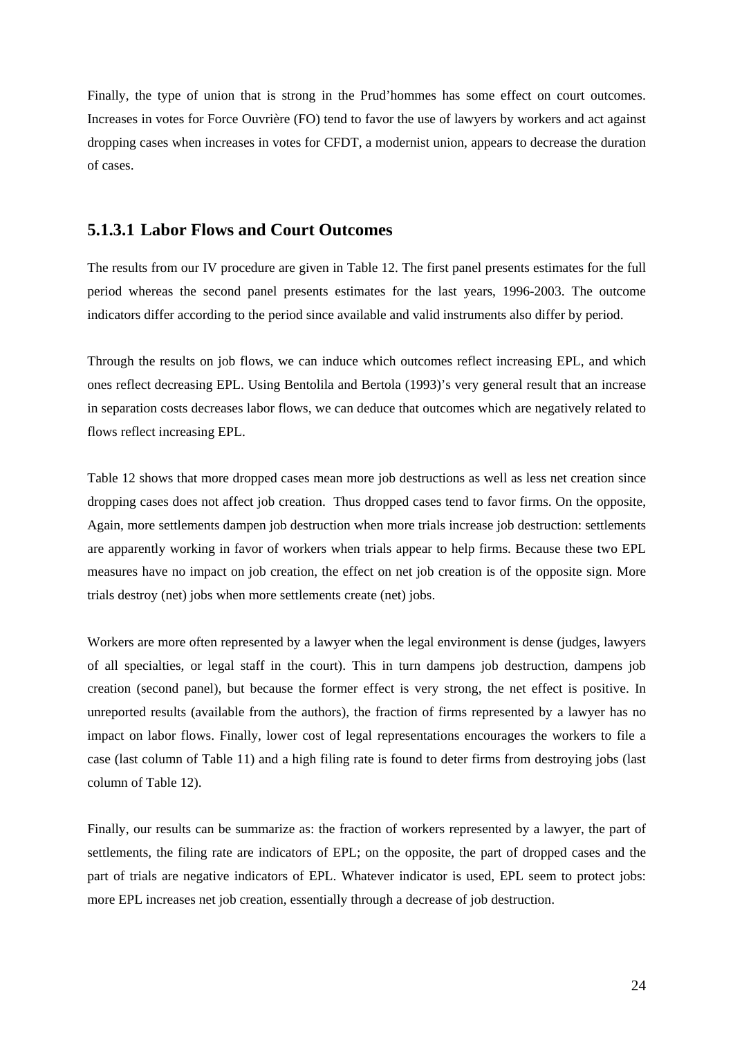Finally, the type of union that is strong in the Prud'hommes has some effect on court outcomes. Increases in votes for Force Ouvrière (FO) tend to favor the use of lawyers by workers and act against dropping cases when increases in votes for CFDT, a modernist union, appears to decrease the duration of cases.

#### 5.1.3.1 Labor Flows and Court Outcomes

The results from our IV procedure are given in Table 12. The first panel presents estimates for the full period whereas the second panel presents estimates for the last years, 1996-2003. The outcome indicators differ according to the period since available and valid instruments also differ by period.

Through the results on job flows, we can induce which outcomes reflect increasing EPL, and which ones reflect decreasing EPL. Using Bentolila and Bertola (1993)'s very general result that an increase in separation costs decreases labor flows, we can deduce that outcomes which are negatively related to flows reflect increasing EPL.

Table 12 shows that more dropped cases mean more job destructions as well as less net creation since dropping cases does not affect job creation. Thus dropped cases tend to favor firms. On the opposite, Again, more settlements dampen job destruction when more trials increase job destruction: settlements are apparently working in favor of workers when trials appear to help firms. Because these two EPL measures have no impact on job creation, the effect on net job creation is of the opposite sign. More trials destroy (net) jobs when more settlements create (net) jobs.

Workers are more often represented by a lawyer when the legal environment is dense (judges, lawyers of all specialties, or legal staff in the court). This in turn dampens job destruction, dampens job creation (second panel), but because the former effect is very strong, the net effect is positive. In unreported results (available from the authors), the fraction of firms represented by a lawyer has no impact on labor flows. Finally, lower cost of legal representations encourages the workers to file a case (last column of Table 11) and a high filing rate is found to deter firms from destroying jobs (last column of Table 12).

Finally, our results can be summarize as: the fraction of workers represented by a lawyer, the part of settlements, the filing rate are indicators of EPL; on the opposite, the part of dropped cases and the part of trials are negative indicators of EPL. Whatever indicator is used, EPL seem to protect jobs: more EPL increases net job creation, essentially through a decrease of job destruction.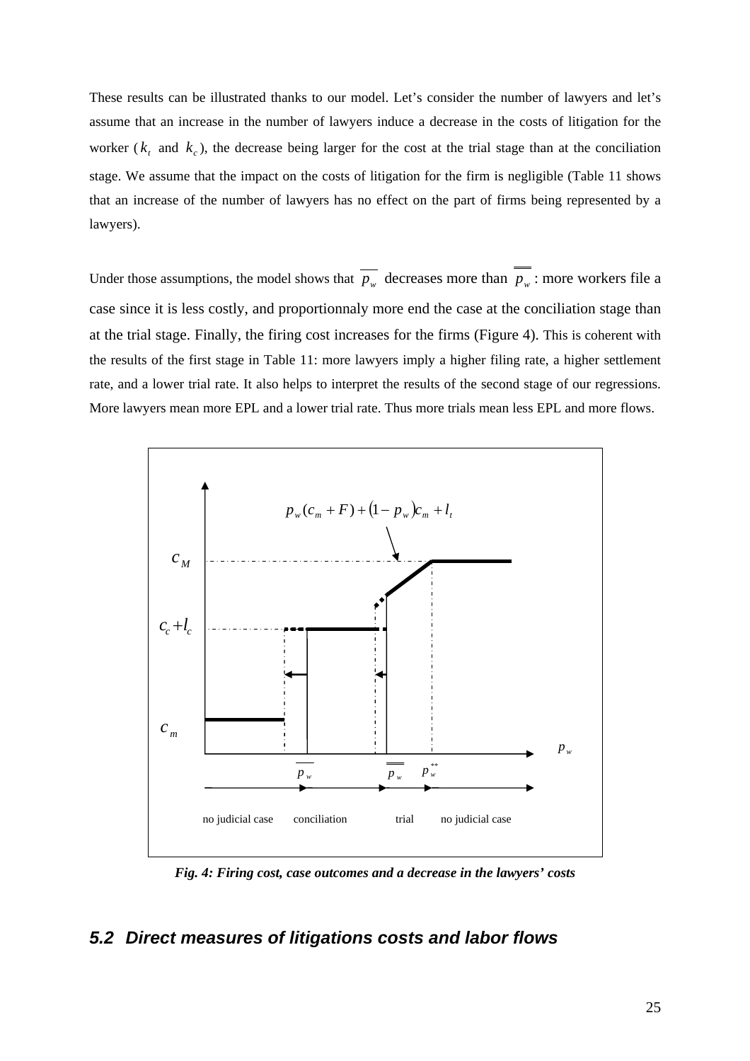These results can be illustrated thanks to our model. Let's consider the number of lawyers and let's assume that an increase in the number of lawyers induce a decrease in the costs of litigation for the worker ($k_t$ and $k_c$), the decrease being larger for the cost at the trial stage than at the conciliation stage. We assume that the impact on the costs of litigation for the firm is negligible (Table 11 shows that an increase of the number of lawyers has no effect on the part of firms being represented by a lawyers).

Under those assumptions, the model shows that $\overline{p_w}$ decreases more than $\overline{\overline{p_w}}$: more workers file a case since it is less costly, and proportionnaly more end the case at the conciliation stage than at the trial stage. Finally, the firing cost increases for the firms (Figure 4). This is coherent with the results of the first stage in Table 11: more lawyers imply a higher filing rate, a higher settlement rate, and a lower trial rate. It also helps to interpret the results of the second stage of our regressions. More lawyers mean more EPL and a lower trial rate. Thus more trials mean less EPL and more flows.

*Fig. 4: Firing cost, case outcomes and a decrease in the lawyers' costs*

## 5.2 Direct measures of litigations costs and labor flows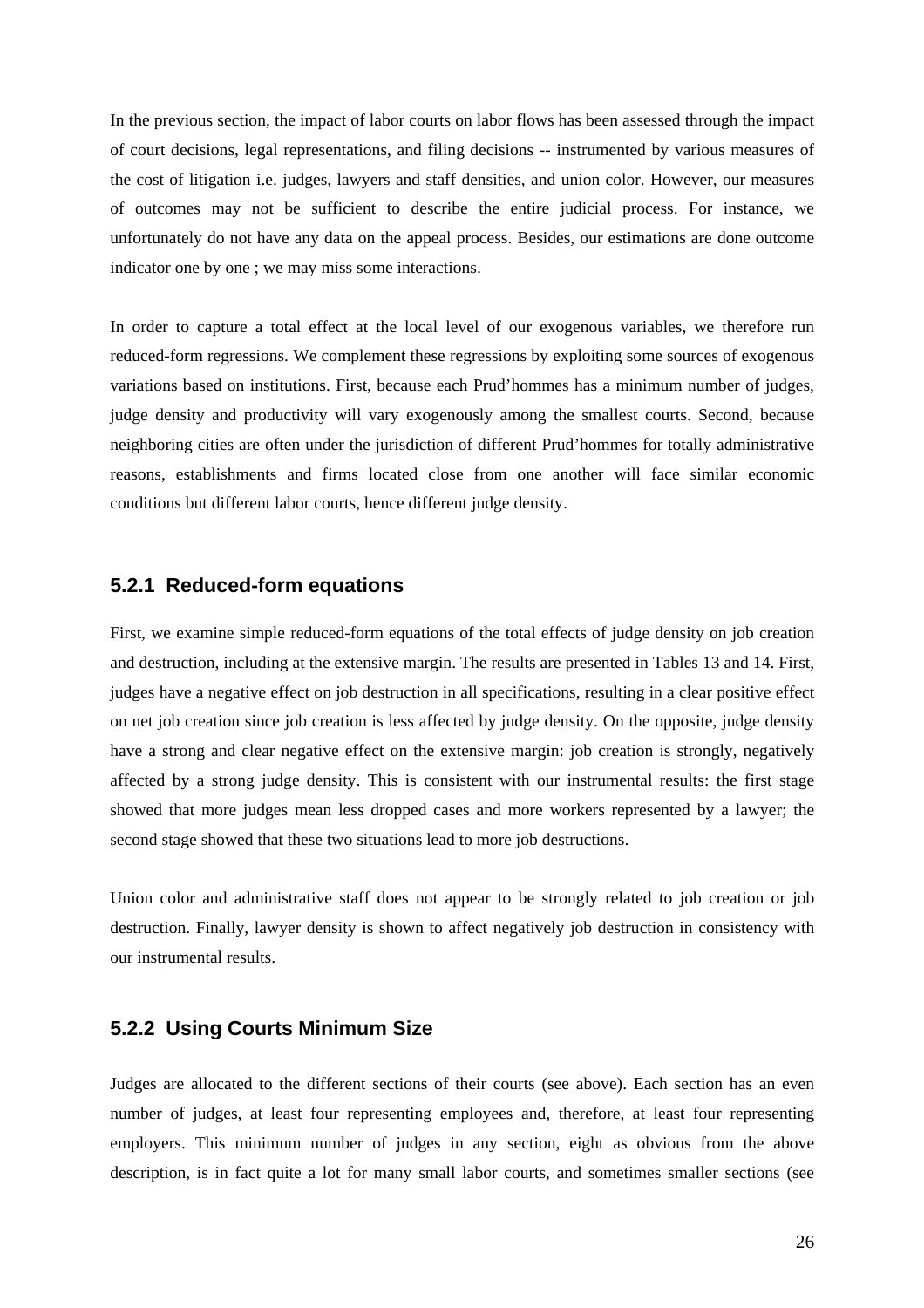In the previous section, the impact of labor courts on labor flows has been assessed through the impact of court decisions, legal representations, and filing decisions -- instrumented by various measures of the cost of litigation i.e. judges, lawyers and staff densities, and union color. However, our measures of outcomes may not be sufficient to describe the entire judicial process. For instance, we unfortunately do not have any data on the appeal process. Besides, our estimations are done outcome indicator one by one ; we may miss some interactions.

In order to capture a total effect at the local level of our exogenous variables, we therefore run reduced-form regressions. We complement these regressions by exploiting some sources of exogenous variations based on institutions. First, because each Prud'hommes has a minimum number of judges, judge density and productivity will vary exogenously among the smallest courts. Second, because neighboring cities are often under the jurisdiction of different Prud'hommes for totally administrative reasons, establishments and firms located close from one another will face similar economic conditions but different labor courts, hence different judge density.

### 5.2.1 Reduced-form equations

First, we examine simple reduced-form equations of the total effects of judge density on job creation and destruction, including at the extensive margin. The results are presented in Tables 13 and 14. First, judges have a negative effect on job destruction in all specifications, resulting in a clear positive effect on net job creation since job creation is less affected by judge density. On the opposite, judge density have a strong and clear negative effect on the extensive margin: job creation is strongly, negatively affected by a strong judge density. This is consistent with our instrumental results: the first stage showed that more judges mean less dropped cases and more workers represented by a lawyer; the second stage showed that these two situations lead to more job destructions.

Union color and administrative staff does not appear to be strongly related to job creation or job destruction. Finally, lawyer density is shown to affect negatively job destruction in consistency with our instrumental results.

### 5.2.2 Using Courts Minimum Size

Judges are allocated to the different sections of their courts (see above). Each section has an even number of judges, at least four representing employees and, therefore, at least four representing employers. This minimum number of judges in any section, eight as obvious from the above description, is in fact quite a lot for many small labor courts, and sometimes smaller sections (see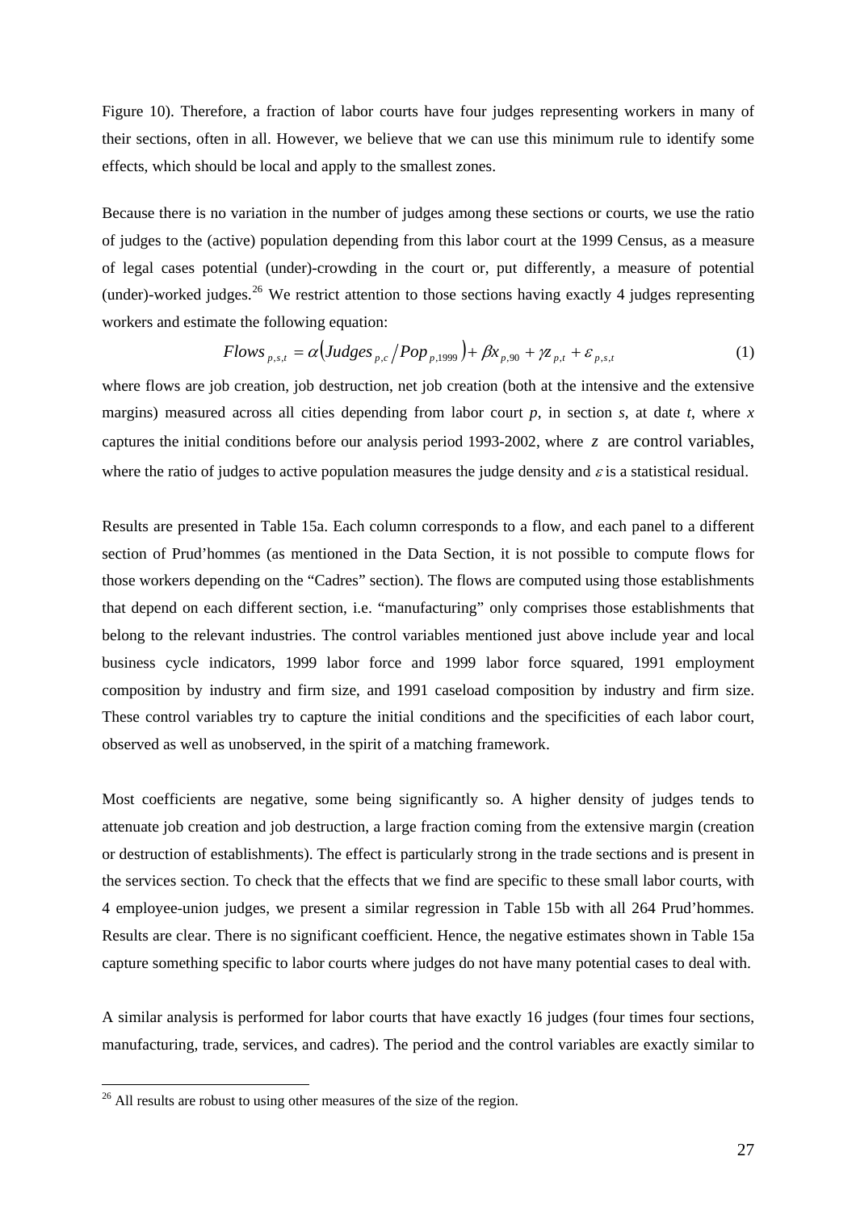Figure 10). Therefore, a fraction of labor courts have four judges representing workers in many of their sections, often in all. However, we believe that we can use this minimum rule to identify some effects, which should be local and apply to the smallest zones.

Because there is no variation in the number of judges among these sections or courts, we use the ratio of judges to the (active) population depending from this labor court at the 1999 Census, as a measure of legal cases potential (under)-crowding in the court or, put differently, a measure of potential (under)-worked judges.[26] We restrict attention to those sections having exactly 4 judges representing workers and estimate the following equation:

$$Flows_{p,s,t} = \alpha\left(Judges_{p,c} / Pop_{p,1999}\right) + \beta x_{p,90} + \gamma z_{p,t} + \varepsilon_{p,s,t} \tag{1}$$

where flows are job creation, job destruction, net job creation (both at the intensive and the extensive margins) measured across all cities depending from labor court *p*, in section *s*, at date *t*, where *x* captures the initial conditions before our analysis period 1993-2002, where $z$ are control variables, where the ratio of judges to active population measures the judge density and $\varepsilon$ is a statistical residual.

Results are presented in Table 15a. Each column corresponds to a flow, and each panel to a different section of Prud'hommes (as mentioned in the Data Section, it is not possible to compute flows for those workers depending on the "Cadres" section). The flows are computed using those establishments that depend on each different section, i.e. "manufacturing" only comprises those establishments that belong to the relevant industries. The control variables mentioned just above include year and local business cycle indicators, 1999 labor force and 1999 labor force squared, 1991 employment composition by industry and firm size, and 1991 caseload composition by industry and firm size. These control variables try to capture the initial conditions and the specificities of each labor court, observed as well as unobserved, in the spirit of a matching framework.

Most coefficients are negative, some being significantly so. A higher density of judges tends to attenuate job creation and job destruction, a large fraction coming from the extensive margin (creation or destruction of establishments). The effect is particularly strong in the trade sections and is present in the services section. To check that the effects that we find are specific to these small labor courts, with 4 employee-union judges, we present a similar regression in Table 15b with all 264 Prud'hommes. Results are clear. There is no significant coefficient. Hence, the negative estimates shown in Table 15a capture something specific to labor courts where judges do not have many potential cases to deal with.

A similar analysis is performed for labor courts that have exactly 16 judges (four times four sections, manufacturing, trade, services, and cadres). The period and the control variables are exactly similar to

[26] All results are robust to using other measures of the size of the region.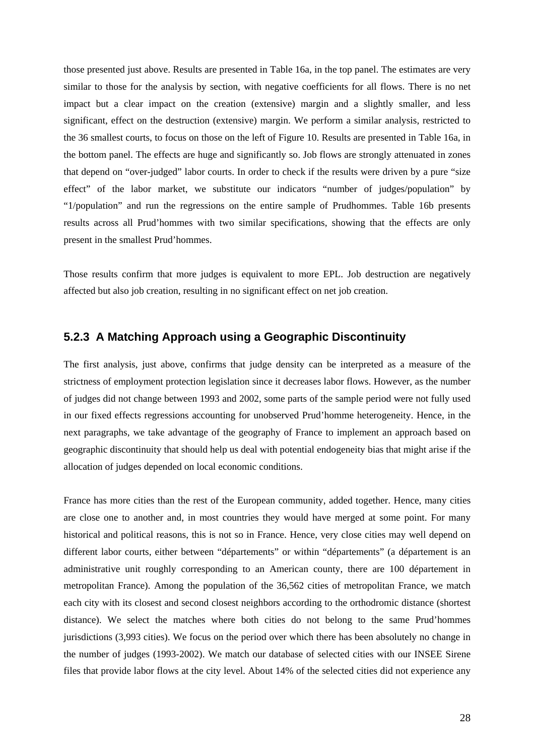those presented just above. Results are presented in Table 16a, in the top panel. The estimates are very similar to those for the analysis by section, with negative coefficients for all flows. There is no net impact but a clear impact on the creation (extensive) margin and a slightly smaller, and less significant, effect on the destruction (extensive) margin. We perform a similar analysis, restricted to the 36 smallest courts, to focus on those on the left of Figure 10. Results are presented in Table 16a, in the bottom panel. The effects are huge and significantly so. Job flows are strongly attenuated in zones that depend on "over-judged" labor courts. In order to check if the results were driven by a pure "size effect" of the labor market, we substitute our indicators "number of judges/population" by "1/population" and run the regressions on the entire sample of Prudhommes. Table 16b presents results across all Prud'hommes with two similar specifications, showing that the effects are only present in the smallest Prud'hommes.

Those results confirm that more judges is equivalent to more EPL. Job destruction are negatively affected but also job creation, resulting in no significant effect on net job creation.

### 5.2.3 A Matching Approach using a Geographic Discontinuity

The first analysis, just above, confirms that judge density can be interpreted as a measure of the strictness of employment protection legislation since it decreases labor flows. However, as the number of judges did not change between 1993 and 2002, some parts of the sample period were not fully used in our fixed effects regressions accounting for unobserved Prud'homme heterogeneity. Hence, in the next paragraphs, we take advantage of the geography of France to implement an approach based on geographic discontinuity that should help us deal with potential endogeneity bias that might arise if the allocation of judges depended on local economic conditions.

France has more cities than the rest of the European community, added together. Hence, many cities are close one to another and, in most countries they would have merged at some point. For many historical and political reasons, this is not so in France. Hence, very close cities may well depend on different labor courts, either between "départements" or within "départements" (a département is an administrative unit roughly corresponding to an American county, there are 100 département in metropolitan France). Among the population of the 36,562 cities of metropolitan France, we match each city with its closest and second closest neighbors according to the orthodromic distance (shortest distance). We select the matches where both cities do not belong to the same Prud'hommes jurisdictions (3,993 cities). We focus on the period over which there has been absolutely no change in the number of judges (1993-2002). We match our database of selected cities with our INSEE Sirene files that provide labor flows at the city level. About 14% of the selected cities did not experience any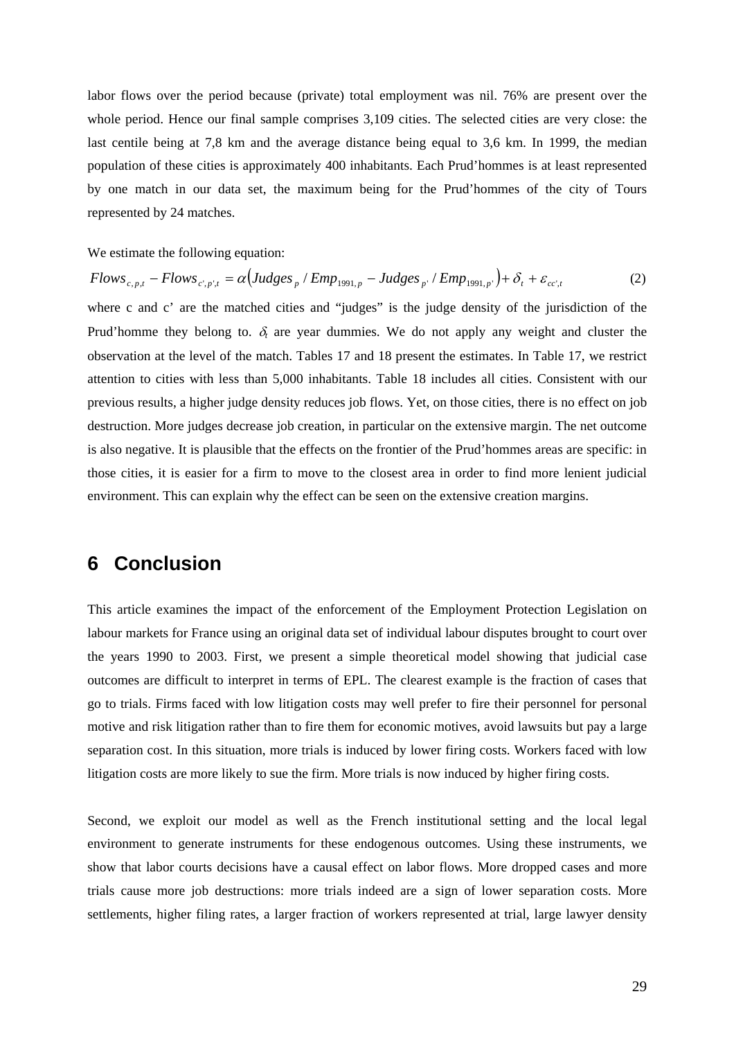labor flows over the period because (private) total employment was nil. 76% are present over the whole period. Hence our final sample comprises 3,109 cities. The selected cities are very close: the last centile being at 7,8 km and the average distance being equal to 3,6 km. In 1999, the median population of these cities is approximately 400 inhabitants. Each Prud'hommes is at least represented by one match in our data set, the maximum being for the Prud'hommes of the city of Tours represented by 24 matches.

We estimate the following equation:

$$Flows_{c,p,t} - Flows_{c',p',t} = \alpha\left(Judges_p / Emp_{1991,p} - Judges_{p'} / Emp_{1991,p'}\right) + \delta_t + \varepsilon_{cc',t} \quad (2)$$

where c and c' are the matched cities and "judges" is the judge density of the jurisdiction of the Prud'homme they belong to. $\delta_t$ are year dummies. We do not apply any weight and cluster the observation at the level of the match. Tables 17 and 18 present the estimates. In Table 17, we restrict attention to cities with less than 5,000 inhabitants. Table 18 includes all cities. Consistent with our previous results, a higher judge density reduces job flows. Yet, on those cities, there is no effect on job destruction. More judges decrease job creation, in particular on the extensive margin. The net outcome is also negative. It is plausible that the effects on the frontier of the Prud'hommes areas are specific: in those cities, it is easier for a firm to move to the closest area in order to find more lenient judicial environment. This can explain why the effect can be seen on the extensive creation margins.

# 6 Conclusion

This article examines the impact of the enforcement of the Employment Protection Legislation on labour markets for France using an original data set of individual labour disputes brought to court over the years 1990 to 2003. First, we present a simple theoretical model showing that judicial case outcomes are difficult to interpret in terms of EPL. The clearest example is the fraction of cases that go to trials. Firms faced with low litigation costs may well prefer to fire their personnel for personal motive and risk litigation rather than to fire them for economic motives, avoid lawsuits but pay a large separation cost. In this situation, more trials is induced by lower firing costs. Workers faced with low litigation costs are more likely to sue the firm. More trials is now induced by higher firing costs.

Second, we exploit our model as well as the French institutional setting and the local legal environment to generate instruments for these endogenous outcomes. Using these instruments, we show that labor courts decisions have a causal effect on labor flows. More dropped cases and more trials cause more job destructions: more trials indeed are a sign of lower separation costs. More settlements, higher filing rates, a larger fraction of workers represented at trial, large lawyer density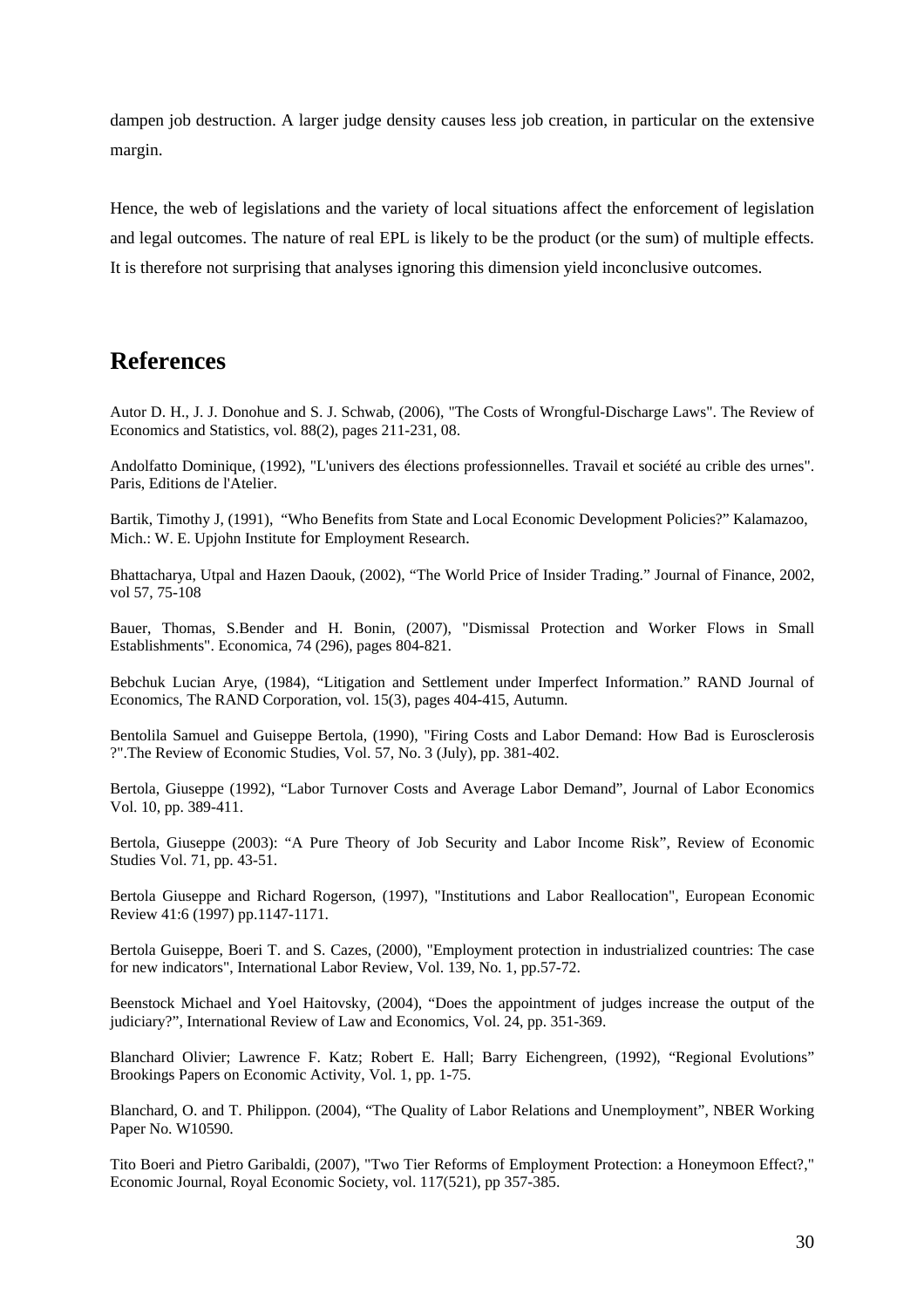dampen job destruction. A larger judge density causes less job creation, in particular on the extensive margin.

Hence, the web of legislations and the variety of local situations affect the enforcement of legislation and legal outcomes. The nature of real EPL is likely to be the product (or the sum) of multiple effects. It is therefore not surprising that analyses ignoring this dimension yield inconclusive outcomes.

## References

Autor D. H., J. J. Donohue and S. J. Schwab, (2006), "The Costs of Wrongful-Discharge Laws". The Review of Economics and Statistics, vol. 88(2), pages 211-231, 08.

Andolfatto Dominique, (1992), "L'univers des élections professionnelles. Travail et société au crible des urnes". Paris, Editions de l'Atelier.

Bartik, Timothy J, (1991), "Who Benefits from State and Local Economic Development Policies?" Kalamazoo, Mich.: W. E. Upjohn Institute for Employment Research.

Bhattacharya, Utpal and Hazen Daouk, (2002), "The World Price of Insider Trading." Journal of Finance, 2002, vol 57, 75-108

Bauer, Thomas, S.Bender and H. Bonin, (2007), "Dismissal Protection and Worker Flows in Small Establishments". Economica, 74 (296), pages 804-821.

Bebchuk Lucian Arye, (1984), "Litigation and Settlement under Imperfect Information." RAND Journal of Economics, The RAND Corporation, vol. 15(3), pages 404-415, Autumn.

Bentolila Samuel and Guiseppe Bertola, (1990), "Firing Costs and Labor Demand: How Bad is Eurosclerosis ?".The Review of Economic Studies, Vol. 57, No. 3 (July), pp. 381-402.

Bertola, Giuseppe (1992), "Labor Turnover Costs and Average Labor Demand", Journal of Labor Economics Vol. 10, pp. 389-411.

Bertola, Giuseppe (2003): "A Pure Theory of Job Security and Labor Income Risk", Review of Economic Studies Vol. 71, pp. 43-51.

Bertola Giuseppe and Richard Rogerson, (1997), "Institutions and Labor Reallocation", European Economic Review 41:6 (1997) pp.1147-1171.

Bertola Guiseppe, Boeri T. and S. Cazes, (2000), "Employment protection in industrialized countries: The case for new indicators", International Labor Review, Vol. 139, No. 1, pp.57-72.

Beenstock Michael and Yoel Haitovsky, (2004), "Does the appointment of judges increase the output of the judiciary?", International Review of Law and Economics, Vol. 24, pp. 351-369.

Blanchard Olivier; Lawrence F. Katz; Robert E. Hall; Barry Eichengreen, (1992), "Regional Evolutions" Brookings Papers on Economic Activity, Vol. 1, pp. 1-75.

Blanchard, O. and T. Philippon. (2004), "The Quality of Labor Relations and Unemployment", NBER Working Paper No. W10590.

Tito Boeri and Pietro Garibaldi, (2007), "Two Tier Reforms of Employment Protection: a Honeymoon Effect?," Economic Journal, Royal Economic Society, vol. 117(521), pp 357-385.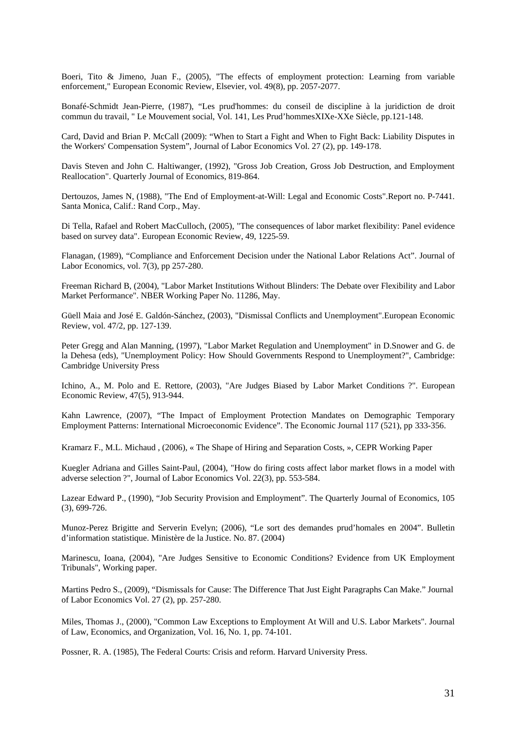Boeri, Tito & Jimeno, Juan F., (2005), "The effects of employment protection: Learning from variable enforcement," European Economic Review, Elsevier, vol. 49(8), pp. 2057-2077.

Bonafé-Schmidt Jean-Pierre, (1987), "Les prud'hommes: du conseil de discipline à la juridiction de droit commun du travail, " Le Mouvement social, Vol. 141, Les Prud'hommesXIXe-XXe Siècle, pp.121-148.

Card, David and Brian P. McCall (2009): "When to Start a Fight and When to Fight Back: Liability Disputes in the Workers' Compensation System", Journal of Labor Economics Vol. 27 (2), pp. 149-178.

Davis Steven and John C. Haltiwanger, (1992), "Gross Job Creation, Gross Job Destruction, and Employment Reallocation". Quarterly Journal of Economics, 819-864.

Dertouzos, James N, (1988), "The End of Employment-at-Will: Legal and Economic Costs".Report no. P-7441. Santa Monica, Calif.: Rand Corp., May.

Di Tella, Rafael and Robert MacCulloch, (2005), "The consequences of labor market flexibility: Panel evidence based on survey data". European Economic Review, 49, 1225-59.

Flanagan, (1989), "Compliance and Enforcement Decision under the National Labor Relations Act". Journal of Labor Economics, vol. 7(3), pp 257-280.

Freeman Richard B, (2004), "Labor Market Institutions Without Blinders: The Debate over Flexibility and Labor Market Performance". NBER Working Paper No. 11286, May.

Güell Maia and José E. Galdón-Sánchez, (2003), "Dismissal Conflicts and Unemployment".European Economic Review, vol. 47/2, pp. 127-139.

Peter Gregg and Alan Manning, (1997), "Labor Market Regulation and Unemployment" in D.Snower and G. de la Dehesa (eds), "Unemployment Policy: How Should Governments Respond to Unemployment?", Cambridge: Cambridge University Press

Ichino, A., M. Polo and E. Rettore, (2003), "Are Judges Biased by Labor Market Conditions ?". European Economic Review, 47(5), 913-944.

Kahn Lawrence, (2007), "The Impact of Employment Protection Mandates on Demographic Temporary Employment Patterns: International Microeconomic Evidence". The Economic Journal 117 (521), pp 333-356.

Kramarz F., M.L. Michaud , (2006), « The Shape of Hiring and Separation Costs, », CEPR Working Paper

Kuegler Adriana and Gilles Saint-Paul, (2004), "How do firing costs affect labor market flows in a model with adverse selection ?", Journal of Labor Economics Vol. 22(3), pp. 553-584.

Lazear Edward P., (1990), "Job Security Provision and Employment". The Quarterly Journal of Economics, 105 (3), 699-726.

Munoz-Perez Brigitte and Serverin Evelyn; (2006), "Le sort des demandes prud'homales en 2004". Bulletin d'information statistique. Ministère de la Justice. No. 87. (2004)

Marinescu, Ioana, (2004), "Are Judges Sensitive to Economic Conditions? Evidence from UK Employment Tribunals", Working paper.

Martins Pedro S., (2009), "Dismissals for Cause: The Difference That Just Eight Paragraphs Can Make." Journal of Labor Economics Vol. 27 (2), pp. 257-280.

Miles, Thomas J., (2000), "Common Law Exceptions to Employment At Will and U.S. Labor Markets". Journal of Law, Economics, and Organization, Vol. 16, No. 1, pp. 74-101.

Possner, R. A. (1985), The Federal Courts: Crisis and reform. Harvard University Press.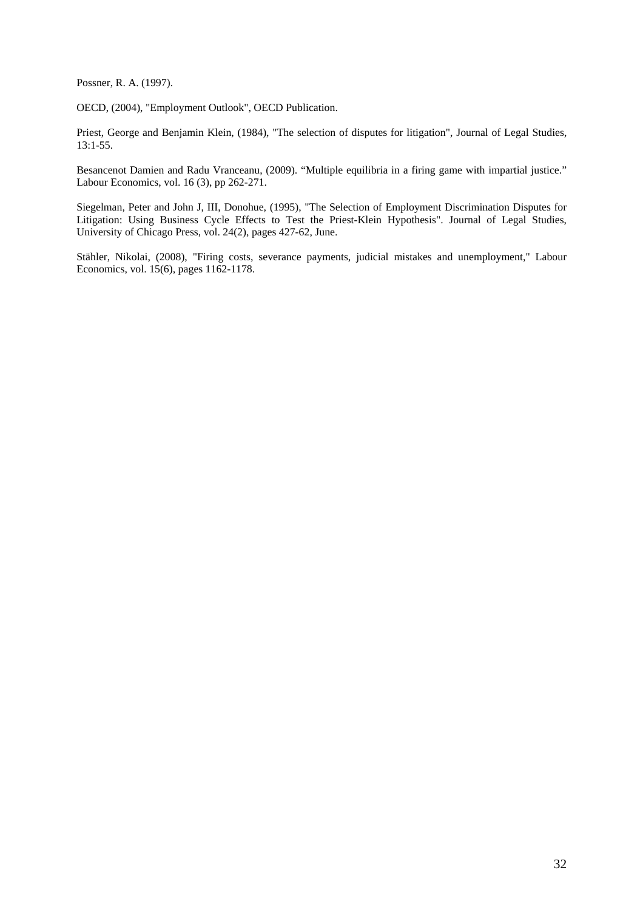Possner, R. A. (1997).

OECD, (2004), "Employment Outlook", OECD Publication.

Priest, George and Benjamin Klein, (1984), "The selection of disputes for litigation", Journal of Legal Studies, 13:1-55.

Besancenot Damien and Radu Vranceanu, (2009). “Multiple equilibria in a firing game with impartial justice.” Labour Economics, vol. 16 (3), pp 262-271.

Siegelman, Peter and John J, III, Donohue, (1995), "The Selection of Employment Discrimination Disputes for Litigation: Using Business Cycle Effects to Test the Priest-Klein Hypothesis". Journal of Legal Studies, University of Chicago Press, vol. 24(2), pages 427-62, June.

Stähler, Nikolai, (2008), "Firing costs, severance payments, judicial mistakes and unemployment," Labour Economics, vol. 15(6), pages 1162-1178.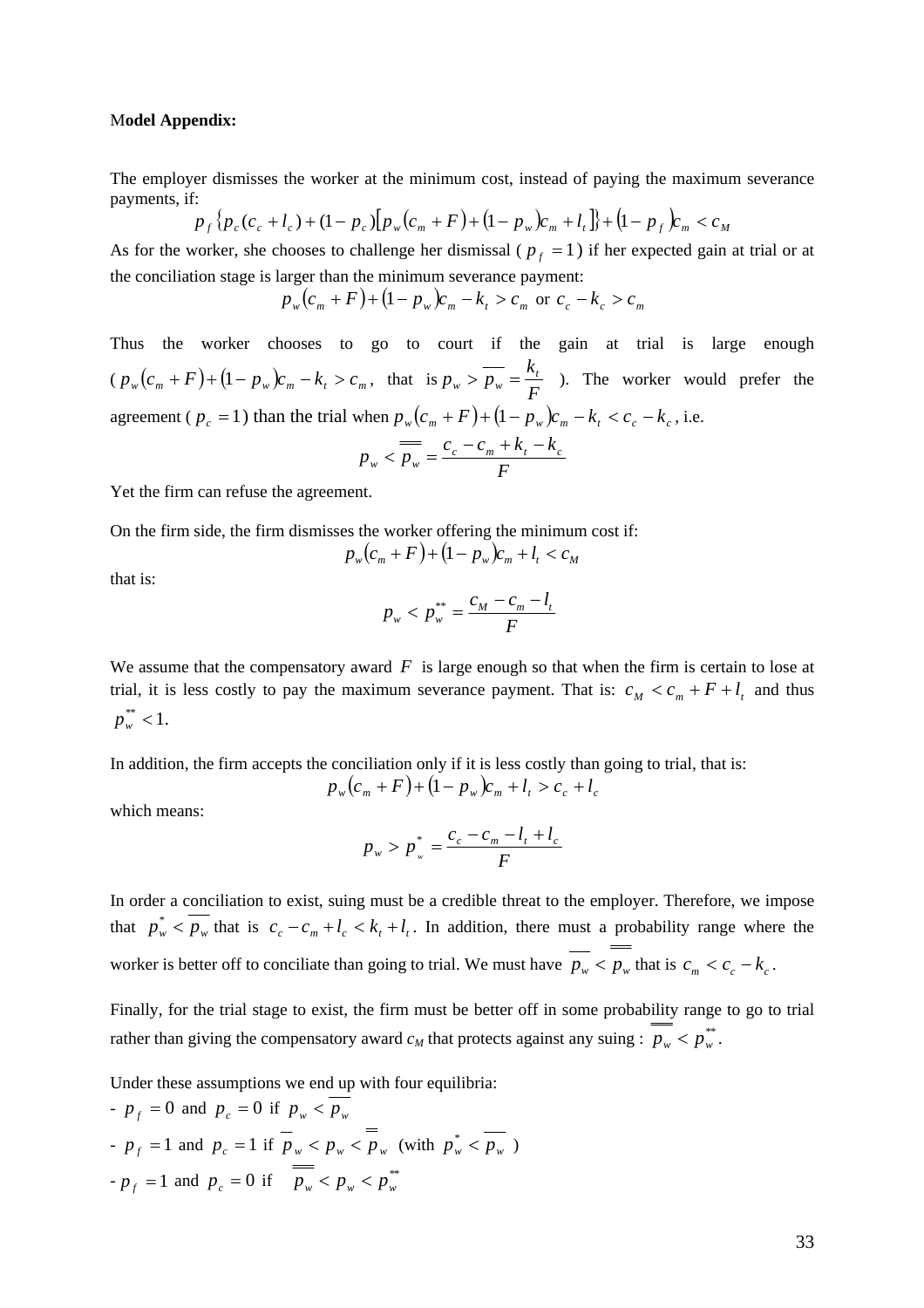**Model Appendix:**

The employer dismisses the worker at the minimum cost, instead of paying the maximum severance payments, if:

$$p_f\{p_c(c_c+l_c)+(1-p_c)[p_w(c_m+F)+(1-p_w)c_m+l_t]\}+(1-p_f)c_m<c_M$$

As for the worker, she chooses to challenge her dismissal ( $p_f=1$) if her expected gain at trial or at the conciliation stage is larger than the minimum severance payment:

$$p_w(c_m+F)+(1-p_w)c_m-k_t>c_m \text{ or } c_c-k_c>c_m$$

Thus the worker chooses to go to court if the gain at trial is large enough ( $p_w(c_m+F)+(1-p_w)c_m-k_t>c_m$, that is $p_w>\overline{p_w}=\frac{k_t}{F}$ ). The worker would prefer the agreement ( $p_c=1$) than the trial when $p_w(c_m+F)+(1-p_w)c_m-k_t<c_c-k_c$, i.e.

$$p_w<\overline{\overline{p_w}}=\frac{c_c-c_m+k_t-k_c}{F}$$

Yet the firm can refuse the agreement.

On the firm side, the firm dismisses the worker offering the minimum cost if:

$$p_w(c_m+F)+(1-p_w)c_m+l_t<c_M$$

that is:

$$p_w<p_w^{**}=\frac{c_M-c_m-l_t}{F}$$

We assume that the compensatory award $F$ is large enough so that when the firm is certain to lose at trial, it is less costly to pay the maximum severance payment. That is: $c_M<c_m+F+l_t$ and thus $p_w^{**}<1$.

In addition, the firm accepts the conciliation only if it is less costly than going to trial, that is:

$$p_w(c_m+F)+(1-p_w)c_m+l_t>c_c+l_c$$

which means:

$$p_w>p_w^{*}=\frac{c_c-c_m-l_t+l_c}{F}$$

In order a conciliation to exist, suing must be a credible threat to the employer. Therefore, we impose that $p_w^*<\overline{p_w}$ that is $c_c-c_m+l_c<k_t+l_t$. In addition, there must a probability range where the worker is better off to conciliate than going to trial. We must have $\overline{p_w}<\overline{\overline{p_w}}$ that is $c_m<c_c-k_c$.

Finally, for the trial stage to exist, the firm must be better off in some probability range to go to trial rather than giving the compensatory award $c_M$ that protects against any suing : $\overline{\overline{p_w}}<p_w^{**}$.

Under these assumptions we end up with four equilibria:

- $p_f=0$ and $p_c=0$ if $p_w<\overline{p_w}$
- $p_f=1$ and $p_c=1$ if $\overline{p_w}<p_w<\overline{\overline{p_w}}$ (with $p_w^*<\overline{p_w}$ )
- $p_f=1$ and $p_c=0$ if $\overline{\overline{p_w}}<p_w<p_w^{**}$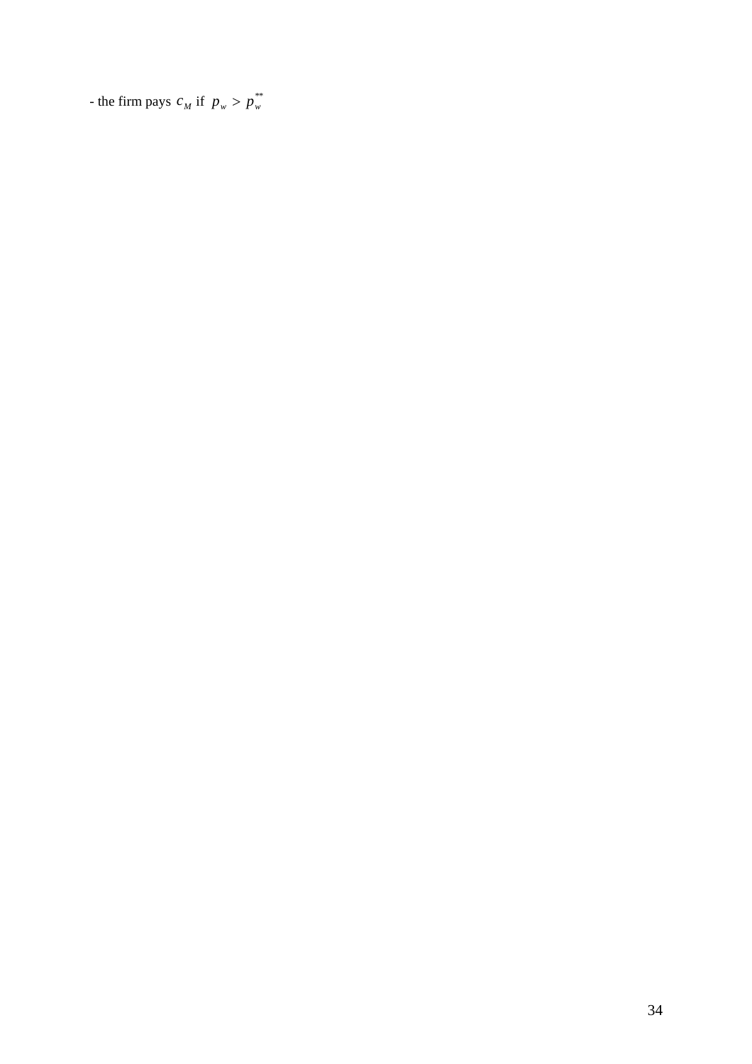- the firm pays $c_M$ if $p_w > p_w^{**}$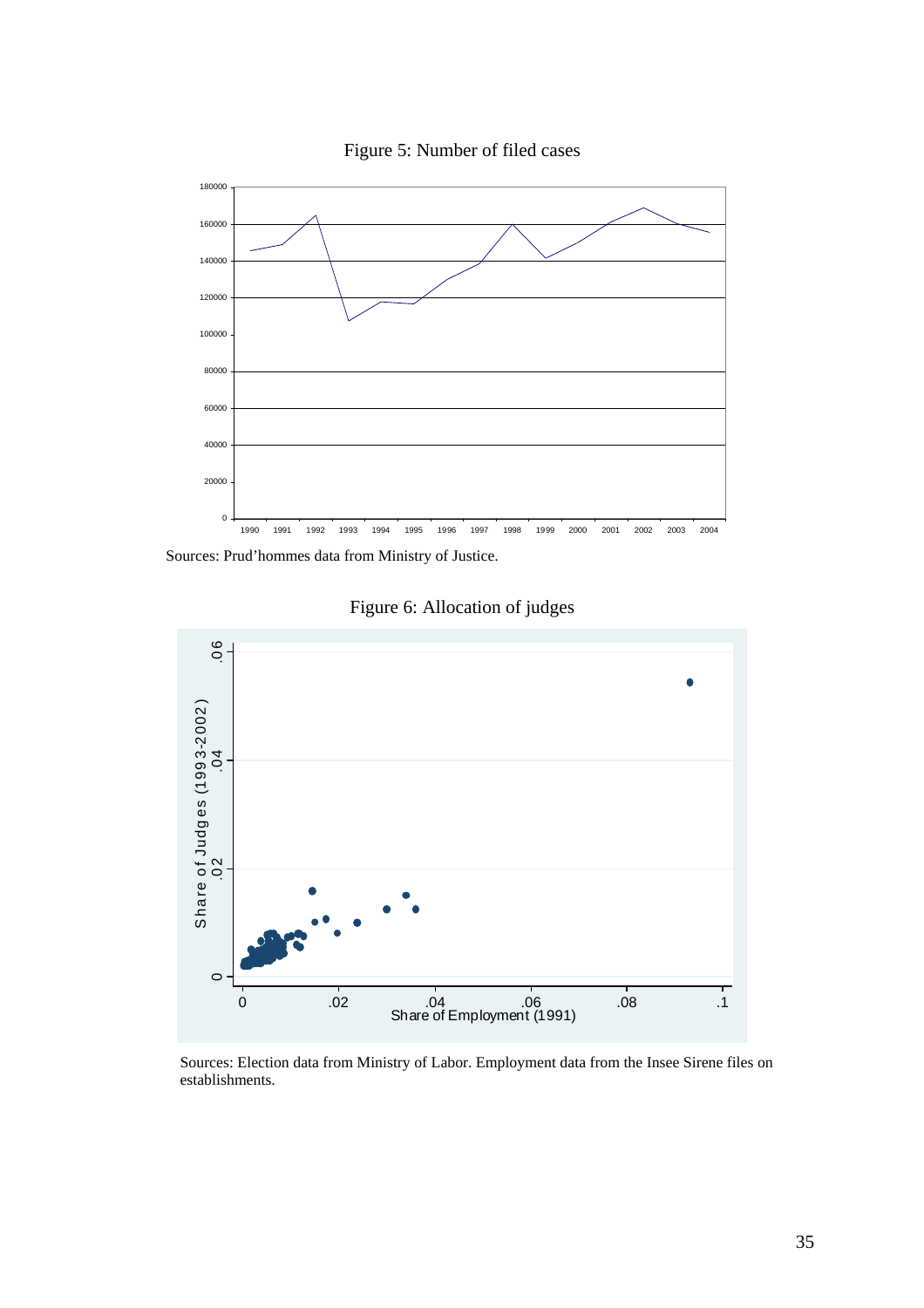Figure 5: Number of filed cases

Sources: Prud'hommes data from Ministry of Justice.

Figure 6: Allocation of judges

Sources: Election data from Ministry of Labor. Employment data from the Insee Sirene files on establishments.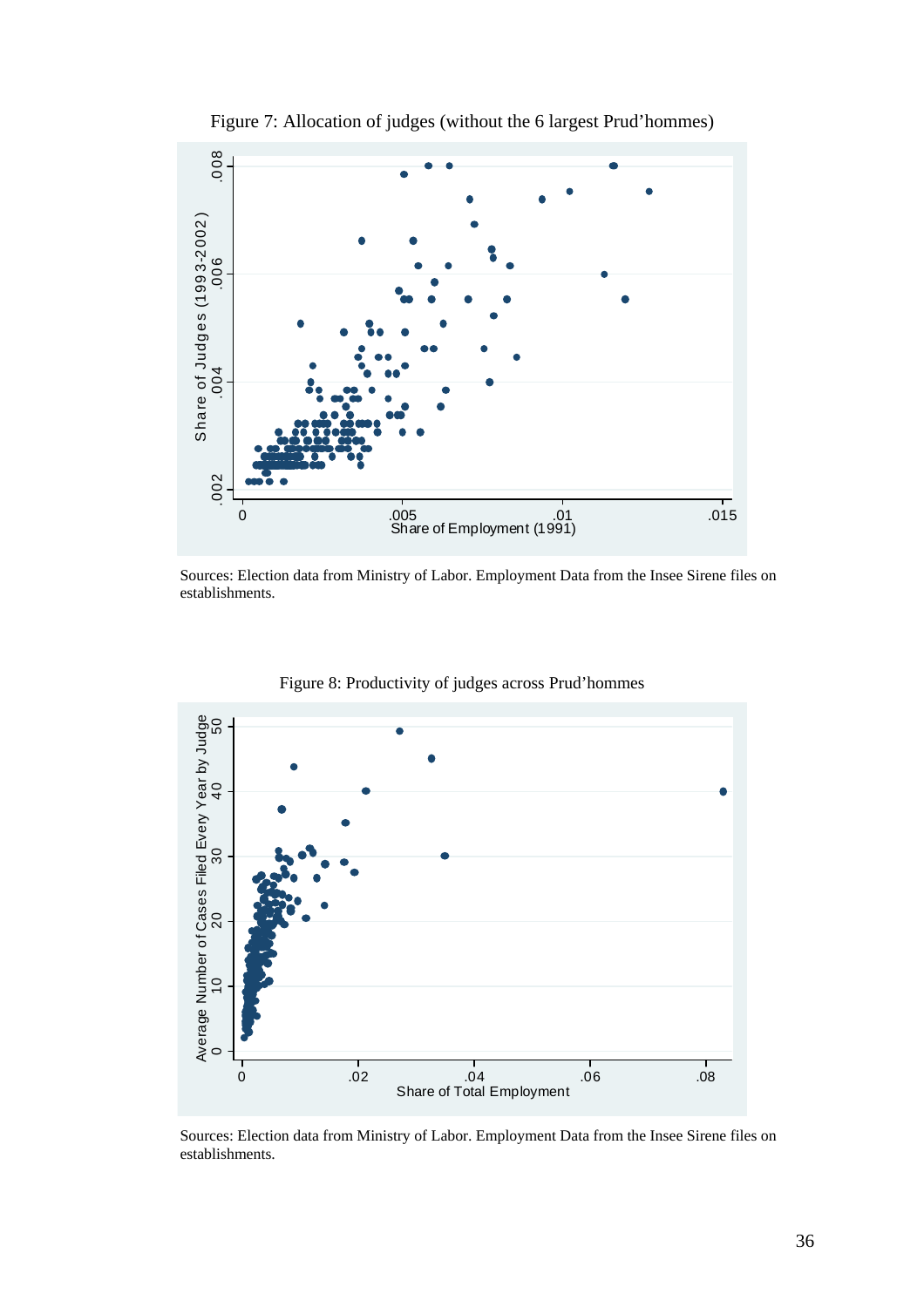Figure 7: Allocation of judges (without the 6 largest Prud'hommes)

Sources: Election data from Ministry of Labor. Employment Data from the Insee Sirene files on establishments.

Figure 8: Productivity of judges across Prud'hommes

Sources: Election data from Ministry of Labor. Employment Data from the Insee Sirene files on establishments.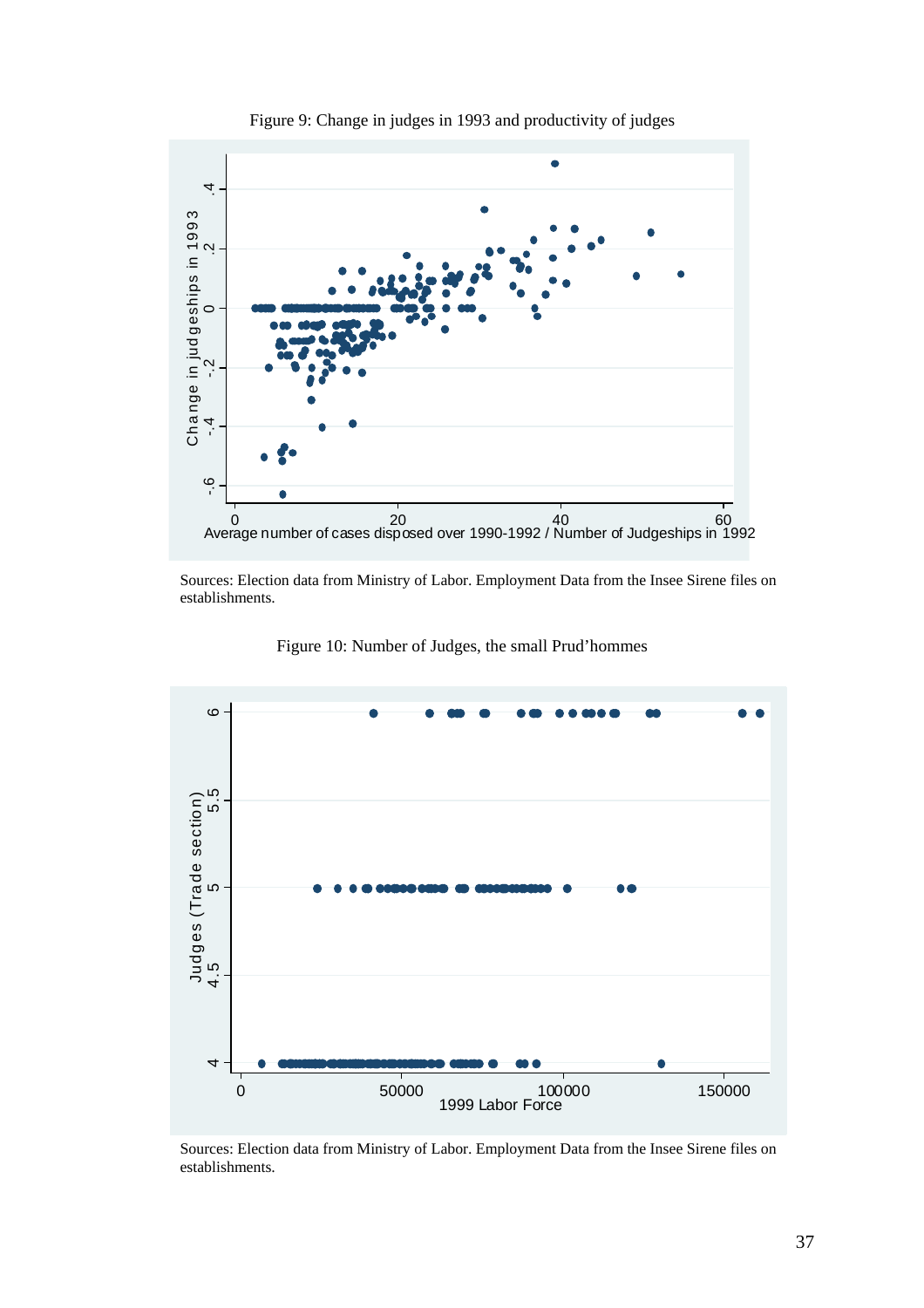Figure 9: Change in judges in 1993 and productivity of judges

Sources: Election data from Ministry of Labor. Employment Data from the Insee Sirene files on establishments.

Figure 10: Number of Judges, the small Prud'hommes

Sources: Election data from Ministry of Labor. Employment Data from the Insee Sirene files on establishments.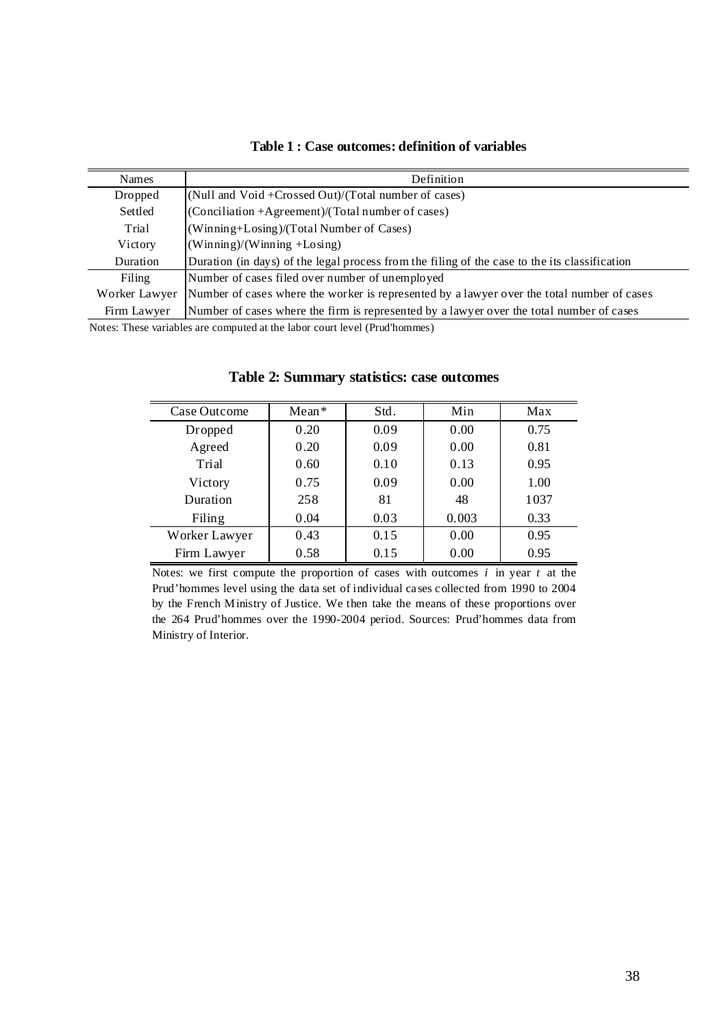**Table 1 : Case outcomes: definition of variables**

| Names | Definition |
|---|---|
| Dropped | (Null and Void +Crossed Out)/(Total number of cases) |
| Settled | (Conciliation +Agreement)/(Total number of cases) |
| Trial | (Winning+Losing)/(Total Number of Cases) |
| Victory | (Winning)/(Winning +Losing) |
| Duration | Duration (in days) of the legal process from the filing of the case to the its classification |
| Filing | Number of cases filed over number of unemployed |
| Worker Lawyer | Number of cases where the worker is represented by a lawyer over the total number of cases |
| Firm Lawyer | Number of cases where the firm is represented by a lawyer over the total number of cases |

Notes: These variables are computed at the labor court level (Prud'hommes)

**Table 2: Summary statistics: case outcomes**

| Case Outcome | Mean* | Std. | Min | Max |
|---|---|---|---|---|
| Dropped | 0.20 | 0.09 | 0.00 | 0.75 |
| Agreed | 0.20 | 0.09 | 0.00 | 0.81 |
| Trial | 0.60 | 0.10 | 0.13 | 0.95 |
| Victory | 0.75 | 0.09 | 0.00 | 1.00 |
| Duration | 258 | 81 | 48 | 1037 |
| Filing | 0.04 | 0.03 | 0.003 | 0.33 |
| Worker Lawyer | 0.43 | 0.15 | 0.00 | 0.95 |
| Firm Lawyer | 0.58 | 0.15 | 0.00 | 0.95 |

Notes: we first compute the proportion of cases with outcomes $i$ in year $t$ at the Prud'hommes level using the data set of individual cases collected from 1990 to 2004 by the French Ministry of Justice. We then take the means of these proportions over the 264 Prud'hommes over the 1990-2004 period. Sources: Prud'hommes data from Ministry of Interior.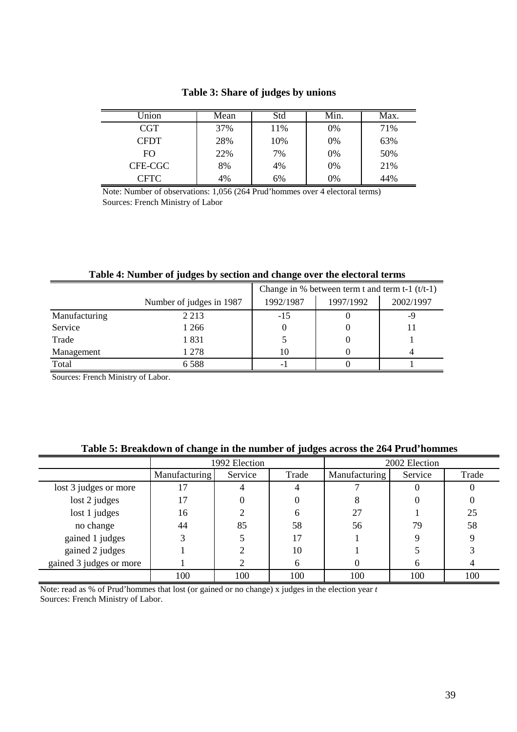**Table 3: Share of judges by unions**

| Union | Mean | Std | Min. | Max. |
|---|---|---|---|---|
| CGT | 37% | 11% | 0% | 71% |
| CFDT | 28% | 10% | 0% | 63% |
| FO | 22% | 7% | 0% | 50% |
| CFE-CGC | 8% | 4% | 0% | 21% |
| CFTC | 4% | 6% | 0% | 44% |

Note: Number of observations: 1,056 (264 Prud'hommes over 4 electoral terms)
Sources: French Ministry of Labor

**Table 4: Number of judges by section and change over the electoral terms**

| | | Change in % between term t and term t-1 (t/t-1) | | |
|---|---|---|---|---|
| | Number of judges in 1987 | 1992/1987 | 1997/1992 | 2002/1997 |
| Manufacturing | 2 213 | -15 | 0 | -9 |
| Service | 1 266 | 0 | 0 | 11 |
| Trade | 1 831 | 5 | 0 | 1 |
| Management | 1 278 | 10 | 0 | 4 |
| Total | 6 588 | -1 | 0 | 1 |

Sources: French Ministry of Labor.

**Table 5: Breakdown of change in the number of judges across the 264 Prud'hommes**

| | 1992 Election | | | 2002 Election | | |
|---|---|---|---|---|---|---|
| | Manufacturing | Service | Trade | Manufacturing | Service | Trade |
| lost 3 judges or more | 17 | 4 | 4 | 7 | 0 | 0 |
| lost 2 judges | 17 | 0 | 0 | 8 | 0 | 0 |
| lost 1 judges | 16 | 2 | 6 | 27 | 1 | 25 |
| no change | 44 | 85 | 58 | 56 | 79 | 58 |
| gained 1 judges | 3 | 5 | 17 | 1 | 9 | 9 |
| gained 2 judges | 1 | 2 | 10 | 1 | 5 | 3 |
| gained 3 judges or more | 1 | 2 | 6 | 0 | 6 | 4 |
| | 100 | 100 | 100 | 100 | 100 | 100 |

Note: read as % of Prud'hommes that lost (or gained or no change) x judges in the election year *t*
Sources: French Ministry of Labor.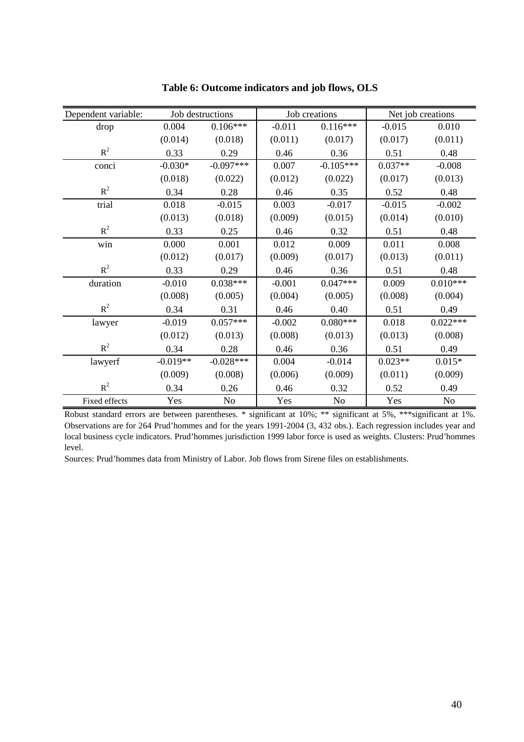**Table 6: Outcome indicators and job flows, OLS**

| Dependent variable: | Job destructions | | Job creations | | Net job creations | |
|---|---|---|---|---|---|---|
| drop | 0.004 | 0.106*** | -0.011 | 0.116*** | -0.015 | 0.010 |
| | (0.014) | (0.018) | (0.011) | (0.017) | (0.017) | (0.011) |
| $R^2$ | 0.33 | 0.29 | 0.46 | 0.36 | 0.51 | 0.48 |
| conci | -0.030* | -0.097*** | 0.007 | -0.105*** | 0.037** | -0.008 |
| | (0.018) | (0.022) | (0.012) | (0.022) | (0.017) | (0.013) |
| $R^2$ | 0.34 | 0.28 | 0.46 | 0.35 | 0.52 | 0.48 |
| trial | 0.018 | -0.015 | 0.003 | -0.017 | -0.015 | -0.002 |
| | (0.013) | (0.018) | (0.009) | (0.015) | (0.014) | (0.010) |
| $R^2$ | 0.33 | 0.25 | 0.46 | 0.32 | 0.51 | 0.48 |
| win | 0.000 | 0.001 | 0.012 | 0.009 | 0.011 | 0.008 |
| | (0.012) | (0.017) | (0.009) | (0.017) | (0.013) | (0.011) |
| $R^2$ | 0.33 | 0.29 | 0.46 | 0.36 | 0.51 | 0.48 |
| duration | -0.010 | 0.038*** | -0.001 | 0.047*** | 0.009 | 0.010*** |
| | (0.008) | (0.005) | (0.004) | (0.005) | (0.008) | (0.004) |
| $R^2$ | 0.34 | 0.31 | 0.46 | 0.40 | 0.51 | 0.49 |
| lawyer | -0.019 | 0.057*** | -0.002 | 0.080*** | 0.018 | 0.022*** |
| | (0.012) | (0.013) | (0.008) | (0.013) | (0.013) | (0.008) |
| $R^2$ | 0.34 | 0.28 | 0.46 | 0.36 | 0.51 | 0.49 |
| lawyerf | -0.019** | -0.028*** | 0.004 | -0.014 | 0.023** | 0.015* |
| | (0.009) | (0.008) | (0.006) | (0.009) | (0.011) | (0.009) |
| $R^2$ | 0.34 | 0.26 | 0.46 | 0.32 | 0.52 | 0.49 |
| Fixed effects | Yes | No | Yes | No | Yes | No |

Robust standard errors are between parentheses. * significant at 10%; ** significant at 5%, ***significant at 1%. Observations are for 264 Prud'hommes and for the years 1991-2004 (3, 432 obs.). Each regression includes year and local business cycle indicators. Prud'hommes jurisdiction 1999 labor force is used as weights. Clusters: Prud'hommes level.

Sources: Prud'hommes data from Ministry of Labor. Job flows from Sirene files on establishments.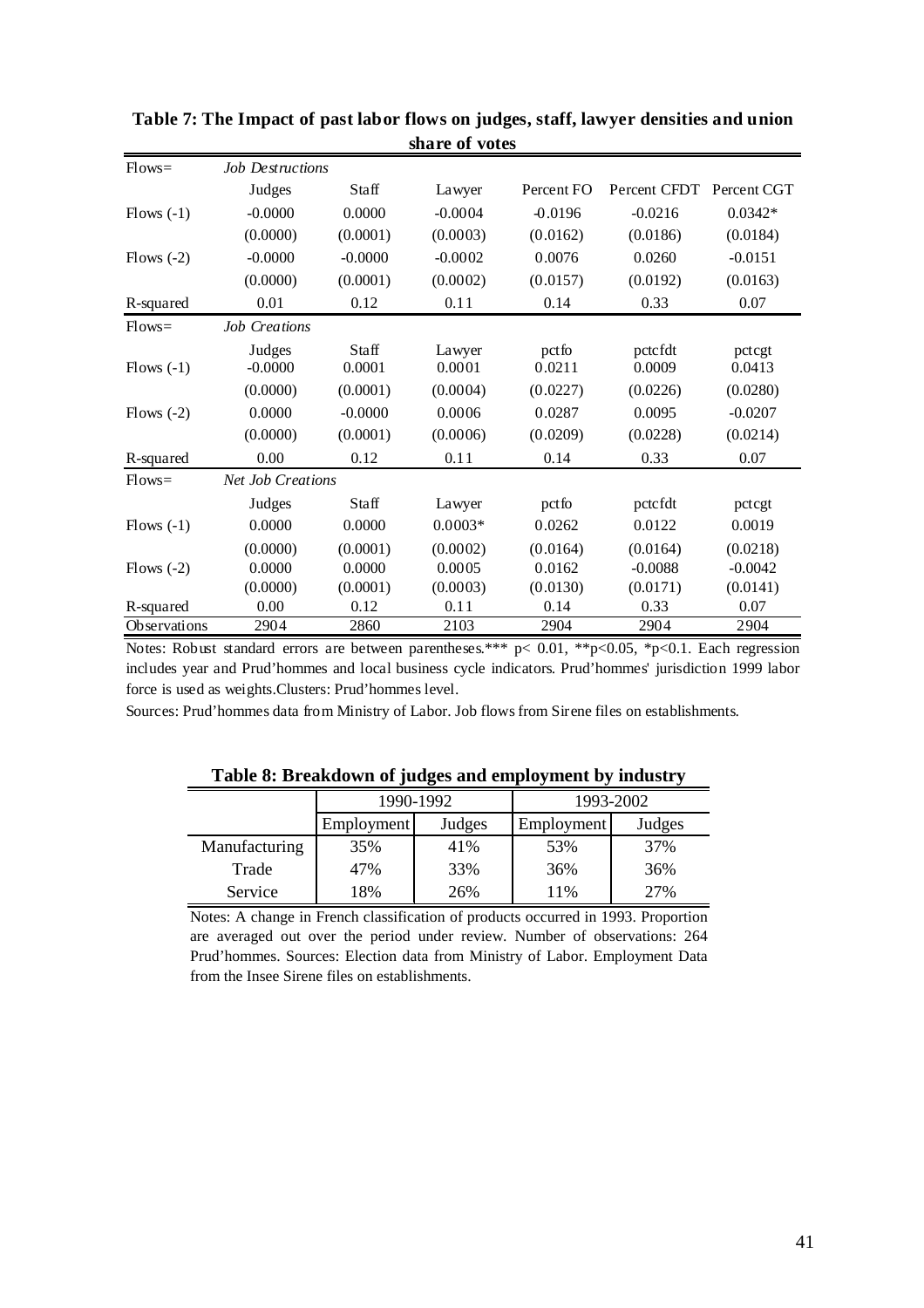**Table 7: The Impact of past labor flows on judges, staff, lawyer densities and union share of votes**

| Flows= | *Job Destructions* | | | | | |
|---|---|---|---|---|---|---|
| | Judges | Staff | Lawyer | Percent FO | Percent CFDT | Percent CGT |
| Flows (-1) | -0.0000 | 0.0000 | -0.0004 | -0.0196 | -0.0216 | 0.0342* |
| | (0.0000) | (0.0001) | (0.0003) | (0.0162) | (0.0186) | (0.0184) |
| Flows (-2) | -0.0000 | -0.0000 | -0.0002 | 0.0076 | 0.0260 | -0.0151 |
| | (0.0000) | (0.0001) | (0.0002) | (0.0157) | (0.0192) | (0.0163) |
| R-squared | 0.01 | 0.12 | 0.11 | 0.14 | 0.33 | 0.07 |
| Flows= | *Job Creations* | | | | | |
| | Judges | Staff | Lawyer | pctfo | pctcfdt | pctcgt |
| Flows (-1) | -0.0000 | 0.0001 | 0.0001 | 0.0211 | 0.0009 | 0.0413 |
| | (0.0000) | (0.0001) | (0.0004) | (0.0227) | (0.0226) | (0.0280) |
| Flows (-2) | 0.0000 | -0.0000 | 0.0006 | 0.0287 | 0.0095 | -0.0207 |
| | (0.0000) | (0.0001) | (0.0006) | (0.0209) | (0.0228) | (0.0214) |
| R-squared | 0.00 | 0.12 | 0.11 | 0.14 | 0.33 | 0.07 |
| Flows= | *Net Job Creations* | | | | | |
| | Judges | Staff | Lawyer | pctfo | pctcfdt | pctcgt |
| Flows (-1) | 0.0000 | 0.0000 | 0.0003* | 0.0262 | 0.0122 | 0.0019 |
| | (0.0000) | (0.0001) | (0.0002) | (0.0164) | (0.0164) | (0.0218) |
| Flows (-2) | 0.0000 | 0.0000 | 0.0005 | 0.0162 | -0.0088 | -0.0042 |
| | (0.0000) | (0.0001) | (0.0003) | (0.0130) | (0.0171) | (0.0141) |
| R-squared | 0.00 | 0.12 | 0.11 | 0.14 | 0.33 | 0.07 |
| Observations | 2904 | 2860 | 2103 | 2904 | 2904 | 2904 |

Notes: Robust standard errors are between parentheses.*** p< 0.01, **p<0.05, *p<0.1. Each regression includes year and Prud'hommes and local business cycle indicators. Prud'hommes' jurisdiction 1999 labor force is used as weights.Clusters: Prud'hommes level.

Sources: Prud'hommes data from Ministry of Labor. Job flows from Sirene files on establishments.

**Table 8: Breakdown of judges and employment by industry**

| | 1990-1992 | | 1993-2002 | |
|---|---|---|---|---|
| | Employment | Judges | Employment | Judges |
| Manufacturing | 35% | 41% | 53% | 37% |
| Trade | 47% | 33% | 36% | 36% |
| Service | 18% | 26% | 11% | 27% |

Notes: A change in French classification of products occurred in 1993. Proportion are averaged out over the period under review. Number of observations: 264 Prud'hommes. Sources: Election data from Ministry of Labor. Employment Data from the Insee Sirene files on establishments.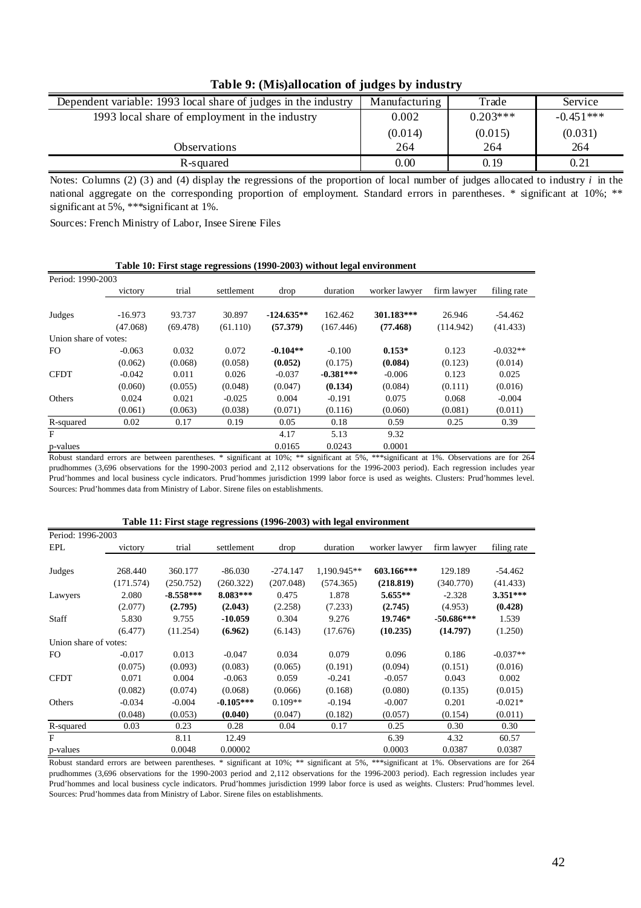**Table 9: (Mis)allocation of judges by industry**

| Dependent variable: 1993 local share of judges in the industry | Manufacturing | Trade | Service |
|---|---|---|---|
| 1993 local share of employment in the industry | 0.002 | 0.203*** | -0.451*** |
| | (0.014) | (0.015) | (0.031) |
| Observations | 264 | 264 | 264 |
| R-squared | 0.00 | 0.19 | 0.21 |

Notes: Columns (2) (3) and (4) display the regressions of the proportion of local number of judges allocated to industry $i$ in the national aggregate on the corresponding proportion of employment. Standard errors in parentheses. * significant at 10%; ** significant at 5%, ***significant at 1%.

Sources: French Ministry of Labor, Insee Sirene Files

**Table 10: First stage regressions (1990-2003) without legal environment**

| Period: 1990-2003 | victory | trial | settlement | drop | duration | worker lawyer | firm lawyer | filing rate |
|---|---|---|---|---|---|---|---|---|
| Judges | -16.973 | 93.737 | 30.897 | **-124.635**** | 162.462 | **301.183***** | 26.946 | -54.462 |
| | (47.068) | (69.478) | (61.110) | **(57.379)** | (167.446) | **(77.468)** | (114.942) | (41.433) |
| Union share of votes: | | | | | | | | |
| FO | -0.063 | 0.032 | 0.072 | **-0.104**** | -0.100 | **0.153*** | 0.123 | -0.032** |
| | (0.062) | (0.068) | (0.058) | **(0.052)** | (0.175) | **(0.084)** | (0.123) | (0.014) |
| CFDT | -0.042 | 0.011 | 0.026 | -0.037 | **-0.381***** | -0.006 | 0.123 | 0.025 |
| | (0.060) | (0.055) | (0.048) | (0.047) | **(0.134)** | (0.084) | (0.111) | (0.016) |
| Others | 0.024 | 0.021 | -0.025 | 0.004 | -0.191 | 0.075 | 0.068 | -0.004 |
| | (0.061) | (0.063) | (0.038) | (0.071) | (0.116) | (0.060) | (0.081) | (0.011) |
| R-squared | 0.02 | 0.17 | 0.19 | 0.05 | 0.18 | 0.59 | 0.25 | 0.39 |
| F | | | | 4.17 | 5.13 | 9.32 | | |
| p-values | | | | 0.0165 | 0.0243 | 0.0001 | | |

Robust standard errors are between parentheses. * significant at 10%; ** significant at 5%, ***significant at 1%. Observations are for 264 prudhommes (3,696 observations for the 1990-2003 period and 2,112 observations for the 1996-2003 period). Each regression includes year Prud'hommes and local business cycle indicators. Prud'hommes jurisdiction 1999 labor force is used as weights. Clusters: Prud'hommes level. Sources: Prud'hommes data from Ministry of Labor. Sirene files on establishments.

**Table 11: First stage regressions (1996-2003) with legal environment**

| Period: 1996-2003<br>EPL | victory | trial | settlement | drop | duration | worker lawyer | firm lawyer | filing rate |
|---|---|---|---|---|---|---|---|---|
| Judges | 268.440 | 360.177 | -86.030 | -274.147 | 1,190.945** | **603.166***** | 129.189 | -54.462 |
| | (171.574) | (250.752) | (260.322) | (207.048) | (574.365) | **(218.819)** | (340.770) | (41.433) |
| Lawyers | 2.080 | **-8.558***** | **8.083***** | 0.475 | 1.878 | **5.655**** | -2.328 | **3.351***** |
| | (2.077) | **(2.795)** | **(2.043)** | (2.258) | (7.233) | **(2.745)** | (4.953) | **(0.428)** |
| Staff | 5.830 | 9.755 | **-10.059** | 0.304 | 9.276 | **19.746*** | **-50.686***** | 1.539 |
| | (6.477) | (11.254) | **(6.962)** | (6.143) | (17.676) | **(10.235)** | **(14.797)** | (1.250) |
| Union share of votes: | | | | | | | | |
| FO | -0.017 | 0.013 | -0.047 | 0.034 | 0.079 | 0.096 | 0.186 | -0.037** |
| | (0.075) | (0.093) | (0.083) | (0.065) | (0.191) | (0.094) | (0.151) | (0.016) |
| CFDT | 0.071 | 0.004 | -0.063 | 0.059 | -0.241 | -0.057 | 0.043 | 0.002 |
| | (0.082) | (0.074) | (0.068) | (0.066) | (0.168) | (0.080) | (0.135) | (0.015) |
| Others | -0.034 | -0.004 | **-0.105***** | 0.109** | -0.194 | -0.007 | 0.201 | -0.021* |
| | (0.048) | (0.053) | **(0.040)** | (0.047) | (0.182) | (0.057) | (0.154) | (0.011) |
| R-squared | 0.03 | 0.23 | 0.28 | 0.04 | 0.17 | 0.25 | 0.30 | 0.30 |
| F | | 8.11 | 12.49 | | | 6.39 | 4.32 | 60.57 |
| p-values | | 0.0048 | 0.00002 | | | 0.0003 | 0.0387 | 0.0387 |

Robust standard errors are between parentheses. * significant at 10%; ** significant at 5%, ***significant at 1%. Observations are for 264 prudhommes (3,696 observations for the 1990-2003 period and 2,112 observations for the 1996-2003 period). Each regression includes year Prud'hommes and local business cycle indicators. Prud'hommes jurisdiction 1999 labor force is used as weights. Clusters: Prud'hommes level. Sources: Prud'hommes data from Ministry of Labor. Sirene files on establishments.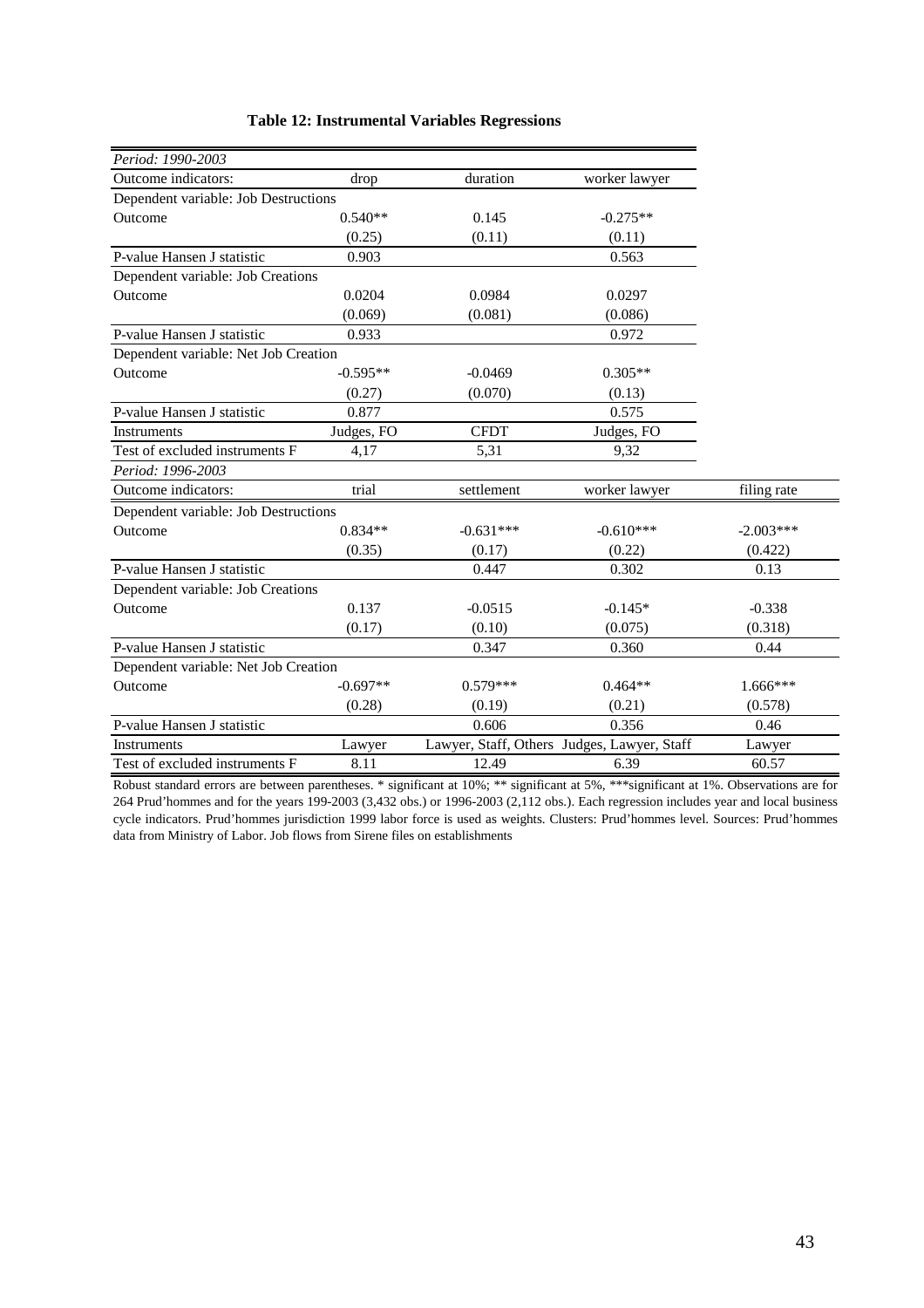**Table 12: Instrumental Variables Regressions**

| *Period: 1990-2003* | | | | |
|---|---|---|---|---|
| Outcome indicators: | drop | duration | worker lawyer | |
| Dependent variable: Job Destructions | | | | |
| Outcome | 0.540** | 0.145 | -0.275** | |
| | (0.25) | (0.11) | (0.11) | |
| P-value Hansen J statistic | 0.903 | | 0.563 | |
| Dependent variable: Job Creations | | | | |
| Outcome | 0.0204 | 0.0984 | 0.0297 | |
| | (0.069) | (0.081) | (0.086) | |
| P-value Hansen J statistic | 0.933 | | 0.972 | |
| Dependent variable: Net Job Creation | | | | |
| Outcome | -0.595** | -0.0469 | 0.305** | |
| | (0.27) | (0.070) | (0.13) | |
| P-value Hansen J statistic | 0.877 | | 0.575 | |
| Instruments | Judges, FO | CFDT | Judges, FO | |
| Test of excluded instruments F | 4,17 | 5,31 | 9,32 | |
| *Period: 1996-2003* | | | | |
| Outcome indicators: | trial | settlement | worker lawyer | filing rate |
| Dependent variable: Job Destructions | | | | |
| Outcome | 0.834** | -0.631*** | -0.610*** | -2.003*** |
| | (0.35) | (0.17) | (0.22) | (0.422) |
| P-value Hansen J statistic | | 0.447 | 0.302 | 0.13 |
| Dependent variable: Job Creations | | | | |
| Outcome | 0.137 | -0.0515 | -0.145* | -0.338 |
| | (0.17) | (0.10) | (0.075) | (0.318) |
| P-value Hansen J statistic | | 0.347 | 0.360 | 0.44 |
| Dependent variable: Net Job Creation | | | | |
| Outcome | -0.697** | 0.579*** | 0.464** | 1.666*** |
| | (0.28) | (0.19) | (0.21) | (0.578) |
| P-value Hansen J statistic | | 0.606 | 0.356 | 0.46 |
| Instruments | Lawyer | Lawyer, Staff, Others | Judges, Lawyer, Staff | Lawyer |
| Test of excluded instruments F | 8.11 | 12.49 | 6.39 | 60.57 |

Robust standard errors are between parentheses. * significant at 10%; ** significant at 5%, ***significant at 1%. Observations are for 264 Prud'hommes and for the years 199-2003 (3,432 obs.) or 1996-2003 (2,112 obs.). Each regression includes year and local business cycle indicators. Prud'hommes jurisdiction 1999 labor force is used as weights. Clusters: Prud'hommes level. Sources: Prud'hommes data from Ministry of Labor. Job flows from Sirene files on establishments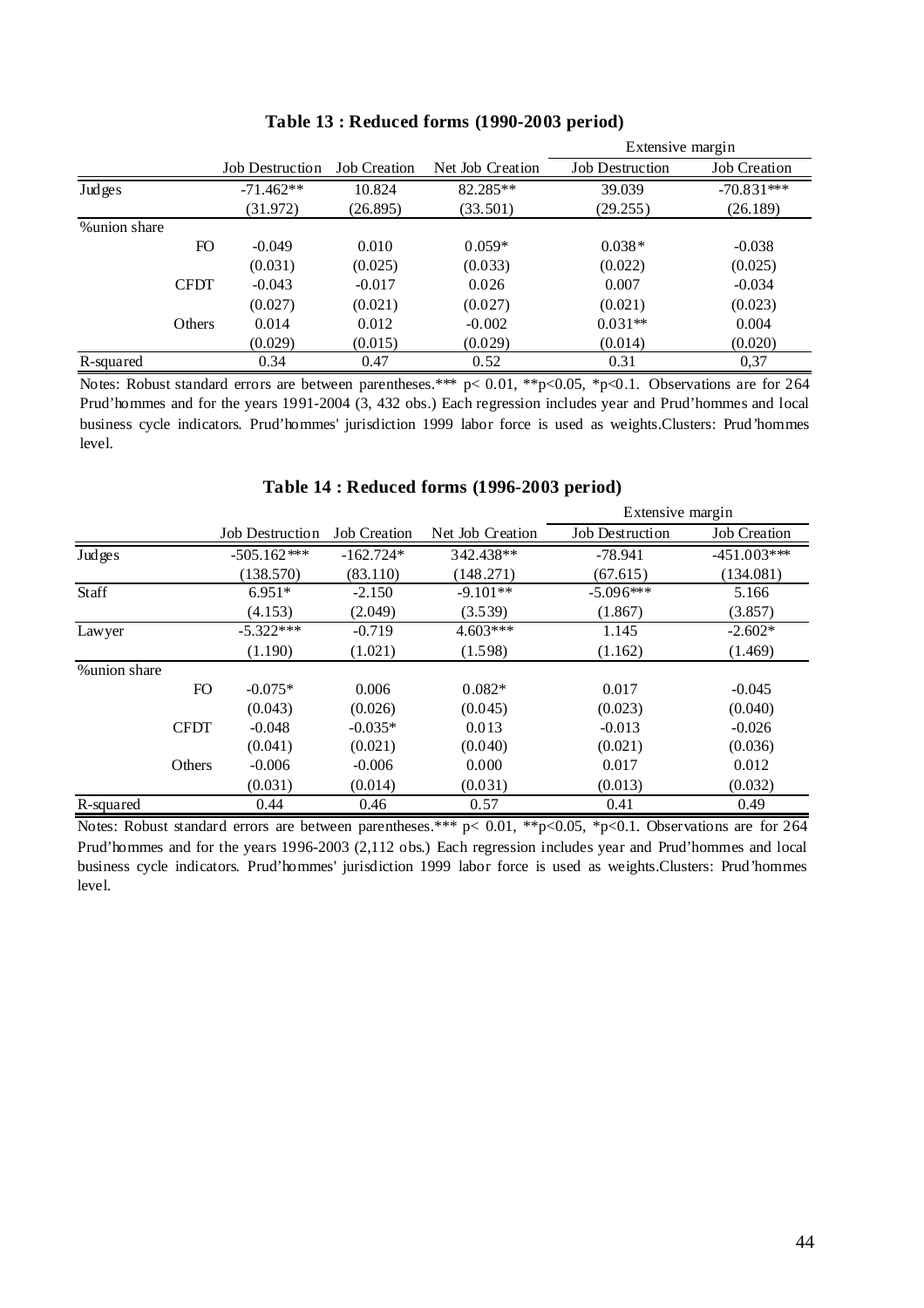**Table 13 : Reduced forms (1990-2003 period)**

| | | | | Extensive margin | |
|---|---|---|---|---|---|
| | Job Destruction | Job Creation | Net Job Creation | Job Destruction | Job Creation |
| Judges | -71.462** | 10.824 | 82.285** | 39.039 | -70.831*** |
| | (31.972) | (26.895) | (33.501) | (29.255) | (26.189) |
| %union share | | | | | |
| FO | -0.049 | 0.010 | 0.059* | 0.038* | -0.038 |
| | (0.031) | (0.025) | (0.033) | (0.022) | (0.025) |
| CFDT | -0.043 | -0.017 | 0.026 | 0.007 | -0.034 |
| | (0.027) | (0.021) | (0.027) | (0.021) | (0.023) |
| Others | 0.014 | 0.012 | -0.002 | 0.031** | 0.004 |
| | (0.029) | (0.015) | (0.029) | (0.014) | (0.020) |
| R-squared | 0.34 | 0.47 | 0.52 | 0.31 | 0,37 |

Notes: Robust standard errors are between parentheses.*** p< 0.01, **p<0.05, *p<0.1. Observations are for 264 Prud'hommes and for the years 1991-2004 (3, 432 obs.) Each regression includes year and Prud'hommes and local business cycle indicators. Prud'hommes' jurisdiction 1999 labor force is used as weights.Clusters: Prud'hommes level.

**Table 14 : Reduced forms (1996-2003 period)**

| | | | | Extensive margin | |
|---|---|---|---|---|---|
| | Job Destruction | Job Creation | Net Job Creation | Job Destruction | Job Creation |
| Judges | -505.162*** | -162.724* | 342.438** | -78.941 | -451.003*** |
| | (138.570) | (83.110) | (148.271) | (67.615) | (134.081) |
| Staff | 6.951* | -2.150 | -9.101** | -5.096*** | 5.166 |
| | (4.153) | (2.049) | (3.539) | (1.867) | (3.857) |
| Lawyer | -5.322*** | -0.719 | 4.603*** | 1.145 | -2.602* |
| | (1.190) | (1.021) | (1.598) | (1.162) | (1.469) |
| %union share | | | | | |
| FO | -0.075* | 0.006 | 0.082* | 0.017 | -0.045 |
| | (0.043) | (0.026) | (0.045) | (0.023) | (0.040) |
| CFDT | -0.048 | -0.035* | 0.013 | -0.013 | -0.026 |
| | (0.041) | (0.021) | (0.040) | (0.021) | (0.036) |
| Others | -0.006 | -0.006 | 0.000 | 0.017 | 0.012 |
| | (0.031) | (0.014) | (0.031) | (0.013) | (0.032) |
| R-squared | 0.44 | 0.46 | 0.57 | 0.41 | 0.49 |

Notes: Robust standard errors are between parentheses.*** p< 0.01, **p<0.05, *p<0.1. Observations are for 264 Prud'hommes and for the years 1996-2003 (2,112 obs.) Each regression includes year and Prud'hommes and local business cycle indicators. Prud'hommes' jurisdiction 1999 labor force is used as weights.Clusters: Prud'hommes level.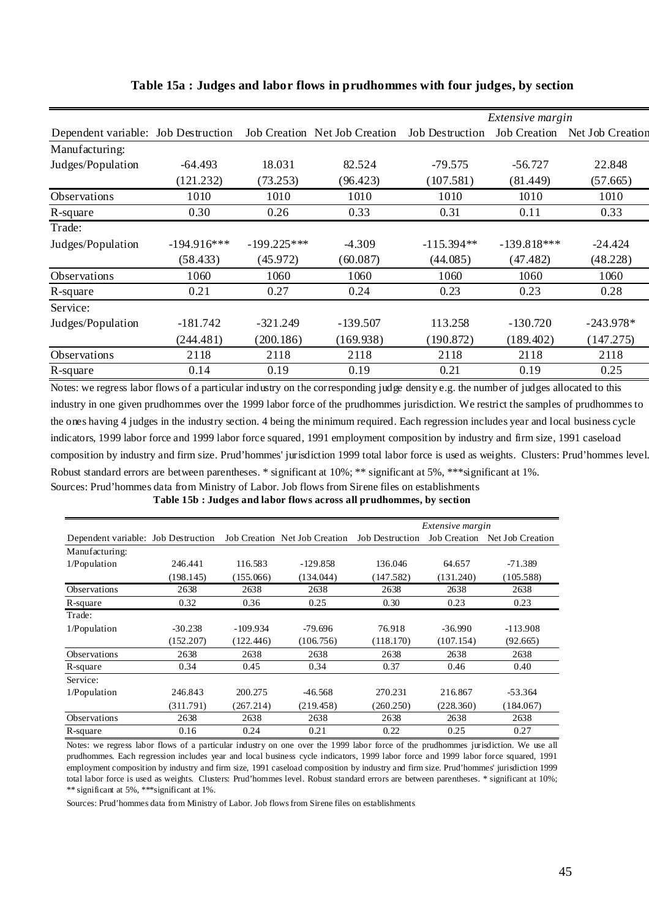**Table 15a : Judges and labor flows in prudhommes with four judges, by section**

| | | | | *Extensive margin* | | |
|---|---|---|---|---|---|---|
| Dependent variable: | Job Destruction | Job Creation | Net Job Creation | Job Destruction | Job Creation | Net Job Creation |
| Manufacturing: | | | | | | |
| Judges/Population | -64.493 | 18.031 | 82.524 | -79.575 | -56.727 | 22.848 |
| | (121.232) | (73.253) | (96.423) | (107.581) | (81.449) | (57.665) |
| Observations | 1010 | 1010 | 1010 | 1010 | 1010 | 1010 |
| R-square | 0.30 | 0.26 | 0.33 | 0.31 | 0.11 | 0.33 |
| Trade: | | | | | | |
| Judges/Population | -194.916*** | -199.225*** | -4.309 | -115.394** | -139.818*** | -24.424 |
| | (58.433) | (45.972) | (60.087) | (44.085) | (47.482) | (48.228) |
| Observations | 1060 | 1060 | 1060 | 1060 | 1060 | 1060 |
| R-square | 0.21 | 0.27 | 0.24 | 0.23 | 0.23 | 0.28 |
| Service: | | | | | | |
| Judges/Population | -181.742 | -321.249 | -139.507 | 113.258 | -130.720 | -243.978* |
| | (244.481) | (200.186) | (169.938) | (190.872) | (189.402) | (147.275) |
| Observations | 2118 | 2118 | 2118 | 2118 | 2118 | 2118 |
| R-square | 0.14 | 0.19 | 0.19 | 0.21 | 0.19 | 0.25 |

Notes: we regress labor flows of a particular industry on the corresponding judge density e.g. the number of judges allocated to this industry in one given prudhommes over the 1999 labor force of the prudhommes jurisdiction. We restrict the samples of prudhommes to the ones having 4 judges in the industry section. 4 being the minimum required. Each regression includes year and local business cycle indicators, 1999 labor force and 1999 labor force squared, 1991 employment composition by industry and firm size, 1991 caseload composition by industry and firm size. Prud'hommes' jurisdiction 1999 total labor force is used as weights. Clusters: Prud'hommes level. Robust standard errors are between parentheses. * significant at 10%; ** significant at 5%, ***significant at 1%.
Sources: Prud'hommes data from Ministry of Labor. Job flows from Sirene files on establishments

**Table 15b : Judges and labor flows across all prudhommes, by section**

| | | | | *Extensive margin* | | |
|---|---|---|---|---|---|---|
| Dependent variable: | Job Destruction | Job Creation | Net Job Creation | Job Destruction | Job Creation | Net Job Creation |
| Manufacturing: | | | | | | |
| 1/Population | 246.441 | 116.583 | -129.858 | 136.046 | 64.657 | -71.389 |
| | (198.145) | (155.066) | (134.044) | (147.582) | (131.240) | (105.588) |
| Observations | 2638 | 2638 | 2638 | 2638 | 2638 | 2638 |
| R-square | 0.32 | 0.36 | 0.25 | 0.30 | 0.23 | 0.23 |
| Trade: | | | | | | |
| 1/Population | -30.238 | -109.934 | -79.696 | 76.918 | -36.990 | -113.908 |
| | (152.207) | (122.446) | (106.756) | (118.170) | (107.154) | (92.665) |
| Observations | 2638 | 2638 | 2638 | 2638 | 2638 | 2638 |
| R-square | 0.34 | 0.45 | 0.34 | 0.37 | 0.46 | 0.40 |
| Service: | | | | | | |
| 1/Population | 246.843 | 200.275 | -46.568 | 270.231 | 216.867 | -53.364 |
| | (311.791) | (267.214) | (219.458) | (260.250) | (228.360) | (184.067) |
| Observations | 2638 | 2638 | 2638 | 2638 | 2638 | 2638 |
| R-square | 0.16 | 0.24 | 0.21 | 0.22 | 0.25 | 0.27 |

Notes: we regress labor flows of a particular industry on one over the 1999 labor force of the prudhommes jurisdiction. We use all prudhommes. Each regression includes year and local business cycle indicators, 1999 labor force and 1999 labor force squared, 1991 employment composition by industry and firm size, 1991 caseload composition by industry and firm size. Prud'hommes' jurisdiction 1999 total labor force is used as weights. Clusters: Prud'hommes level. Robust standard errors are between parentheses. * significant at 10%; ** significant at 5%, ***significant at 1%.

Sources: Prud'hommes data from Ministry of Labor. Job flows from Sirene files on establishments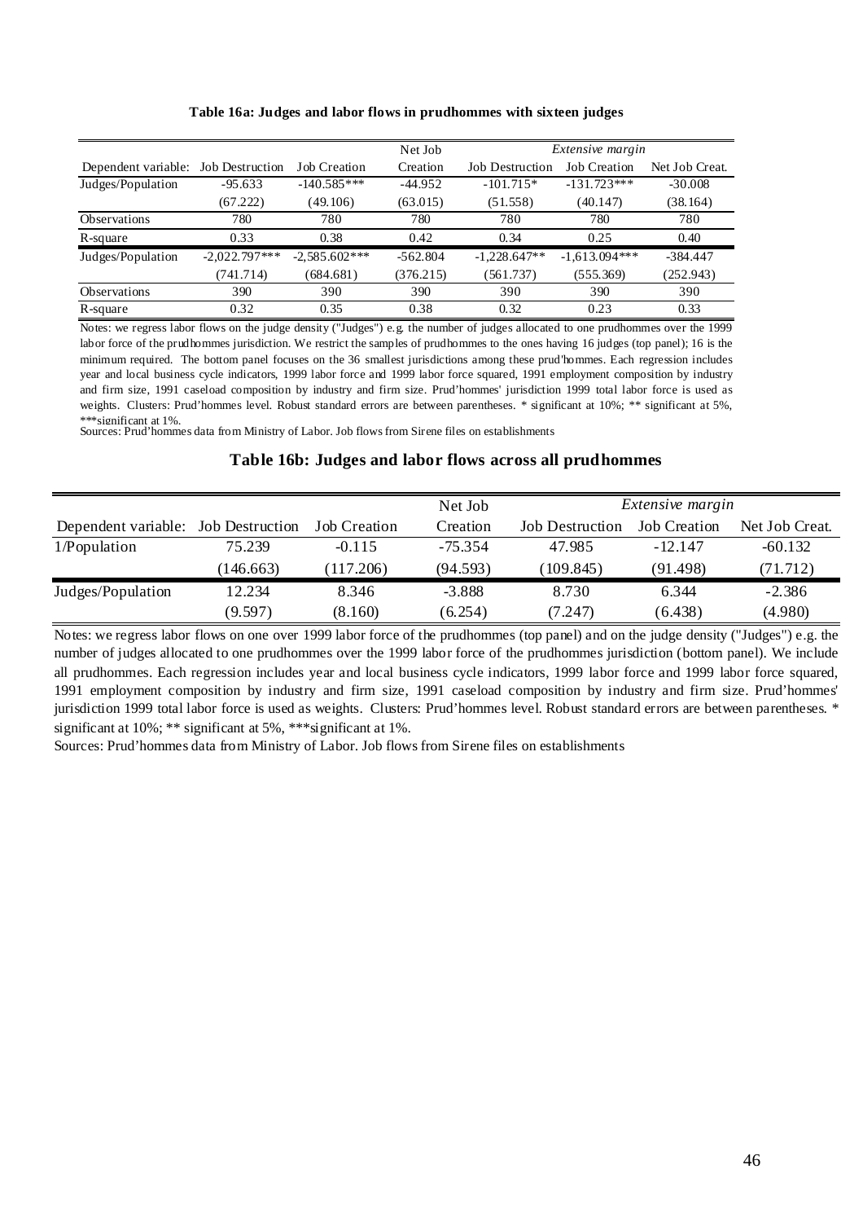**Table 16a: Judges and labor flows in prudhommes with sixteen judges**

| | | | Net Job | *Extensive margin* | | |
|---|---|---|---|---|---|---|
| Dependent variable: | Job Destruction | Job Creation | Creation | Job Destruction | Job Creation | Net Job Creat. |
| Judges/Population | -95.633 | -140.585*** | -44.952 | -101.715* | -131.723*** | -30.008 |
| | (67.222) | (49.106) | (63.015) | (51.558) | (40.147) | (38.164) |
| Observations | 780 | 780 | 780 | 780 | 780 | 780 |
| R-square | 0.33 | 0.38 | 0.42 | 0.34 | 0.25 | 0.40 |
| Judges/Population | -2,022.797*** | -2,585.602*** | -562.804 | -1,228.647** | -1,613.094*** | -384.447 |
| | (741.714) | (684.681) | (376.215) | (561.737) | (555.369) | (252.943) |
| Observations | 390 | 390 | 390 | 390 | 390 | 390 |
| R-square | 0.32 | 0.35 | 0.38 | 0.32 | 0.23 | 0.33 |

Notes: we regress labor flows on the judge density ("Judges") e.g. the number of judges allocated to one prudhommes over the 1999 labor force of the prudhommes jurisdiction. We restrict the samples of prudhommes to the ones having 16 judges (top panel); 16 is the minimum required. The bottom panel focuses on the 36 smallest jurisdictions among these prud'hommes. Each regression includes year and local business cycle indicators, 1999 labor force and 1999 labor force squared, 1991 employment composition by industry and firm size, 1991 caseload composition by industry and firm size. Prud'hommes' jurisdiction 1999 total labor force is used as weights. Clusters: Prud'hommes level. Robust standard errors are between parentheses. * significant at 10%; ** significant at 5%, ***significant at 1%.
Sources: Prud'hommes data from Ministry of Labor. Job flows from Sirene files on establishments

**Table 16b: Judges and labor flows across all prudhommes**

| | | | Net Job | *Extensive margin* | | |
|---|---|---|---|---|---|---|
| Dependent variable: | Job Destruction | Job Creation | Creation | Job Destruction | Job Creation | Net Job Creat. |
| 1/Population | 75.239 | -0.115 | -75.354 | 47.985 | -12.147 | -60.132 |
| | (146.663) | (117.206) | (94.593) | (109.845) | (91.498) | (71.712) |
| Judges/Population | 12.234 | 8.346 | -3.888 | 8.730 | 6.344 | -2.386 |
| | (9.597) | (8.160) | (6.254) | (7.247) | (6.438) | (4.980) |

Notes: we regress labor flows on one over 1999 labor force of the prudhommes (top panel) and on the judge density ("Judges") e.g. the number of judges allocated to one prudhommes over the 1999 labor force of the prudhommes jurisdiction (bottom panel). We include all prudhommes. Each regression includes year and local business cycle indicators, 1999 labor force and 1999 labor force squared, 1991 employment composition by industry and firm size, 1991 caseload composition by industry and firm size. Prud'hommes' jurisdiction 1999 total labor force is used as weights. Clusters: Prud'hommes level. Robust standard errors are between parentheses. * significant at 10%; ** significant at 5%, ***significant at 1%.
Sources: Prud'hommes data from Ministry of Labor. Job flows from Sirene files on establishments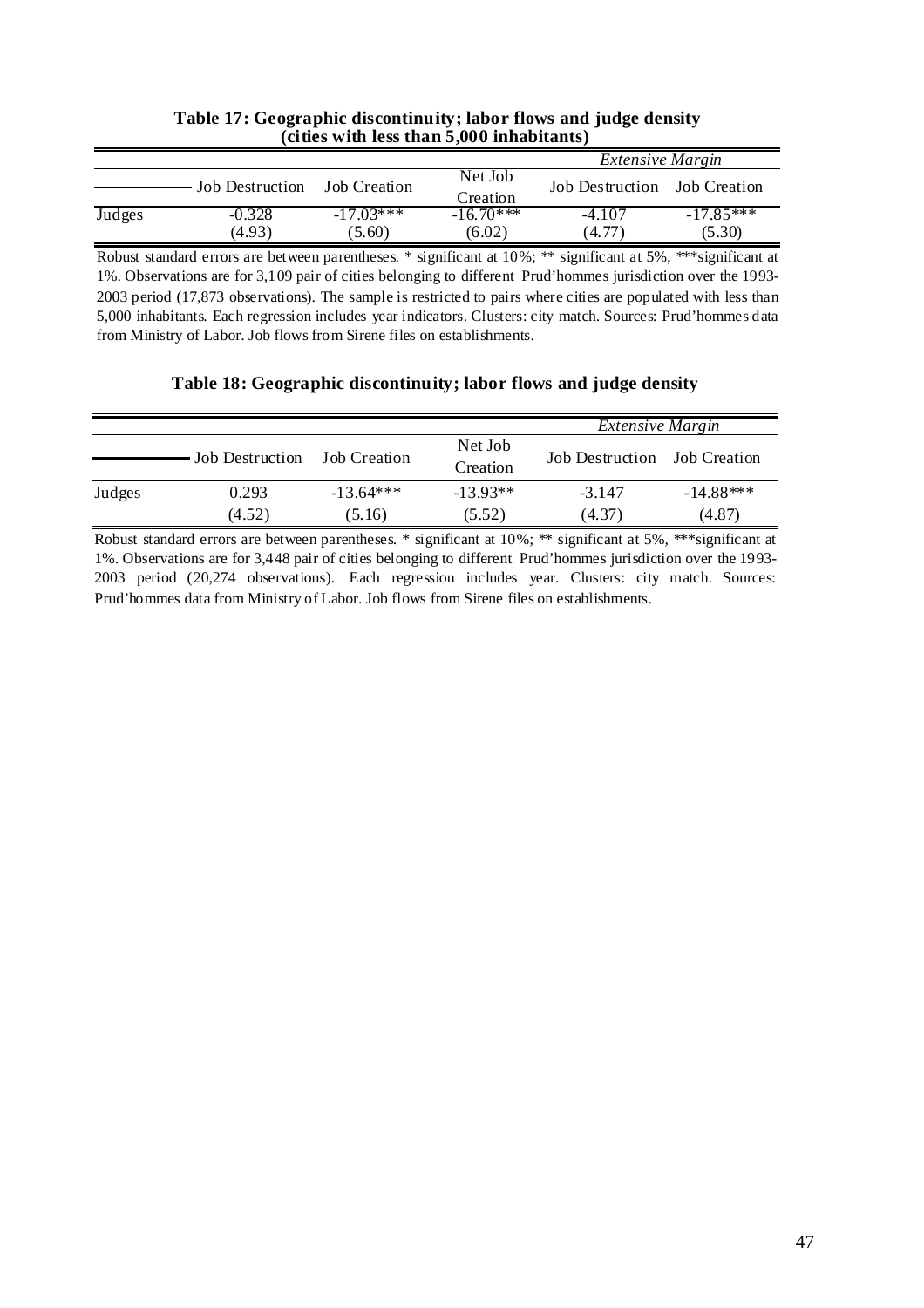**Table 17: Geographic discontinuity; labor flows and judge density (cities with less than 5,000 inhabitants)**

| | Job Destruction | Job Creation | Net Job Creation | *Extensive Margin* Job Destruction | *Extensive Margin* Job Creation |
|---|---|---|---|---|---|
| Judges | -0.328 | -17.03*** | -16.70*** | -4.107 | -17.85*** |
| | (4.93) | (5.60) | (6.02) | (4.77) | (5.30) |

Robust standard errors are between parentheses. * significant at 10%; ** significant at 5%, ***significant at 1%. Observations are for 3,109 pair of cities belonging to different Prud'hommes jurisdiction over the 1993-2003 period (17,873 observations). The sample is restricted to pairs where cities are populated with less than 5,000 inhabitants. Each regression includes year indicators. Clusters: city match. Sources: Prud'hommes data from Ministry of Labor. Job flows from Sirene files on establishments.

**Table 18: Geographic discontinuity; labor flows and judge density**

| | Job Destruction | Job Creation | Net Job Creation | *Extensive Margin* Job Destruction | *Extensive Margin* Job Creation |
|---|---|---|---|---|---|
| Judges | 0.293 | -13.64*** | -13.93** | -3.147 | -14.88*** |
| | (4.52) | (5.16) | (5.52) | (4.37) | (4.87) |

Robust standard errors are between parentheses. * significant at 10%; ** significant at 5%, ***significant at 1%. Observations are for 3,448 pair of cities belonging to different Prud'hommes jurisdiction over the 1993-2003 period (20,274 observations). Each regression includes year. Clusters: city match. Sources: Prud'hommes data from Ministry of Labor. Job flows from Sirene files on establishments.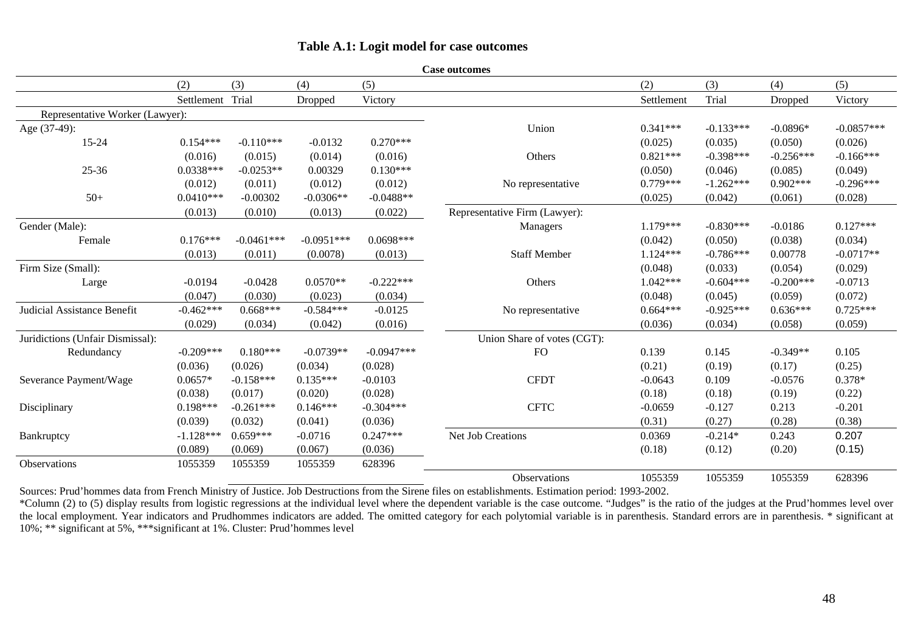### Table A.1: Logit model for case outcomes

**Case outcomes**

| | (2) | (3) | (4) | (5) |
|---|---|---|---|---|
| | Settlement | Trial | Dropped | Victory |
| Representative Worker (Lawyer): | | | | |
| Age (37-49): | | | | |
| 15-24 | 0.154*** | -0.110*** | -0.0132 | 0.270*** |
| | (0.016) | (0.015) | (0.014) | (0.016) |
| 25-36 | 0.0338*** | -0.0253** | 0.00329 | 0.130*** |
| | (0.012) | (0.011) | (0.012) | (0.012) |
| 50+ | 0.0410*** | -0.00302 | -0.0306** | -0.0488** |
| | (0.013) | (0.010) | (0.013) | (0.022) |
| Gender (Male): | | | | |
| Female | 0.176*** | -0.0461*** | -0.0951*** | 0.0698*** |
| | (0.013) | (0.011) | (0.0078) | (0.013) |
| Firm Size (Small): | | | | |
| Large | -0.0194 | -0.0428 | 0.0570** | -0.222*** |
| | (0.047) | (0.030) | (0.023) | (0.034) |
| Judicial Assistance Benefit | -0.462*** | 0.668*** | -0.584*** | -0.0125 |
| | (0.029) | (0.034) | (0.042) | (0.016) |
| Juridictions (Unfair Dismissal): | | | | |
| Redundancy | -0.209*** | 0.180*** | -0.0739** | -0.0947*** |
| | (0.036) | (0.026) | (0.034) | (0.028) |
| Severance Payment/Wage | 0.0657* | -0.158*** | 0.135*** | -0.0103 |
| | (0.038) | (0.017) | (0.020) | (0.028) |
| Disciplinary | 0.198*** | -0.261*** | 0.146*** | -0.304*** |
| | (0.039) | (0.032) | (0.041) | (0.036) |
| Bankruptcy | -1.128*** | 0.659*** | -0.0716 | 0.247*** |
| | (0.089) | (0.069) | (0.067) | (0.036) |
| Union | 0.341*** | -0.133*** | -0.0896* | -0.0857*** |
| | (0.025) | (0.035) | (0.050) | (0.026) |
| Others | 0.821*** | -0.398*** | -0.256*** | -0.166*** |
| | (0.050) | (0.046) | (0.085) | (0.049) |
| No representative | 0.779*** | -1.262*** | 0.902*** | -0.296*** |
| | (0.025) | (0.042) | (0.061) | (0.028) |
| Representative Firm (Lawyer): | | | | |
| Managers | 1.179*** | -0.830*** | -0.0186 | 0.127*** |
| | (0.042) | (0.050) | (0.038) | (0.034) |
| Staff Member | 1.124*** | -0.786*** | 0.00778 | -0.0717** |
| | (0.048) | (0.033) | (0.054) | (0.029) |
| Others | 1.042*** | -0.604*** | -0.200*** | -0.0713 |
| | (0.048) | (0.045) | (0.059) | (0.072) |
| No representative | 0.664*** | -0.925*** | 0.636*** | 0.725*** |
| | (0.036) | (0.034) | (0.058) | (0.059) |
| Union Share of votes (CGT): | | | | |
| FO | 0.139 | 0.145 | -0.349** | 0.105 |
| | (0.21) | (0.19) | (0.17) | (0.25) |
| CFDT | -0.0643 | 0.109 | -0.0576 | 0.378* |
| | (0.18) | (0.18) | (0.19) | (0.22) |
| CFTC | -0.0659 | -0.127 | 0.213 | -0.201 |
| | (0.31) | (0.27) | (0.28) | (0.38) |
| Net Job Creations | 0.0369 | -0.214* | 0.243 | 0.207 |
| | (0.18) | (0.12) | (0.20) | (0.15) |
| Observations | 1055359 | 1055359 | 1055359 | 628396 |

Sources: Prud'hommes data from French Ministry of Justice. Job Destructions from the Sirene files on establishments. Estimation period: 1993-2002.

*Column (2) to (5) display results from logistic regressions at the individual level where the dependent variable is the case outcome. "Judges" is the ratio of the judges at the Prud'hommes level over the local employment. Year indicators and Prudhommes indicators are added. The omitted category for each polytomial variable is in parenthesis. Standard errors are in parenthesis. * significant at 10%; ** significant at 5%, ***significant at 1%. Cluster: Prud'hommes level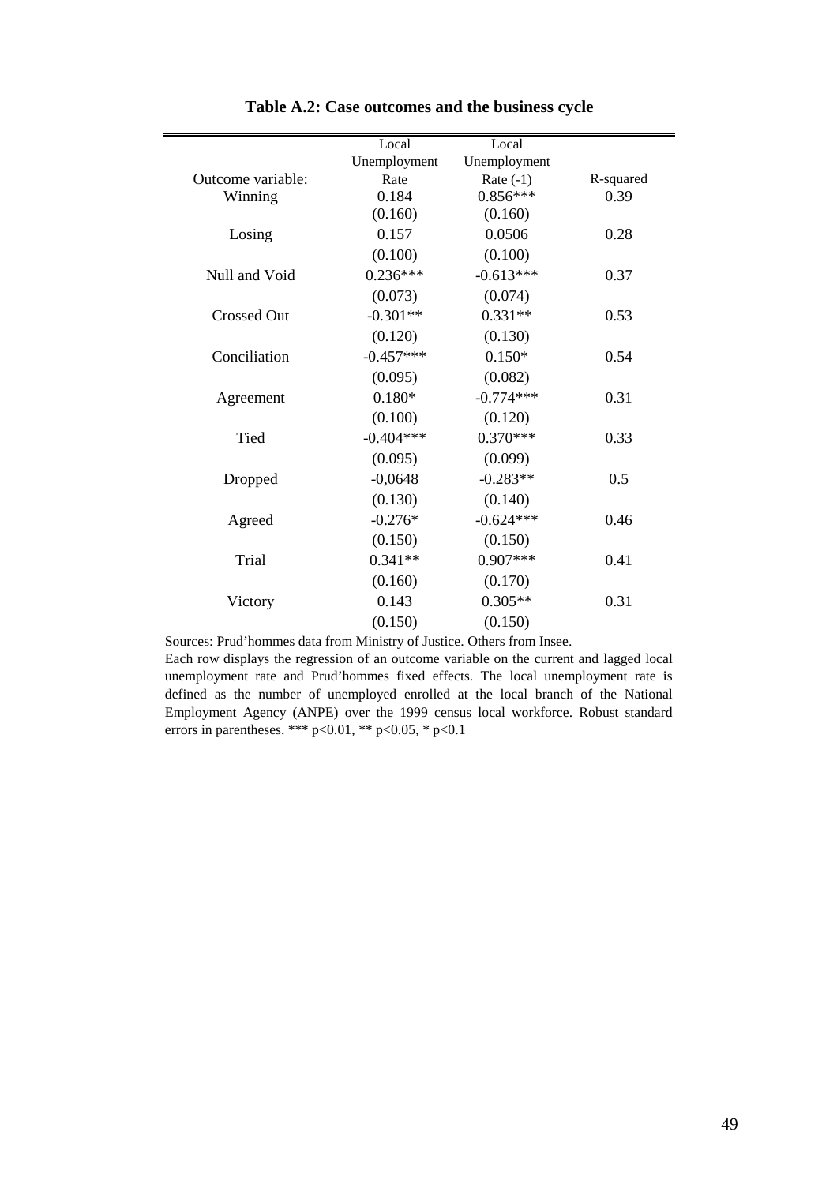**Table A.2: Case outcomes and the business cycle**

| Outcome variable: | Local Unemployment Rate | Local Unemployment Rate (-1) | R-squared |
|---|---|---|---|
| Winning | 0.184 | 0.856*** | 0.39 |
| | (0.160) | (0.160) | |
| Losing | 0.157 | 0.0506 | 0.28 |
| | (0.100) | (0.100) | |
| Null and Void | 0.236*** | -0.613*** | 0.37 |
| | (0.073) | (0.074) | |
| Crossed Out | -0.301** | 0.331** | 0.53 |
| | (0.120) | (0.130) | |
| Conciliation | -0.457*** | 0.150* | 0.54 |
| | (0.095) | (0.082) | |
| Agreement | 0.180* | -0.774*** | 0.31 |
| | (0.100) | (0.120) | |
| Tied | -0.404*** | 0.370*** | 0.33 |
| | (0.095) | (0.099) | |
| Dropped | -0,0648 | -0.283** | 0.5 |
| | (0.130) | (0.140) | |
| Agreed | -0.276* | -0.624*** | 0.46 |
| | (0.150) | (0.150) | |
| Trial | 0.341** | 0.907*** | 0.41 |
| | (0.160) | (0.170) | |
| Victory | 0.143 | 0.305** | 0.31 |
| | (0.150) | (0.150) | |

Sources: Prud'hommes data from Ministry of Justice. Others from Insee.

Each row displays the regression of an outcome variable on the current and lagged local unemployment rate and Prud'hommes fixed effects. The local unemployment rate is defined as the number of unemployed enrolled at the local branch of the National Employment Agency (ANPE) over the 1999 census local workforce. Robust standard errors in parentheses. *** p<0.01, ** p<0.05, * p<0.1